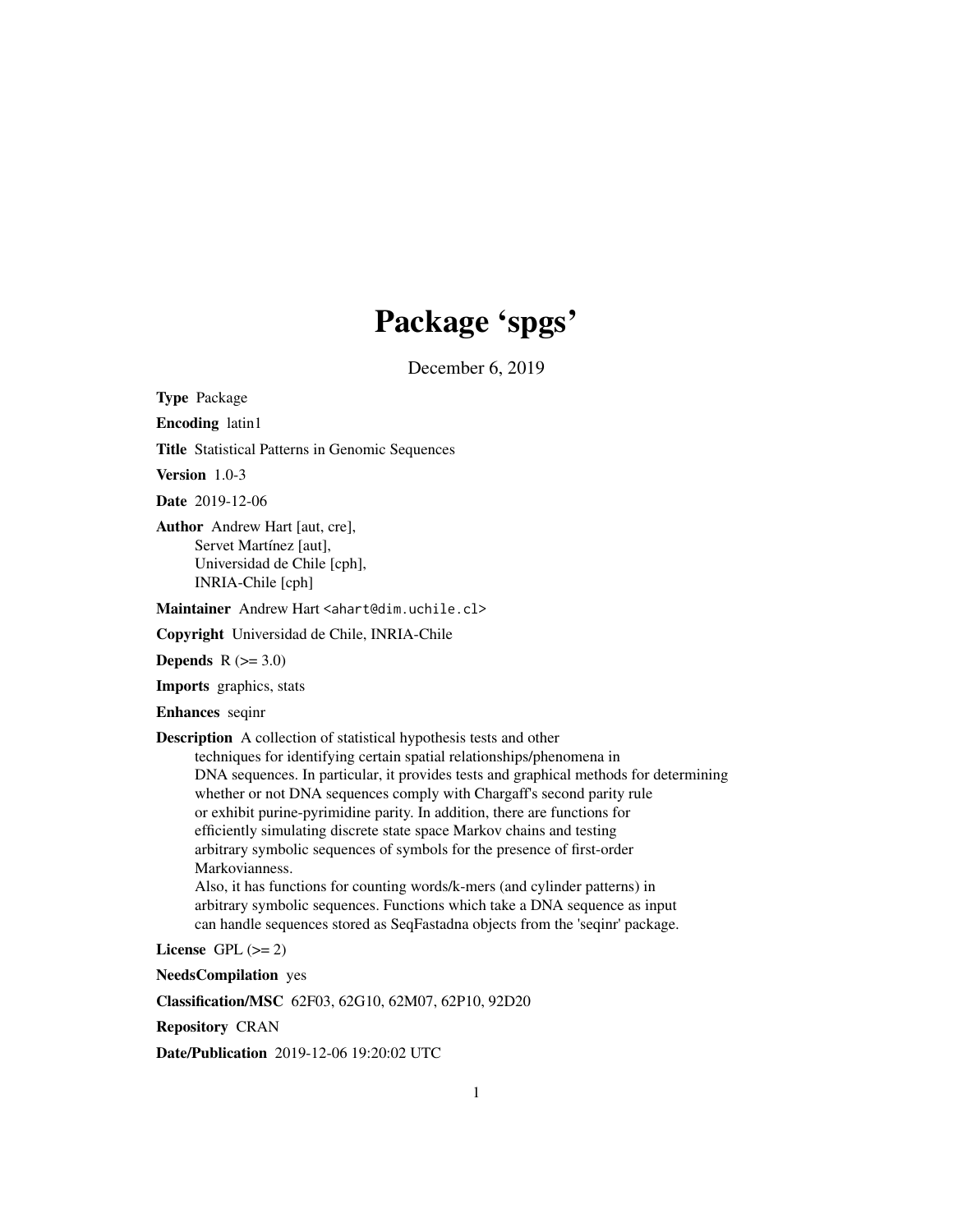# Package 'spgs'

December 6, 2019

**Type** Package

**Encoding** latin1

**Title** Statistical Patterns in Genomic Sequences

**Version** 1.0-3

**Date** 2019-12-06

**Author** Andrew Hart [aut, cre],
Servet Martínez [aut],
Universidad de Chile [cph],
INRIA-Chile [cph]

**Maintainer** Andrew Hart <ahart@dim.uchile.cl>

**Copyright** Universidad de Chile, INRIA-Chile

**Depends** R (>= 3.0)

**Imports** graphics, stats

**Enhances** seqinr

**Description** A collection of statistical hypothesis tests and other techniques for identifying certain spatial relationships/phenomena in DNA sequences. In particular, it provides tests and graphical methods for determining whether or not DNA sequences comply with Chargaff's second parity rule or exhibit purine-pyrimidine parity. In addition, there are functions for efficiently simulating discrete state space Markov chains and testing arbitrary symbolic sequences of symbols for the presence of first-order Markovianness.
Also, it has functions for counting words/k-mers (and cylinder patterns) in arbitrary symbolic sequences. Functions which take a DNA sequence as input can handle sequences stored as SeqFastadna objects from the 'seqinr' package.

**License** GPL (>= 2)

**NeedsCompilation** yes

**Classification/MSC** 62F03, 62G10, 62M07, 62P10, 92D20

**Repository** CRAN

**Date/Publication** 2019-12-06 19:20:02 UTC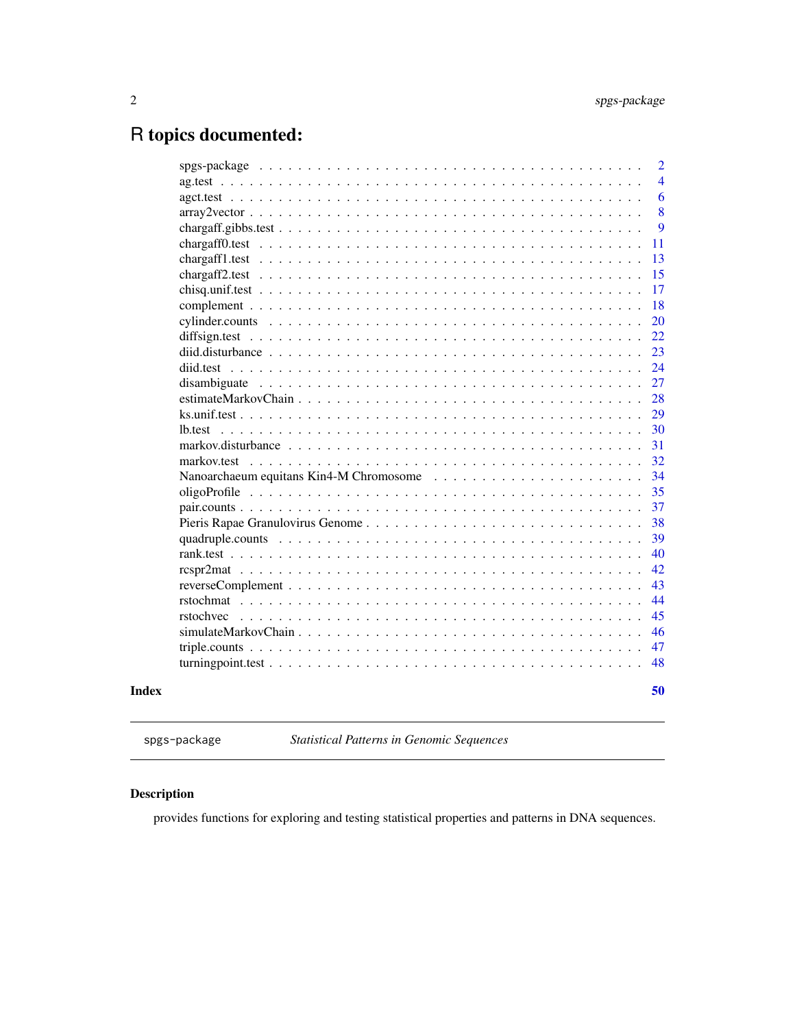# R topics documented:

| | |
|---|---|
| spgs-package | 2 |
| ag.test | 4 |
| agct.test | 6 |
| array2vector | 8 |
| chargaff.gibbs.test | 9 |
| chargaff0.test | 11 |
| chargaff1.test | 13 |
| chargaff2.test | 15 |
| chisq.unif.test | 17 |
| complement | 18 |
| cylinder.counts | 20 |
| diffsign.test | 22 |
| diid.disturbance | 23 |
| diid.test | 24 |
| disambiguate | 27 |
| estimateMarkovChain | 28 |
| ks.unif.test | 29 |
| lb.test | 30 |
| markov.disturbance | 31 |
| markov.test | 32 |
| Nanoarchaeum equitans Kin4-M Chromosome | 34 |
| oligoProfile | 35 |
| pair.counts | 37 |
| Pieris Rapae Granulovirus Genome | 38 |
| quadruple.counts | 39 |
| rank.test | 40 |
| rcspr2mat | 42 |
| reverseComplement | 43 |
| rstochmat | 44 |
| rstochvec | 45 |
| simulateMarkovChain | 46 |
| triple.counts | 47 |
| turningpoint.test | 48 |

**Index** **50**

---

spgs-package *Statistical Patterns in Genomic Sequences*

---

## Description

provides functions for exploring and testing statistical properties and patterns in DNA sequences.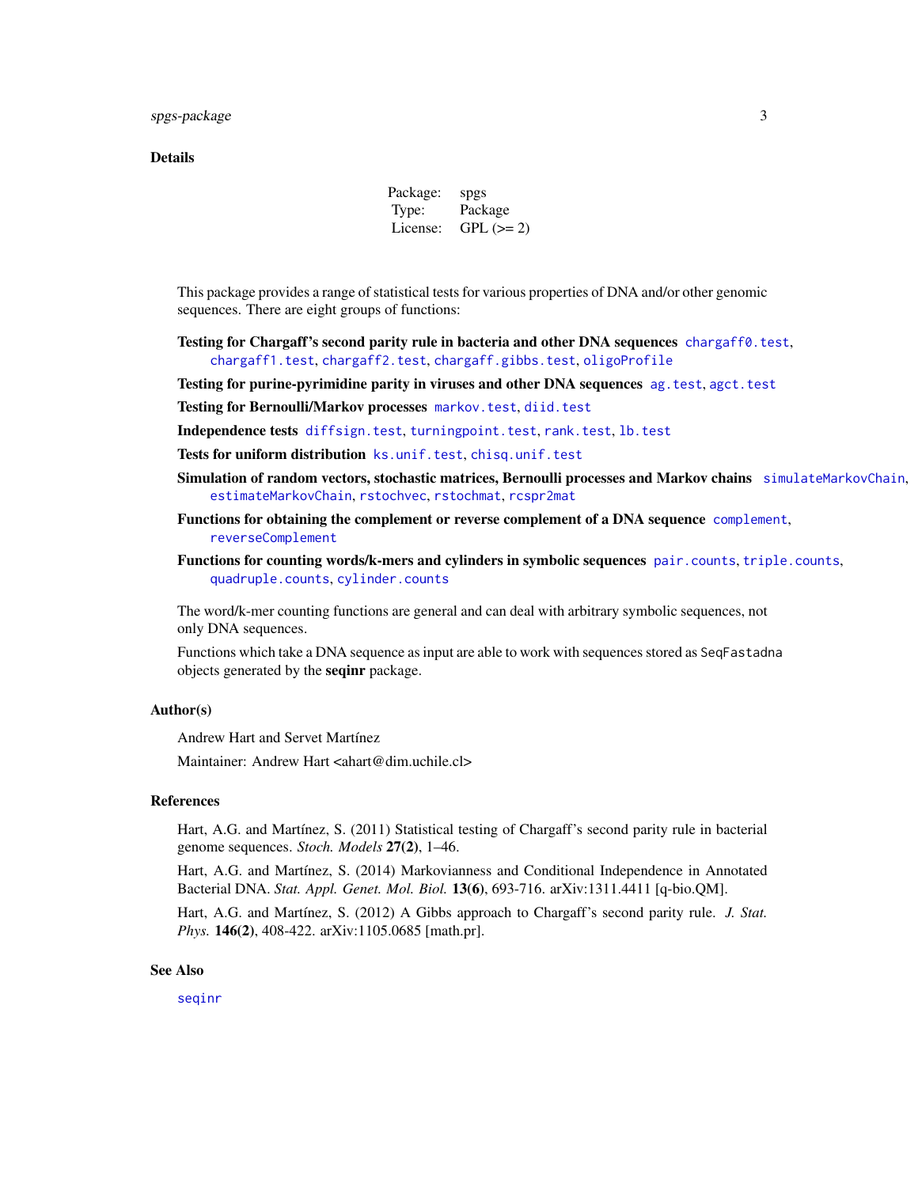## Details

| Package: | spgs |
|---|---|
| Type: | Package |
| License: | GPL (>= 2) |

This package provides a range of statistical tests for various properties of DNA and/or other genomic sequences. There are eight groups of functions:

**Testing for Chargaff's second parity rule in bacteria and other DNA sequences** `chargaff0.test`, `chargaff1.test`, `chargaff2.test`, `chargaff.gibbs.test`, `oligoProfile`

**Testing for purine-pyrimidine parity in viruses and other DNA sequences** `ag.test`, `agct.test`

**Testing for Bernoulli/Markov processes** `markov.test`, `diid.test`

**Independence tests** `diffsign.test`, `turningpoint.test`, `rank.test`, `lb.test`

**Tests for uniform distribution** `ks.unif.test`, `chisq.unif.test`

**Simulation of random vectors, stochastic matrices, Bernoulli processes and Markov chains** `simulateMarkovChain`, `estimateMarkovChain`, `rstochvec`, `rstochmat`, `rcspr2mat`

**Functions for obtaining the complement or reverse complement of a DNA sequence** `complement`, `reverseComplement`

**Functions for counting words/k-mers and cylinders in symbolic sequences** `pair.counts`, `triple.counts`, `quadruple.counts`, `cylinder.counts`

The word/k-mer counting functions are general and can deal with arbitrary symbolic sequences, not only DNA sequences.

Functions which take a DNA sequence as input are able to work with sequences stored as `SeqFastadna` objects generated by the **seqinr** package.

## Author(s)

Andrew Hart and Servet Martínez

Maintainer: Andrew Hart <ahart@dim.uchile.cl>

## References

Hart, A.G. and Martínez, S. (2011) Statistical testing of Chargaff's second parity rule in bacterial genome sequences. *Stoch. Models* **27(2)**, 1–46.

Hart, A.G. and Martínez, S. (2014) Markovianness and Conditional Independence in Annotated Bacterial DNA. *Stat. Appl. Genet. Mol. Biol.* **13(6)**, 693-716. arXiv:1311.4411 [q-bio.QM].

Hart, A.G. and Martínez, S. (2012) A Gibbs approach to Chargaff's second parity rule. *J. Stat. Phys.* **146(2)**, 408-422. arXiv:1105.0685 [math.pr].

## See Also

`seqinr`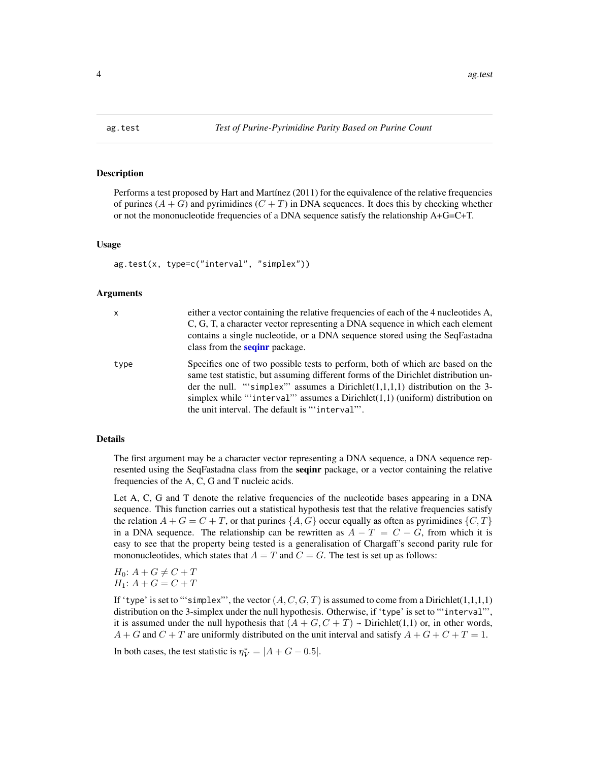# ag.test *Test of Purine-Pyrimidine Parity Based on Purine Count*

## Description

Performs a test proposed by Hart and Martínez (2011) for the equivalence of the relative frequencies of purines ($A + G$) and pyrimidines ($C + T$) in DNA sequences. It does this by checking whether or not the mononucleotide frequencies of a DNA sequence satisfy the relationship A+G=C+T.

## Usage

```
ag.test(x, type=c("interval", "simplex"))
```

## Arguments

| | |
|---|---|
| x | either a vector containing the relative frequencies of each of the 4 nucleotides A, C, G, T, a character vector representing a DNA sequence in which each element contains a single nucleotide, or a DNA sequence stored using the SeqFastadna class from the **seqinr** package. |
| type | Specifies one of two possible tests to perform, both of which are based on the same test statistic, but assuming different forms of the Dirichlet distribution under the null. "'simplex"' assumes a Dirichlet(1,1,1,1) distribution on the 3-simplex while "'interval"' assumes a Dirichlet(1,1) (uniform) distribution on the unit interval. The default is "'interval"'. |

## Details

The first argument may be a character vector representing a DNA sequence, a DNA sequence represented using the SeqFastadna class from the **seqinr** package, or a vector containing the relative frequencies of the A, C, G and T nucleic acids.

Let A, C, G and T denote the relative frequencies of the nucleotide bases appearing in a DNA sequence. This function carries out a statistical hypothesis test that the relative frequencies satisfy the relation $A + G = C + T$, or that purines $\{A, G\}$ occur equally as often as pyrimidines $\{C, T\}$ in a DNA sequence. The relationship can be rewritten as $A - T = C - G$, from which it is easy to see that the property being tested is a generalisation of Chargaff's second parity rule for mononucleotides, which states that $A = T$ and $C = G$. The test is set up as follows:

$H_0$: $A + G \neq C + T$
$H_1$: $A + G = C + T$

If 'type' is set to "'simplex"', the vector $(A, C, G, T)$ is assumed to come from a Dirichlet(1,1,1,1) distribution on the 3-simplex under the null hypothesis. Otherwise, if 'type' is set to "'interval"', it is assumed under the null hypothesis that $(A + G, C + T)$ ~ Dirichlet(1,1) or, in other words, $A + G$ and $C + T$ are uniformly distributed on the unit interval and satisfy $A + G + C + T = 1$.

In both cases, the test statistic is $\eta_V^* = |A + G - 0.5|$.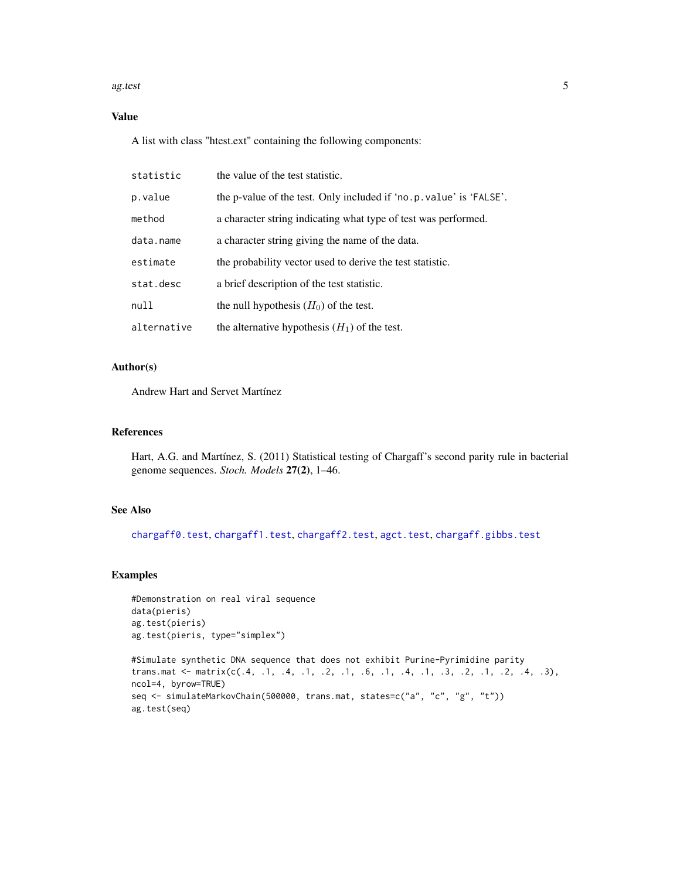## Value

A list with class "htest.ext" containing the following components:

| | |
|---|---|
| `statistic` | the value of the test statistic. |
| `p.value` | the p-value of the test. Only included if 'no.p.value' is 'FALSE'. |
| `method` | a character string indicating what type of test was performed. |
| `data.name` | a character string giving the name of the data. |
| `estimate` | the probability vector used to derive the test statistic. |
| `stat.desc` | a brief description of the test statistic. |
| `null` | the null hypothesis ($H_0$) of the test. |
| `alternative` | the alternative hypothesis ($H_1$) of the test. |

## Author(s)

Andrew Hart and Servet Martínez

## References

Hart, A.G. and Martínez, S. (2011) Statistical testing of Chargaff's second parity rule in bacterial genome sequences. *Stoch. Models* **27(2)**, 1–46.

## See Also

chargaff0.test, chargaff1.test, chargaff2.test, agct.test, chargaff.gibbs.test

## Examples

```
#Demonstration on real viral sequence
data(pieris)
ag.test(pieris)
ag.test(pieris, type="simplex")

#Simulate synthetic DNA sequence that does not exhibit Purine-Pyrimidine parity
trans.mat <- matrix(c(.4, .1, .4, .1, .2, .1, .6, .1, .4, .1, .3, .2, .1, .2, .4, .3),
ncol=4, byrow=TRUE)
seq <- simulateMarkovChain(500000, trans.mat, states=c("a", "c", "g", "t"))
ag.test(seq)
```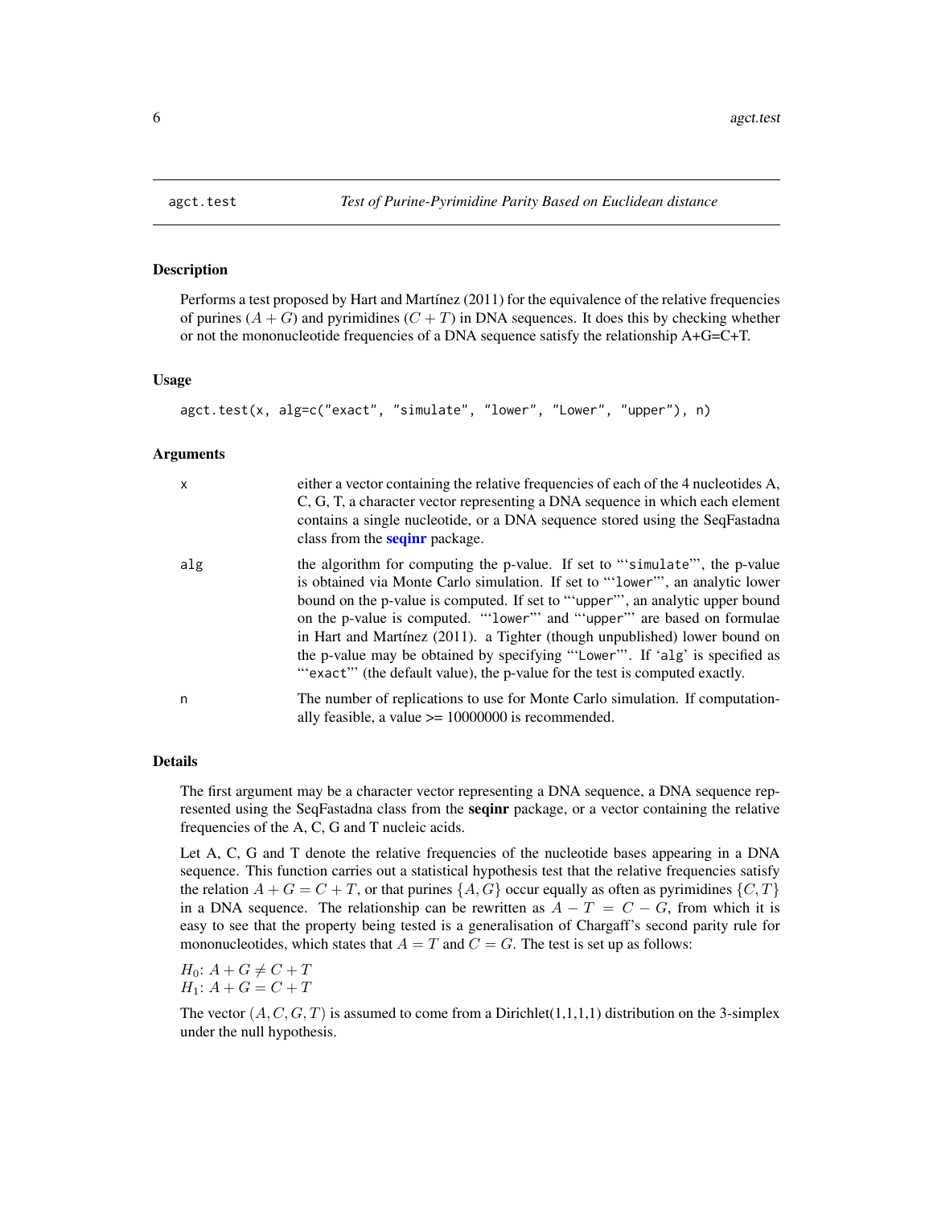agct.test — *Test of Purine-Pyrimidine Parity Based on Euclidean distance*

## Description

Performs a test proposed by Hart and Martínez (2011) for the equivalence of the relative frequencies of purines ($A+G$) and pyrimidines ($C+T$) in DNA sequences. It does this by checking whether or not the mononucleotide frequencies of a DNA sequence satisfy the relationship A+G=C+T.

## Usage

```
agct.test(x, alg=c("exact", "simulate", "lower", "Lower", "upper"), n)
```

## Arguments

| | |
|---|---|
| `x` | either a vector containing the relative frequencies of each of the 4 nucleotides A, C, G, T, a character vector representing a DNA sequence in which each element contains a single nucleotide, or a DNA sequence stored using the SeqFastadna class from the **seqinr** package. |
| `alg` | the algorithm for computing the p-value. If set to "'`simulate`"', the p-value is obtained via Monte Carlo simulation. If set to "'`lower`"', an analytic lower bound on the p-value is computed. If set to "'`upper`"', an analytic upper bound on the p-value is computed. "'`lower`"' and "'`upper`"' are based on formulae in Hart and Martínez (2011). a Tighter (though unpublished) lower bound on the p-value may be obtained by specifying "'`Lower`"'. If '`alg`' is specified as "'`exact`"' (the default value), the p-value for the test is computed exactly. |
| `n` | The number of replications to use for Monte Carlo simulation. If computationally feasible, a value >= 10000000 is recommended. |

## Details

The first argument may be a character vector representing a DNA sequence, a DNA sequence represented using the SeqFastadna class from the **seqinr** package, or a vector containing the relative frequencies of the A, C, G and T nucleic acids.

Let A, C, G and T denote the relative frequencies of the nucleotide bases appearing in a DNA sequence. This function carries out a statistical hypothesis test that the relative frequencies satisfy the relation $A+G = C+T$, or that purines $\{A, G\}$ occur equally as often as pyrimidines $\{C, T\}$ in a DNA sequence. The relationship can be rewritten as $A - T = C - G$, from which it is easy to see that the property being tested is a generalisation of Chargaff's second parity rule for mononucleotides, which states that $A = T$ and $C = G$. The test is set up as follows:

$H_0$: $A + G \neq C + T$
$H_1$: $A + G = C + T$

The vector $(A, C, G, T)$ is assumed to come from a Dirichlet(1,1,1,1) distribution on the 3-simplex under the null hypothesis.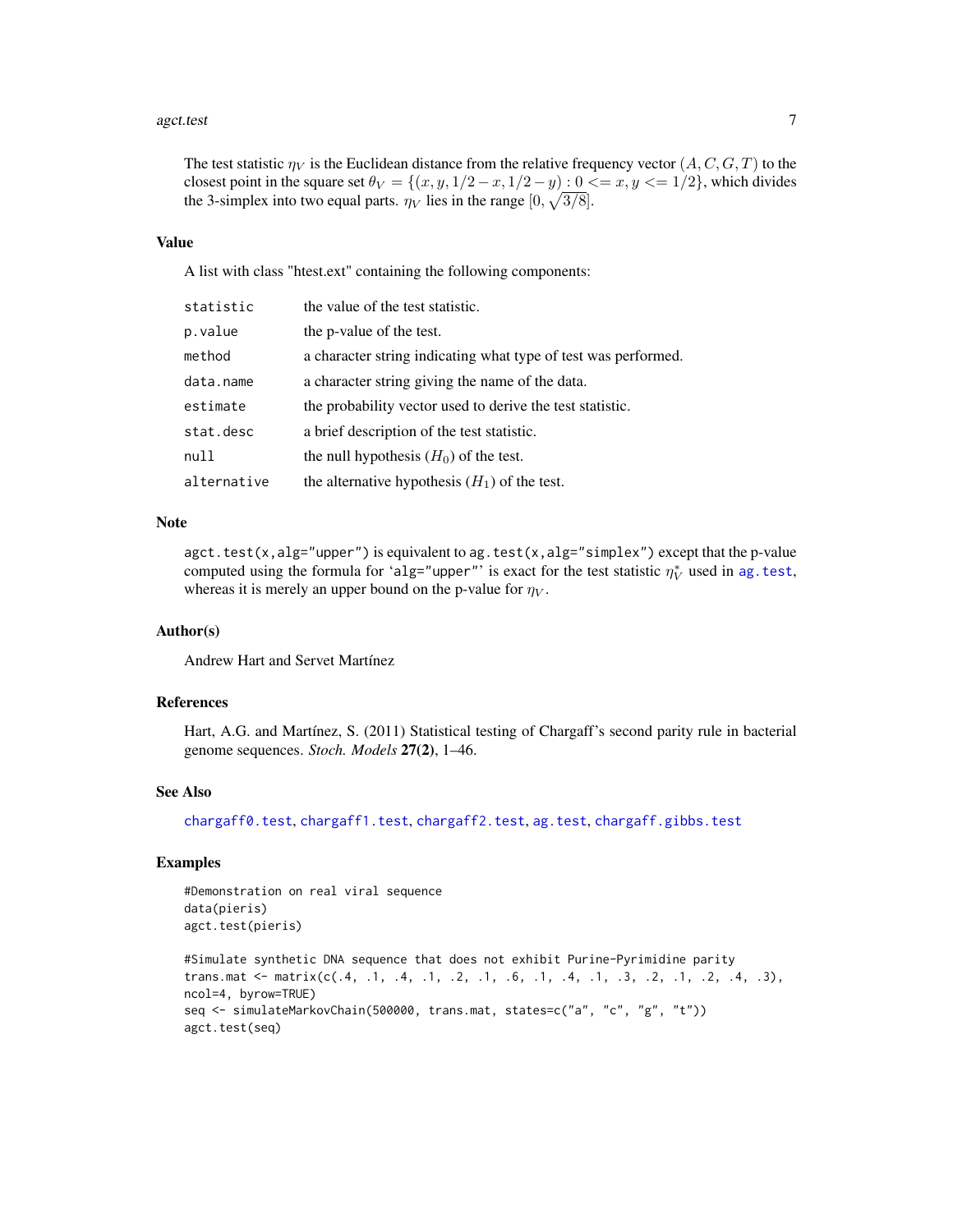The test statistic $\eta_V$ is the Euclidean distance from the relative frequency vector $(A, C, G, T)$ to the closest point in the square set $\theta_V = \{(x, y, 1/2 - x, 1/2 - y) : 0 <= x, y <= 1/2\}$, which divides the 3-simplex into two equal parts. $\eta_V$ lies in the range $[0, \sqrt{3/8}]$.

## Value

A list with class "htest.ext" containing the following components:

| | |
|---|---|
| `statistic` | the value of the test statistic. |
| `p.value` | the p-value of the test. |
| `method` | a character string indicating what type of test was performed. |
| `data.name` | a character string giving the name of the data. |
| `estimate` | the probability vector used to derive the test statistic. |
| `stat.desc` | a brief description of the test statistic. |
| `null` | the null hypothesis ($H_0$) of the test. |
| `alternative` | the alternative hypothesis ($H_1$) of the test. |

## Note

`agct.test(x,alg="upper")` is equivalent to `ag.test(x,alg="simplex")` except that the p-value computed using the formula for '`alg="upper"`' is exact for the test statistic $\eta_V^*$ used in `ag.test`, whereas it is merely an upper bound on the p-value for $\eta_V$.

## Author(s)

Andrew Hart and Servet Martínez

## References

Hart, A.G. and Martínez, S. (2011) Statistical testing of Chargaff's second parity rule in bacterial genome sequences. *Stoch. Models* **27(2)**, 1–46.

## See Also

`chargaff0.test`, `chargaff1.test`, `chargaff2.test`, `ag.test`, `chargaff.gibbs.test`

## Examples

```
#Demonstration on real viral sequence
data(pieris)
agct.test(pieris)

#Simulate synthetic DNA sequence that does not exhibit Purine-Pyrimidine parity
trans.mat <- matrix(c(.4, .1, .4, .1, .2, .1, .6, .1, .4, .1, .3, .2, .1, .2, .4, .3),
ncol=4, byrow=TRUE)
seq <- simulateMarkovChain(500000, trans.mat, states=c("a", "c", "g", "t"))
agct.test(seq)
```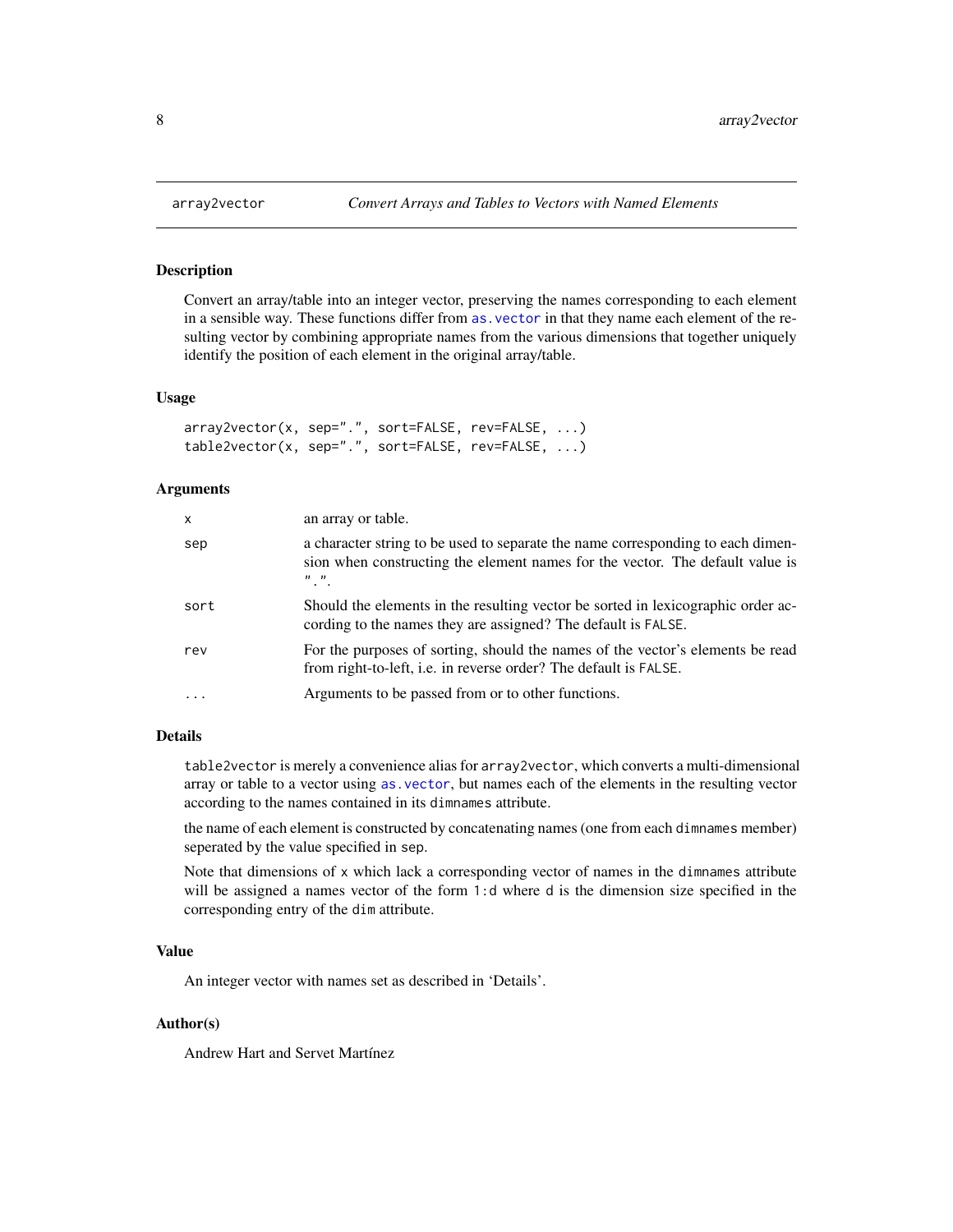array2vector *Convert Arrays and Tables to Vectors with Named Elements*

## Description

Convert an array/table into an integer vector, preserving the names corresponding to each element in a sensible way. These functions differ from `as.vector` in that they name each element of the resulting vector by combining appropriate names from the various dimensions that together uniquely identify the position of each element in the original array/table.

## Usage

```
array2vector(x, sep=".", sort=FALSE, rev=FALSE, ...)
table2vector(x, sep=".", sort=FALSE, rev=FALSE, ...)
```

## Arguments

| | |
|---|---|
| `x` | an array or table. |
| `sep` | a character string to be used to separate the name corresponding to each dimension when constructing the element names for the vector. The default value is ".". |
| `sort` | Should the elements in the resulting vector be sorted in lexicographic order according to the names they are assigned? The default is `FALSE`. |
| `rev` | For the purposes of sorting, should the names of the vector's elements be read from right-to-left, i.e. in reverse order? The default is `FALSE`. |
| `...` | Arguments to be passed from or to other functions. |

## Details

`table2vector` is merely a convenience alias for `array2vector`, which converts a multi-dimensional array or table to a vector using `as.vector`, but names each of the elements in the resulting vector according to the names contained in its `dimnames` attribute.

the name of each element is constructed by concatenating names (one from each `dimnames` member) seperated by the value specified in `sep`.

Note that dimensions of `x` which lack a corresponding vector of names in the `dimnames` attribute will be assigned a names vector of the form `1:d` where `d` is the dimension size specified in the corresponding entry of the `dim` attribute.

## Value

An integer vector with names set as described in 'Details'.

## Author(s)

Andrew Hart and Servet Martínez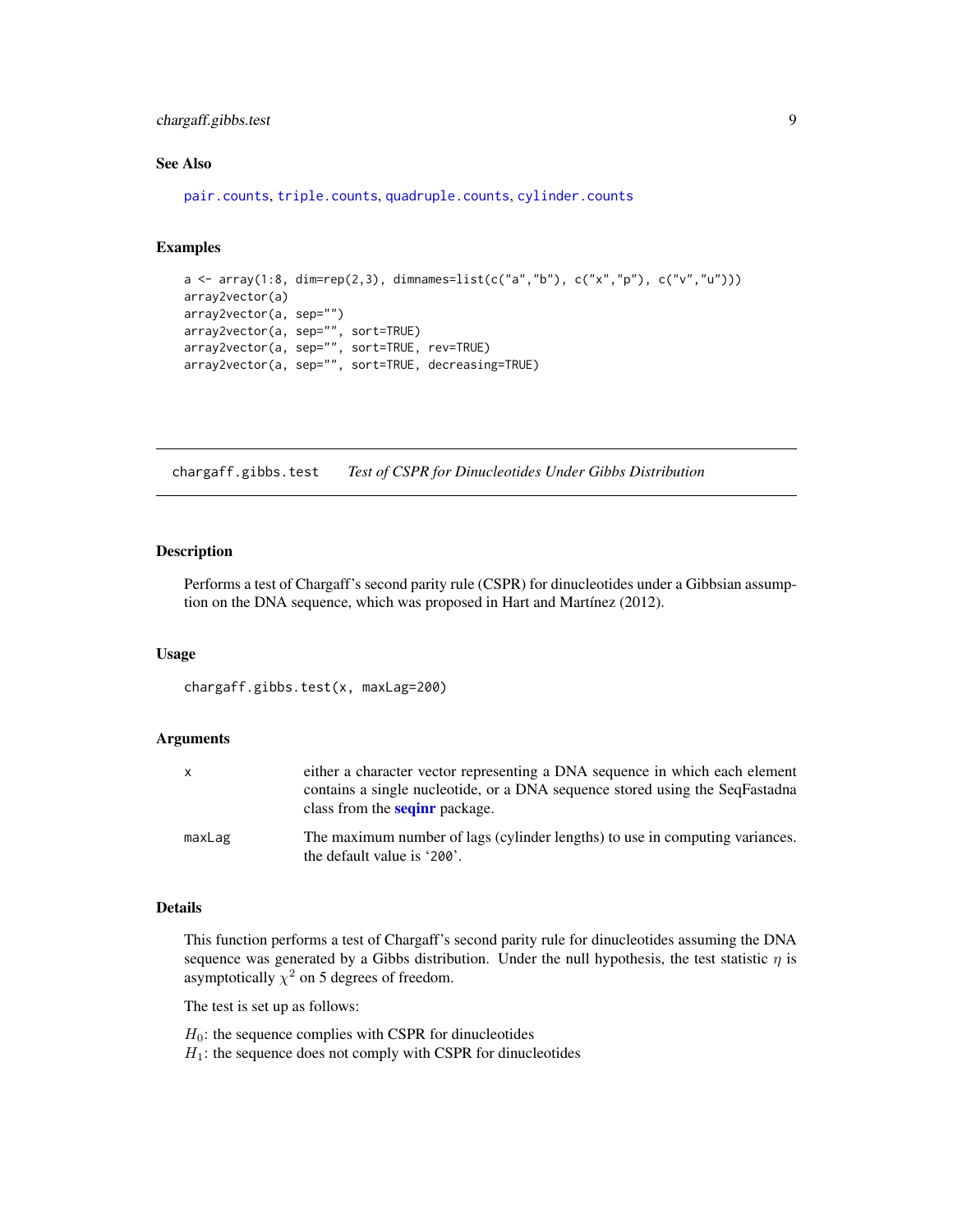### See Also

`pair.counts`, `triple.counts`, `quadruple.counts`, `cylinder.counts`

### Examples

```
a <- array(1:8, dim=rep(2,3), dimnames=list(c("a","b"), c("x","p"), c("v","u")))
array2vector(a)
array2vector(a, sep="")
array2vector(a, sep="", sort=TRUE)
array2vector(a, sep="", sort=TRUE, rev=TRUE)
array2vector(a, sep="", sort=TRUE, decreasing=TRUE)
```

---

## chargaff.gibbs.test *Test of CSPR for Dinucleotides Under Gibbs Distribution*

---

### Description

Performs a test of Chargaff's second parity rule (CSPR) for dinucleotides under a Gibbsian assumption on the DNA sequence, which was proposed in Hart and Martínez (2012).

### Usage

```
chargaff.gibbs.test(x, maxLag=200)
```

### Arguments

| | |
|---|---|
| x | either a character vector representing a DNA sequence in which each element contains a single nucleotide, or a DNA sequence stored using the SeqFastadna class from the **seqinr** package. |
| maxLag | The maximum number of lags (cylinder lengths) to use in computing variances. the default value is '200'. |

### Details

This function performs a test of Chargaff's second parity rule for dinucleotides assuming the DNA sequence was generated by a Gibbs distribution. Under the null hypothesis, the test statistic $\eta$ is asymptotically $\chi^2$ on 5 degrees of freedom.

The test is set up as follows:

$H_0$: the sequence complies with CSPR for dinucleotides
$H_1$: the sequence does not comply with CSPR for dinucleotides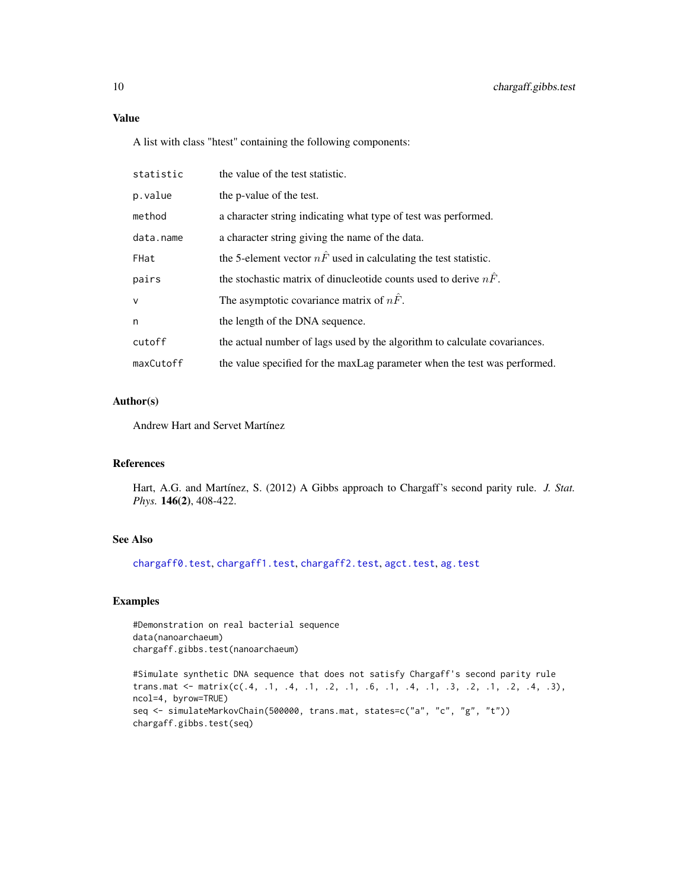### Value

A list with class "htest" containing the following components:

| | |
|---|---|
| `statistic` | the value of the test statistic. |
| `p.value` | the p-value of the test. |
| `method` | a character string indicating what type of test was performed. |
| `data.name` | a character string giving the name of the data. |
| `FHat` | the 5-element vector $n\hat{F}$ used in calculating the test statistic. |
| `pairs` | the stochastic matrix of dinucleotide counts used to derive $n\hat{F}$. |
| `v` | The asymptotic covariance matrix of $n\hat{F}$. |
| `n` | the length of the DNA sequence. |
| `cutoff` | the actual number of lags used by the algorithm to calculate covariances. |
| `maxCutoff` | the value specified for the maxLag parameter when the test was performed. |

### Author(s)

Andrew Hart and Servet Martínez

### References

Hart, A.G. and Martínez, S. (2012) A Gibbs approach to Chargaff's second parity rule. *J. Stat. Phys.* **146(2)**, 408-422.

### See Also

`chargaff0.test`, `chargaff1.test`, `chargaff2.test`, `agct.test`, `ag.test`

### Examples

```
#Demonstration on real bacterial sequence
data(nanoarchaeum)
chargaff.gibbs.test(nanoarchaeum)

#Simulate synthetic DNA sequence that does not satisfy Chargaff's second parity rule
trans.mat <- matrix(c(.4, .1, .4, .1, .2, .1, .6, .1, .4, .1, .3, .2, .1, .2, .4, .3),
ncol=4, byrow=TRUE)
seq <- simulateMarkovChain(500000, trans.mat, states=c("a", "c", "g", "t"))
chargaff.gibbs.test(seq)
```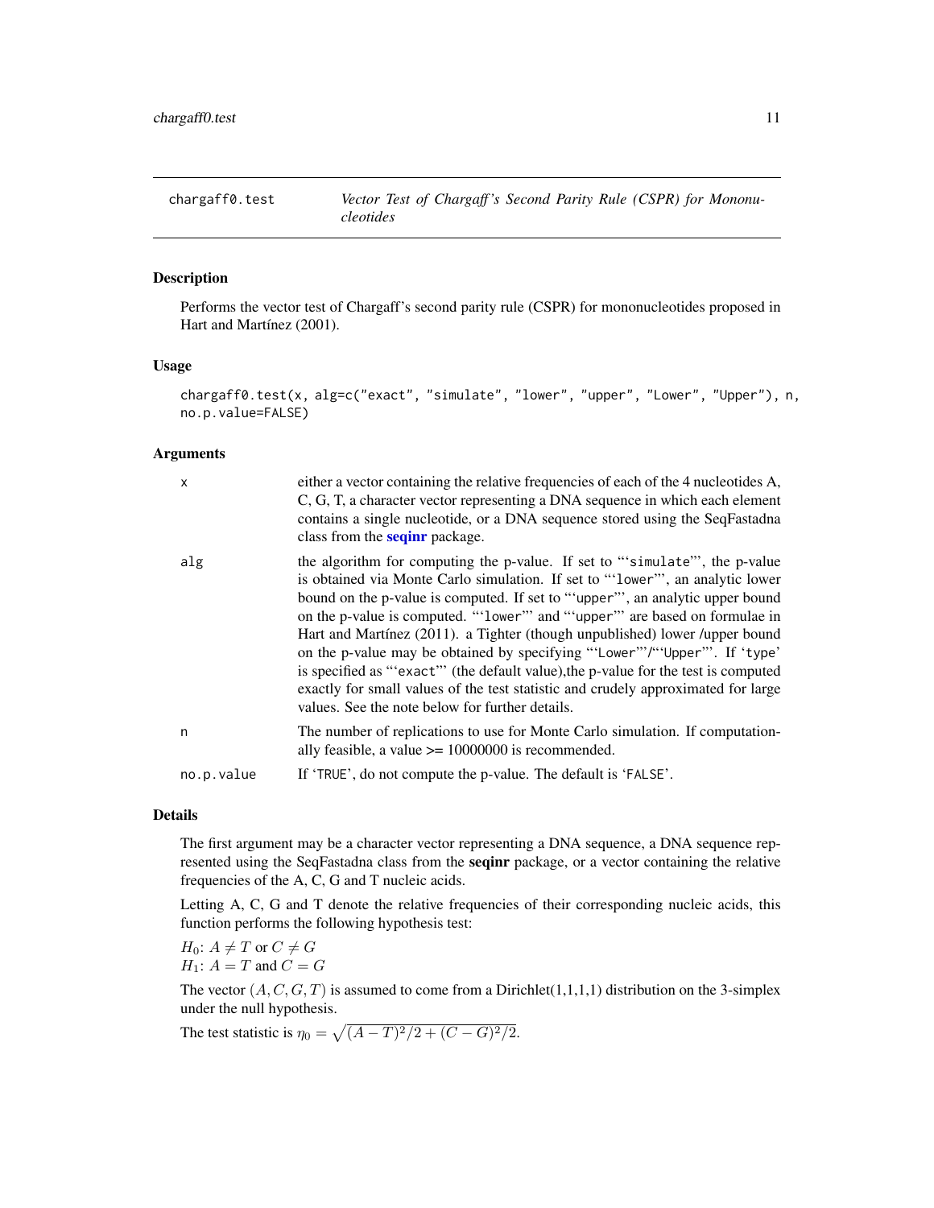| chargaff0.test | *Vector Test of Chargaff's Second Parity Rule (CSPR) for Mononucleotides* |
|---|---|

## Description

Performs the vector test of Chargaff's second parity rule (CSPR) for mononucleotides proposed in Hart and Martínez (2001).

## Usage

```
chargaff0.test(x, alg=c("exact", "simulate", "lower", "upper", "Lower", "Upper"), n,
no.p.value=FALSE)
```

## Arguments

| | |
|---|---|
| x | either a vector containing the relative frequencies of each of the 4 nucleotides A, C, G, T, a character vector representing a DNA sequence in which each element contains a single nucleotide, or a DNA sequence stored using the SeqFastadna class from the **seqinr** package. |
| alg | the algorithm for computing the p-value. If set to "'simulate'", the p-value is obtained via Monte Carlo simulation. If set to "'lower'", an analytic lower bound on the p-value is computed. If set to "'upper'", an analytic upper bound on the p-value is computed. "'lower'" and "'upper'" are based on formulae in Hart and Martínez (2011). a Tighter (though unpublished) lower /upper bound on the p-value may be obtained by specifying "'Lower'"/"'Upper'". If 'type' is specified as "'exact'" (the default value),the p-value for the test is computed exactly for small values of the test statistic and crudely approximated for large values. See the note below for further details. |
| n | The number of replications to use for Monte Carlo simulation. If computationally feasible, a value >= 10000000 is recommended. |
| no.p.value | If 'TRUE', do not compute the p-value. The default is 'FALSE'. |

## Details

The first argument may be a character vector representing a DNA sequence, a DNA sequence represented using the SeqFastadna class from the **seqinr** package, or a vector containing the relative frequencies of the A, C, G and T nucleic acids.

Letting A, C, G and T denote the relative frequencies of their corresponding nucleic acids, this function performs the following hypothesis test:

$H_0$: $A \neq T$ or $C \neq G$
$H_1$: $A = T$ and $C = G$

The vector $(A, C, G, T)$ is assumed to come from a Dirichlet(1,1,1,1) distribution on the 3-simplex under the null hypothesis.

The test statistic is $\eta_0 = \sqrt{(A-T)^2/2 + (C-G)^2/2}$.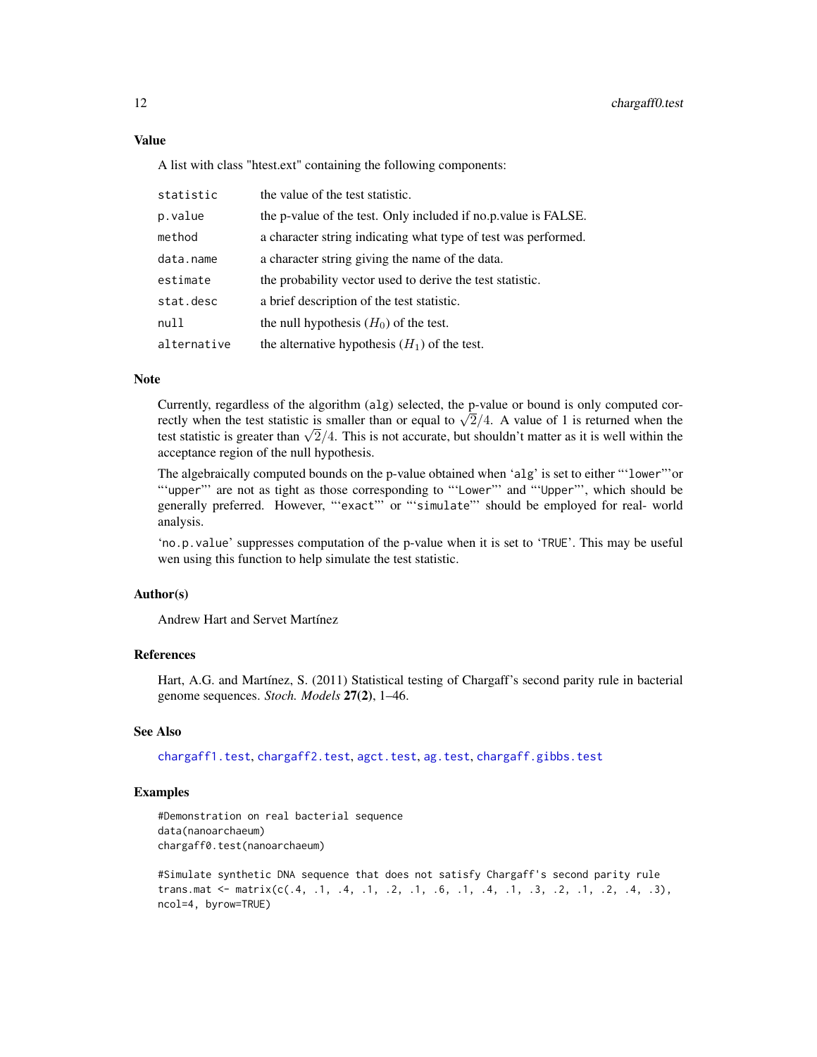### Value

A list with class "htest.ext" containing the following components:

| | |
|---|---|
| `statistic` | the value of the test statistic. |
| `p.value` | the p-value of the test. Only included if no.p.value is FALSE. |
| `method` | a character string indicating what type of test was performed. |
| `data.name` | a character string giving the name of the data. |
| `estimate` | the probability vector used to derive the test statistic. |
| `stat.desc` | a brief description of the test statistic. |
| `null` | the null hypothesis ($H_0$) of the test. |
| `alternative` | the alternative hypothesis ($H_1$) of the test. |

### Note

Currently, regardless of the algorithm (`alg`) selected, the p-value or bound is only computed correctly when the test statistic is smaller than or equal to $\sqrt{2}/4$. A value of 1 is returned when the test statistic is greater than $\sqrt{2}/4$. This is not accurate, but shouldn't matter as it is well within the acceptance region of the null hypothesis.

The algebraically computed bounds on the p-value obtained when 'alg' is set to either "'`lower`"'or "'`upper`"' are not as tight as those corresponding to "'`Lower`"' and "'`Upper`"', which should be generally preferred. However, "'`exact`"' or "'`simulate`"' should be employed for real- world analysis.

'`no.p.value`' suppresses computation of the p-value when it is set to '`TRUE`'. This may be useful wen using this function to help simulate the test statistic.

### Author(s)

Andrew Hart and Servet Martínez

### References

Hart, A.G. and Martínez, S. (2011) Statistical testing of Chargaff's second parity rule in bacterial genome sequences. *Stoch. Models* **27(2)**, 1–46.

### See Also

`chargaff1.test`, `chargaff2.test`, `agct.test`, `ag.test`, `chargaff.gibbs.test`

### Examples

```
#Demonstration on real bacterial sequence
data(nanoarchaeum)
chargaff0.test(nanoarchaeum)

#Simulate synthetic DNA sequence that does not satisfy Chargaff's second parity rule
trans.mat <- matrix(c(.4, .1, .4, .1, .2, .1, .6, .1, .4, .1, .3, .2, .1, .2, .4, .3),
ncol=4, byrow=TRUE)
```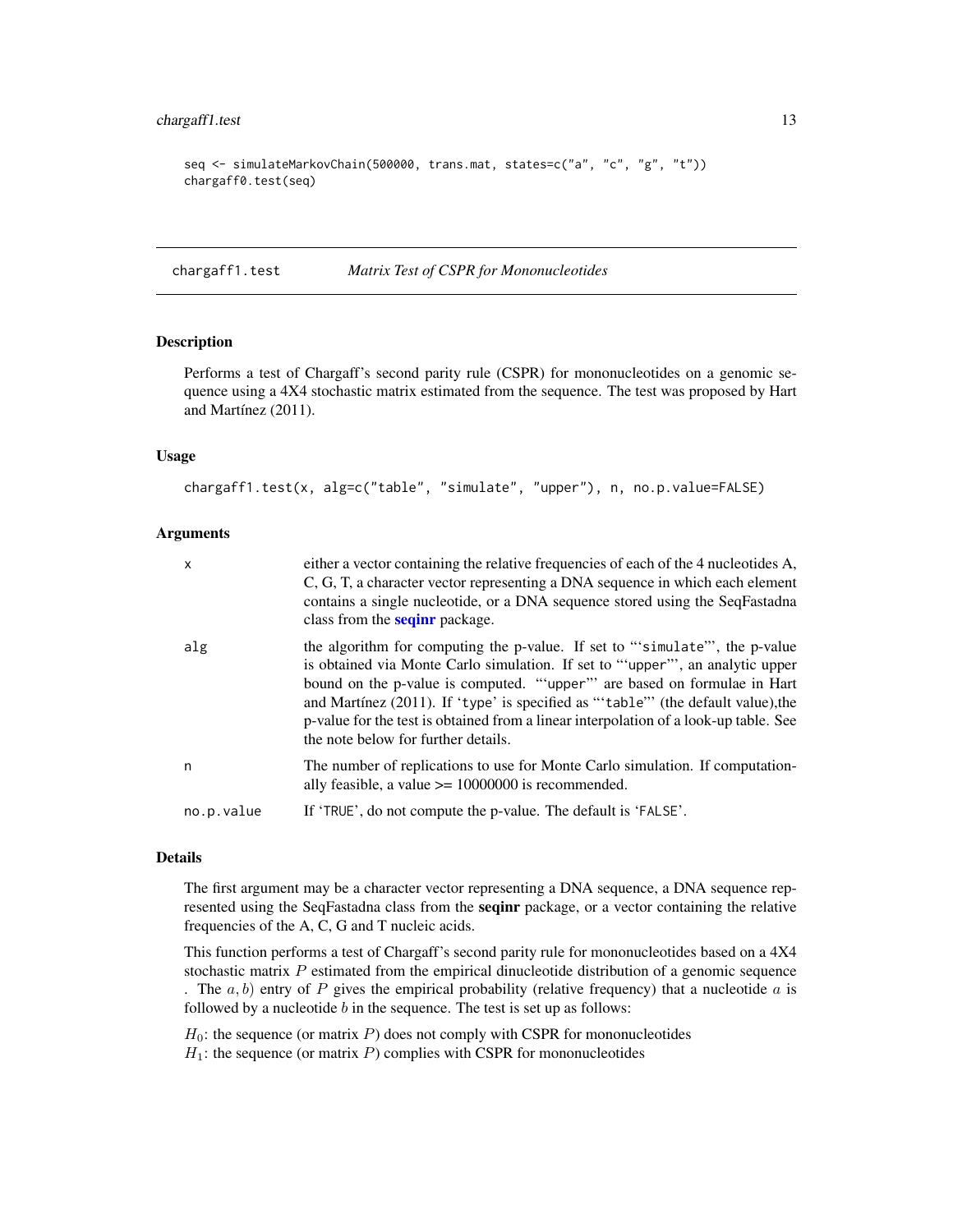```
seq <- simulateMarkovChain(500000, trans.mat, states=c("a", "c", "g", "t"))
chargaff0.test(seq)
```

## chargaff1.test — *Matrix Test of CSPR for Mononucleotides*

### Description

Performs a test of Chargaff's second parity rule (CSPR) for mononucleotides on a genomic sequence using a 4X4 stochastic matrix estimated from the sequence. The test was proposed by Hart and Martínez (2011).

### Usage

```
chargaff1.test(x, alg=c("table", "simulate", "upper"), n, no.p.value=FALSE)
```

### Arguments

| | |
|---|---|
| `x` | either a vector containing the relative frequencies of each of the 4 nucleotides A, C, G, T, a character vector representing a DNA sequence in which each element contains a single nucleotide, or a DNA sequence stored using the SeqFastadna class from the **seqinr** package. |
| `alg` | the algorithm for computing the p-value. If set to "'`simulate`"', the p-value is obtained via Monte Carlo simulation. If set to "'`upper`"', an analytic upper bound on the p-value is computed. "'`upper`"' are based on formulae in Hart and Martínez (2011). If '`type`' is specified as "'`table`"' (the default value),the p-value for the test is obtained from a linear interpolation of a look-up table. See the note below for further details. |
| `n` | The number of replications to use for Monte Carlo simulation. If computationally feasible, a value >= 10000000 is recommended. |
| `no.p.value` | If '`TRUE`', do not compute the p-value. The default is '`FALSE`'. |

### Details

The first argument may be a character vector representing a DNA sequence, a DNA sequence represented using the SeqFastadna class from the **seqinr** package, or a vector containing the relative frequencies of the A, C, G and T nucleic acids.

This function performs a test of Chargaff's second parity rule for mononucleotides based on a 4X4 stochastic matrix $P$ estimated from the empirical dinucleotide distribution of a genomic sequence . The $a, b)$ entry of $P$ gives the empirical probability (relative frequency) that a nucleotide $a$ is followed by a nucleotide $b$ in the sequence. The test is set up as follows:

$H_0$: the sequence (or matrix $P$) does not comply with CSPR for mononucleotides
$H_1$: the sequence (or matrix $P$) complies with CSPR for mononucleotides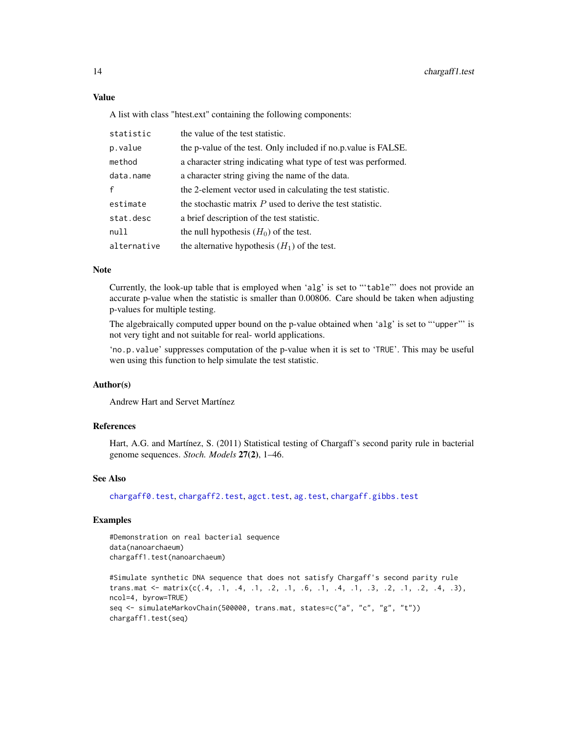### Value

A list with class "htest.ext" containing the following components:

| | |
|---|---|
| statistic | the value of the test statistic. |
| p.value | the p-value of the test. Only included if no.p.value is FALSE. |
| method | a character string indicating what type of test was performed. |
| data.name | a character string giving the name of the data. |
| f | the 2-element vector used in calculating the test statistic. |
| estimate | the stochastic matrix $P$ used to derive the test statistic. |
| stat.desc | a brief description of the test statistic. |
| null | the null hypothesis ($H_0$) of the test. |
| alternative | the alternative hypothesis ($H_1$) of the test. |

### Note

Currently, the look-up table that is employed when 'alg' is set to "'table'" does not provide an accurate p-value when the statistic is smaller than 0.00806. Care should be taken when adjusting p-values for multiple testing.

The algebraically computed upper bound on the p-value obtained when 'alg' is set to "'upper'" is not very tight and not suitable for real- world applications.

'no.p.value' suppresses computation of the p-value when it is set to 'TRUE'. This may be useful wen using this function to help simulate the test statistic.

### Author(s)

Andrew Hart and Servet Martínez

### References

Hart, A.G. and Martínez, S. (2011) Statistical testing of Chargaff's second parity rule in bacterial genome sequences. *Stoch. Models* **27(2)**, 1–46.

### See Also

chargaff0.test, chargaff2.test, agct.test, ag.test, chargaff.gibbs.test

### Examples

```
#Demonstration on real bacterial sequence
data(nanoarchaeum)
chargaff1.test(nanoarchaeum)

#Simulate synthetic DNA sequence that does not satisfy Chargaff's second parity rule
trans.mat <- matrix(c(.4, .1, .4, .1, .2, .1, .6, .1, .4, .1, .3, .2, .1, .2, .4, .3),
ncol=4, byrow=TRUE)
seq <- simulateMarkovChain(500000, trans.mat, states=c("a", "c", "g", "t"))
chargaff1.test(seq)
```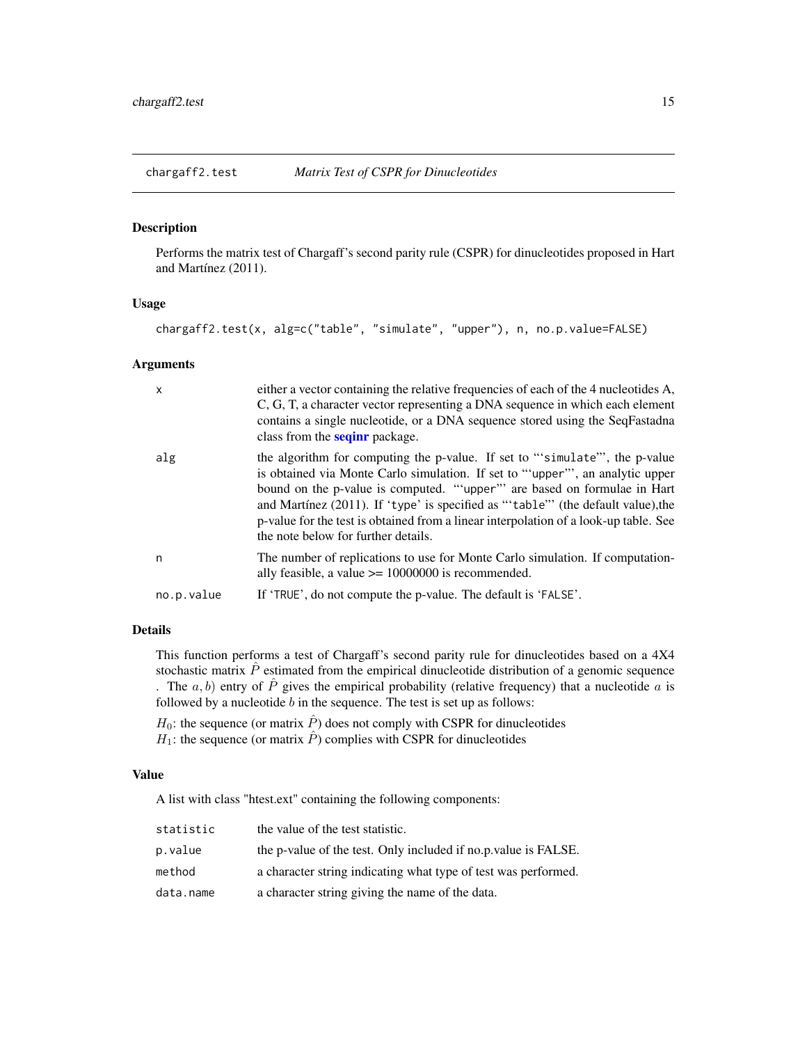chargaff2.test *Matrix Test of CSPR for Dinucleotides*

## Description

Performs the matrix test of Chargaff's second parity rule (CSPR) for dinucleotides proposed in Hart and Martínez (2011).

## Usage

```
chargaff2.test(x, alg=c("table", "simulate", "upper"), n, no.p.value=FALSE)
```

## Arguments

| | |
|---|---|
| x | either a vector containing the relative frequencies of each of the 4 nucleotides A, C, G, T, a character vector representing a DNA sequence in which each element contains a single nucleotide, or a DNA sequence stored using the SeqFastadna class from the **seqinr** package. |
| alg | the algorithm for computing the p-value. If set to "'simulate"', the p-value is obtained via Monte Carlo simulation. If set to "'upper"', an analytic upper bound on the p-value is computed. "'upper"' are based on formulae in Hart and Martínez (2011). If 'type' is specified as "'table"' (the default value),the p-value for the test is obtained from a linear interpolation of a look-up table. See the note below for further details. |
| n | The number of replications to use for Monte Carlo simulation. If computationally feasible, a value >= 10000000 is recommended. |
| no.p.value | If 'TRUE', do not compute the p-value. The default is 'FALSE'. |

## Details

This function performs a test of Chargaff's second parity rule for dinucleotides based on a 4X4 stochastic matrix $\hat{P}$ estimated from the empirical dinucleotide distribution of a genomic sequence . The $a, b)$ entry of $\hat{P}$ gives the empirical probability (relative frequency) that a nucleotide $a$ is followed by a nucleotide $b$ in the sequence. The test is set up as follows:

$H_0$: the sequence (or matrix $\hat{P}$) does not comply with CSPR for dinucleotides
$H_1$: the sequence (or matrix $\hat{P}$) complies with CSPR for dinucleotides

## Value

A list with class "htest.ext" containing the following components:

| | |
|---|---|
| statistic | the value of the test statistic. |
| p.value | the p-value of the test. Only included if no.p.value is FALSE. |
| method | a character string indicating what type of test was performed. |
| data.name | a character string giving the name of the data. |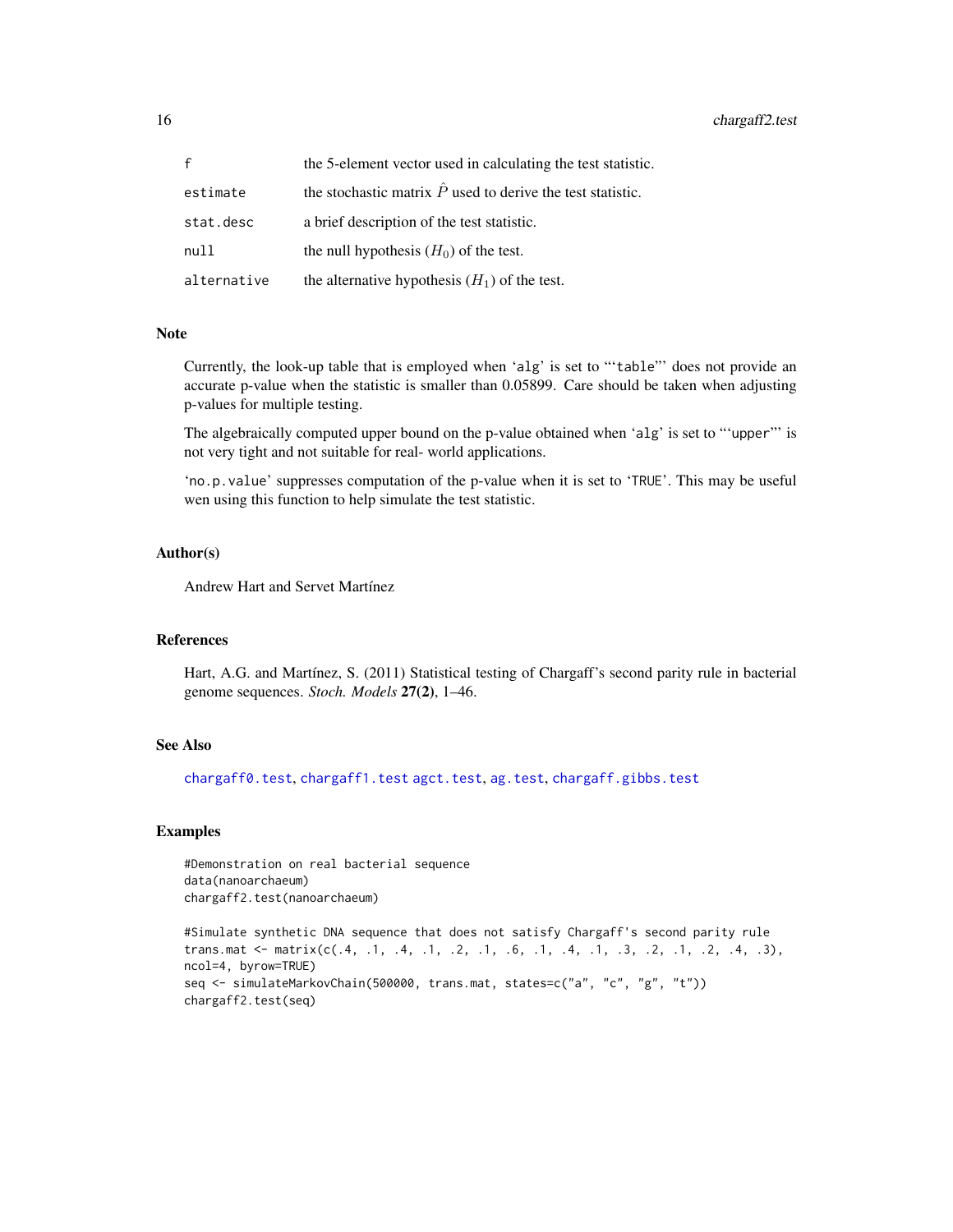| | |
|---|---|
| f | the 5-element vector used in calculating the test statistic. |
| estimate | the stochastic matrix $\hat{P}$ used to derive the test statistic. |
| stat.desc | a brief description of the test statistic. |
| null | the null hypothesis ($H_0$) of the test. |
| alternative | the alternative hypothesis ($H_1$) of the test. |

## Note

Currently, the look-up table that is employed when 'alg' is set to "'table"' does not provide an accurate p-value when the statistic is smaller than 0.05899. Care should be taken when adjusting p-values for multiple testing.

The algebraically computed upper bound on the p-value obtained when 'alg' is set to "'upper"' is not very tight and not suitable for real- world applications.

'no.p.value' suppresses computation of the p-value when it is set to 'TRUE'. This may be useful wen using this function to help simulate the test statistic.

## Author(s)

Andrew Hart and Servet Martínez

## References

Hart, A.G. and Martínez, S. (2011) Statistical testing of Chargaff's second parity rule in bacterial genome sequences. *Stoch. Models* **27(2)**, 1–46.

## See Also

chargaff0.test, chargaff1.test agct.test, ag.test, chargaff.gibbs.test

## Examples

```
#Demonstration on real bacterial sequence
data(nanoarchaeum)
chargaff2.test(nanoarchaeum)

#Simulate synthetic DNA sequence that does not satisfy Chargaff's second parity rule
trans.mat <- matrix(c(.4, .1, .4, .1, .2, .1, .6, .1, .4, .1, .3, .2, .1, .2, .4, .3),
ncol=4, byrow=TRUE)
seq <- simulateMarkovChain(500000, trans.mat, states=c("a", "c", "g", "t"))
chargaff2.test(seq)
```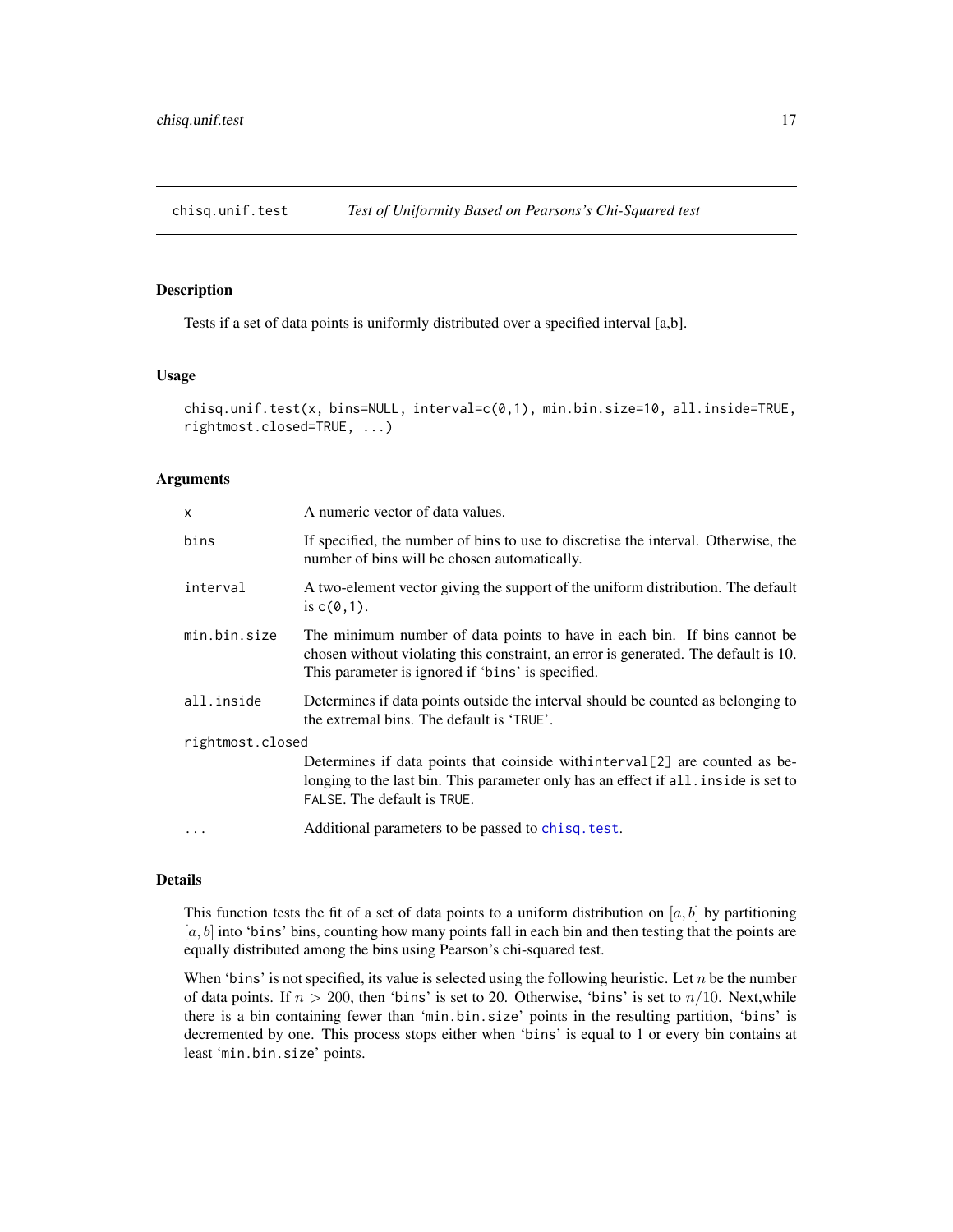# chisq.unif.test — *Test of Uniformity Based on Pearsons's Chi-Squared test*

## Description

Tests if a set of data points is uniformly distributed over a specified interval [a,b].

## Usage

```
chisq.unif.test(x, bins=NULL, interval=c(0,1), min.bin.size=10, all.inside=TRUE,
rightmost.closed=TRUE, ...)
```

## Arguments

| | |
|---|---|
| `x` | A numeric vector of data values. |
| `bins` | If specified, the number of bins to use to discretise the interval. Otherwise, the number of bins will be chosen automatically. |
| `interval` | A two-element vector giving the support of the uniform distribution. The default is `c(0,1)`. |
| `min.bin.size` | The minimum number of data points to have in each bin. If bins cannot be chosen without violating this constraint, an error is generated. The default is 10. This parameter is ignored if 'bins' is specified. |
| `all.inside` | Determines if data points outside the interval should be counted as belonging to the extremal bins. The default is 'TRUE'. |
| `rightmost.closed` | Determines if data points that coinside within`interval[2]` are counted as belonging to the last bin. This parameter only has an effect if `all.inside` is set to `FALSE`. The default is `TRUE`. |
| `...` | Additional parameters to be passed to `chisq.test`. |

## Details

This function tests the fit of a set of data points to a uniform distribution on $[a, b]$ by partitioning $[a, b]$ into 'bins' bins, counting how many points fall in each bin and then testing that the points are equally distributed among the bins using Pearson's chi-squared test.

When 'bins' is not specified, its value is selected using the following heuristic. Let $n$ be the number of data points. If $n > 200$, then 'bins' is set to 20. Otherwise, 'bins' is set to $n/10$. Next,while there is a bin containing fewer than 'min.bin.size' points in the resulting partition, 'bins' is decremented by one. This process stops either when 'bins' is equal to 1 or every bin contains at least 'min.bin.size' points.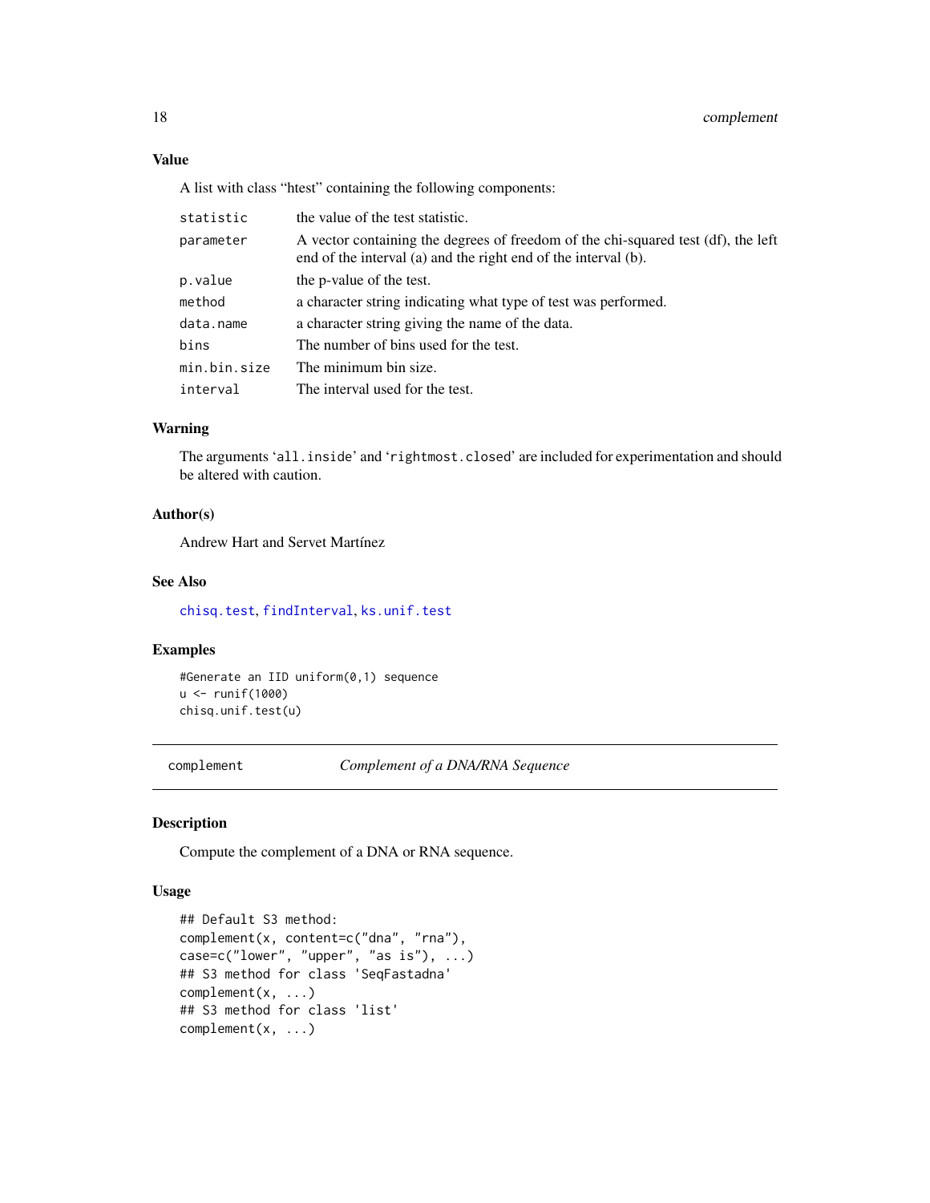### Value

A list with class "htest" containing the following components:

| | |
|---|---|
| `statistic` | the value of the test statistic. |
| `parameter` | A vector containing the degrees of freedom of the chi-squared test (df), the left end of the interval (a) and the right end of the interval (b). |
| `p.value` | the p-value of the test. |
| `method` | a character string indicating what type of test was performed. |
| `data.name` | a character string giving the name of the data. |
| `bins` | The number of bins used for the test. |
| `min.bin.size` | The minimum bin size. |
| `interval` | The interval used for the test. |

### Warning

The arguments '`all.inside`' and '`rightmost.closed`' are included for experimentation and should be altered with caution.

### Author(s)

Andrew Hart and Servet Martínez

### See Also

`chisq.test`, `findInterval`, `ks.unif.test`

### Examples

```
#Generate an IID uniform(0,1) sequence
u <- runif(1000)
chisq.unif.test(u)
```

---

## complement — *Complement of a DNA/RNA Sequence*

### Description

Compute the complement of a DNA or RNA sequence.

### Usage

```
## Default S3 method:
complement(x, content=c("dna", "rna"),
case=c("lower", "upper", "as is"), ...)
## S3 method for class 'SeqFastadna'
complement(x, ...)
## S3 method for class 'list'
complement(x, ...)
```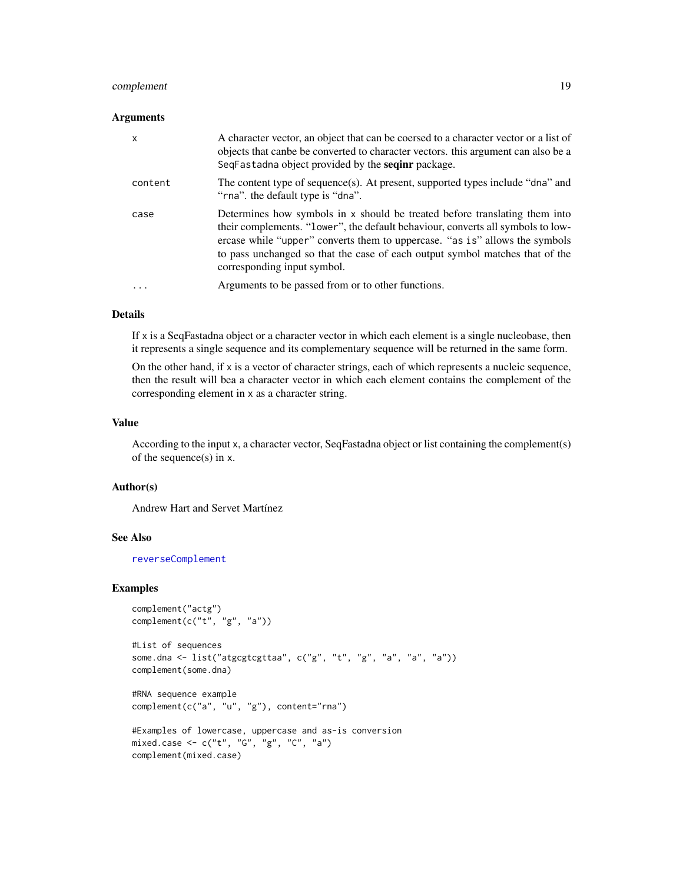## Arguments

| | |
|---|---|
| `x` | A character vector, an object that can be coersed to a character vector or a list of objects that canbe be converted to character vectors. this argument can also be a `SeqFastadna` object provided by the **seqinr** package. |
| `content` | The content type of sequence(s). At present, supported types include "`dna`" and "`rna`". the default type is "`dna`". |
| `case` | Determines how symbols in `x` should be treated before translating them into their complements. "`lower`", the default behaviour, converts all symbols to lowercase while "`upper`" converts them to uppercase. "`as is`" allows the symbols to pass unchanged so that the case of each output symbol matches that of the corresponding input symbol. |
| `...` | Arguments to be passed from or to other functions. |

## Details

If `x` is a SeqFastadna object or a character vector in which each element is a single nucleobase, then it represents a single sequence and its complementary sequence will be returned in the same form.

On the other hand, if `x` is a vector of character strings, each of which represents a nucleic sequence, then the result will bea a character vector in which each element contains the complement of the corresponding element in `x` as a character string.

## Value

According to the input `x`, a character vector, SeqFastadna object or list containing the complement(s) of the sequence(s) in `x`.

## Author(s)

Andrew Hart and Servet Martínez

## See Also

`reverseComplement`

## Examples

```
complement("actg")
complement(c("t", "g", "a"))

#List of sequences
some.dna <- list("atgcgtcgttaa", c("g", "t", "g", "a", "a", "a"))
complement(some.dna)

#RNA sequence example
complement(c("a", "u", "g"), content="rna")

#Examples of lowercase, uppercase and as-is conversion
mixed.case <- c("t", "G", "g", "C", "a")
complement(mixed.case)
```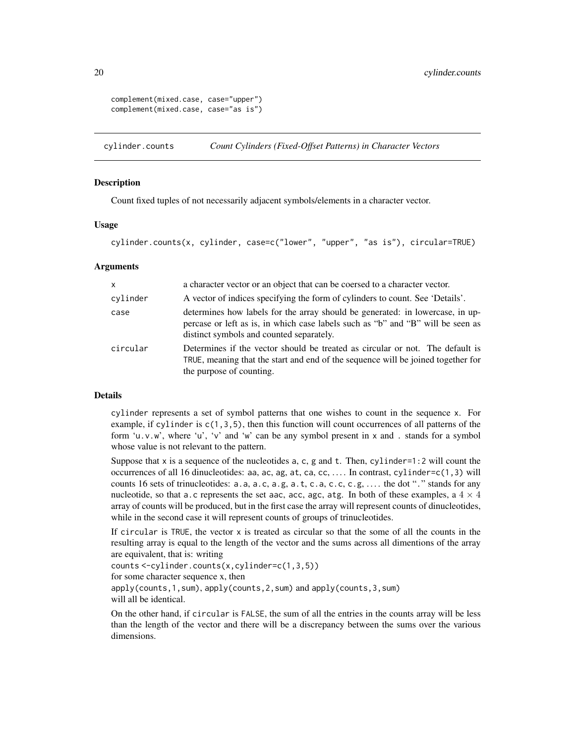```
complement(mixed.case, case="upper")
complement(mixed.case, case="as is")
```

## cylinder.counts — *Count Cylinders (Fixed-Offset Patterns) in Character Vectors*

### Description

Count fixed tuples of not necessarily adjacent symbols/elements in a character vector.

### Usage

```
cylinder.counts(x, cylinder, case=c("lower", "upper", "as is"), circular=TRUE)
```

### Arguments

| | |
|---|---|
| x | a character vector or an object that can be coersed to a character vector. |
| cylinder | A vector of indices specifying the form of cylinders to count. See 'Details'. |
| case | determines how labels for the array should be generated: in lowercase, in uppercase or left as is, in which case labels such as "b" and "B" will be seen as distinct symbols and counted separately. |
| circular | Determines if the vector should be treated as circular or not. The default is TRUE, meaning that the start and end of the sequence will be joined together for the purpose of counting. |

### Details

`cylinder` represents a set of symbol patterns that one wishes to count in the sequence `x`. For example, if `cylinder` is `c(1,3,5)`, then this function will count occurrences of all patterns of the form 'u.v.w', where 'u', 'v' and 'w' can be any symbol present in `x` and `.` stands for a symbol whose value is not relevant to the pattern.

Suppose that `x` is a sequence of the nucleotides a, c, g and t. Then, `cylinder=1:2` will count the occurrences of all 16 dinucleotides: aa, ac, ag, at, ca, cc, .... In contrast, `cylinder=c(1,3)` will counts 16 sets of trinucleotides: `a.a`, `a.c`, `a.g`, `a.t`, `c.a`, `c.c`, `c.g`, .... the dot "`.`" stands for any nucleotide, so that `a.c` represents the set aac, acc, agc, atg. In both of these examples, a $4 \times 4$ array of counts will be produced, but in the first case the array will represent counts of dinucleotides, while in the second case it will represent counts of groups of trinucleotides.

If `circular` is `TRUE`, the vector `x` is treated as circular so that the some of all the counts in the resulting array is equal to the length of the vector and the sums across all dimentions of the array are equivalent, that is: writing
`counts <-cylinder.counts(x,cylinder=c(1,3,5))`
for some character sequence x, then
`apply(counts,1,sum)`, `apply(counts,2,sum)` and `apply(counts,3,sum)`
will all be identical.

On the other hand, if `circular` is `FALSE`, the sum of all the entries in the counts array will be less than the length of the vector and there will be a discrepancy between the sums over the various dimensions.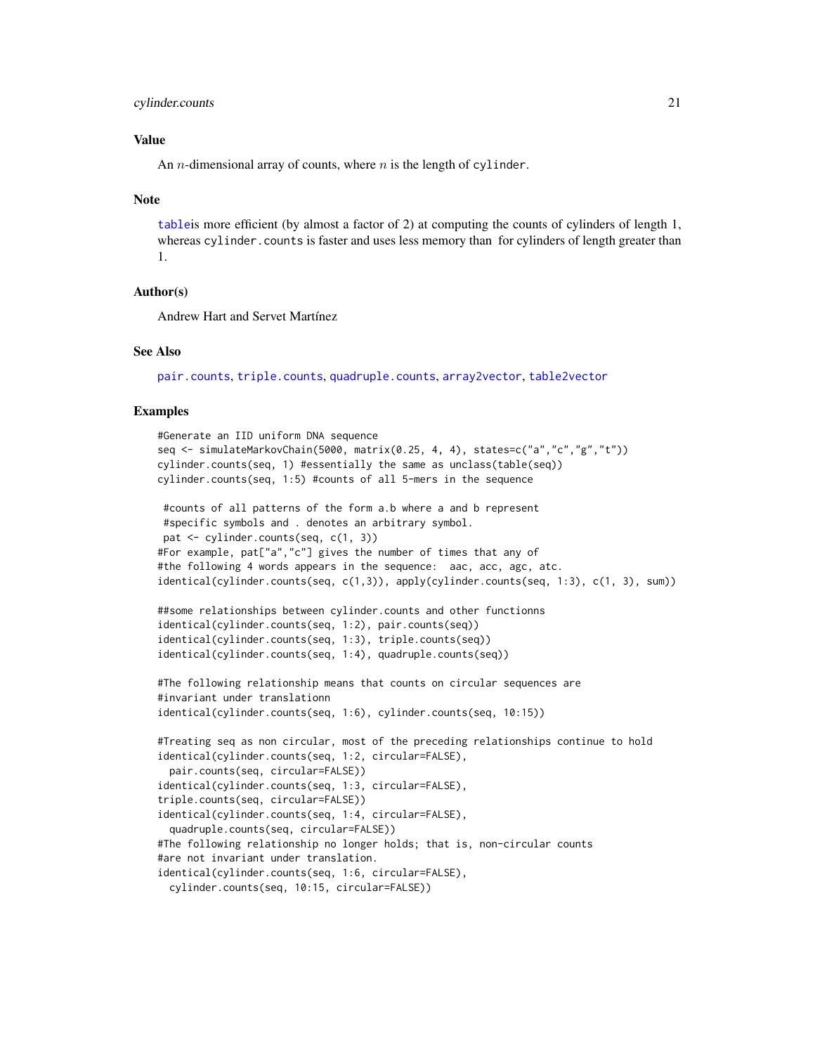### Value

An $n$-dimensional array of counts, where $n$ is the length of `cylinder`.

### Note

`table`is more efficient (by almost a factor of 2) at computing the counts of cylinders of length 1, whereas `cylinder.counts` is faster and uses less memory than  for cylinders of length greater than 1.

### Author(s)

Andrew Hart and Servet Martínez

### See Also

`pair.counts`, `triple.counts`, `quadruple.counts`, `array2vector`, `table2vector`

### Examples

```
#Generate an IID uniform DNA sequence
seq <- simulateMarkovChain(5000, matrix(0.25, 4, 4), states=c("a","c","g","t"))
cylinder.counts(seq, 1) #essentially the same as unclass(table(seq))
cylinder.counts(seq, 1:5) #counts of all 5-mers in the sequence

 #counts of all patterns of the form a.b where a and b represent
 #specific symbols and . denotes an arbitrary symbol.
 pat <- cylinder.counts(seq, c(1, 3))
#For example, pat["a","c"] gives the number of times that any of
#the following 4 words appears in the sequence:  aac, acc, agc, atc.
identical(cylinder.counts(seq, c(1,3)), apply(cylinder.counts(seq, 1:3), c(1, 3), sum))

##some relationships between cylinder.counts and other functionns
identical(cylinder.counts(seq, 1:2), pair.counts(seq))
identical(cylinder.counts(seq, 1:3), triple.counts(seq))
identical(cylinder.counts(seq, 1:4), quadruple.counts(seq))

#The following relationship means that counts on circular sequences are
#invariant under translationn
identical(cylinder.counts(seq, 1:6), cylinder.counts(seq, 10:15))

#Treating seq as non circular, most of the preceding relationships continue to hold
identical(cylinder.counts(seq, 1:2, circular=FALSE),
  pair.counts(seq, circular=FALSE))
identical(cylinder.counts(seq, 1:3, circular=FALSE),
triple.counts(seq, circular=FALSE))
identical(cylinder.counts(seq, 1:4, circular=FALSE),
  quadruple.counts(seq, circular=FALSE))
#The following relationship no longer holds; that is, non-circular counts
#are not invariant under translation.
identical(cylinder.counts(seq, 1:6, circular=FALSE),
  cylinder.counts(seq, 10:15, circular=FALSE))
```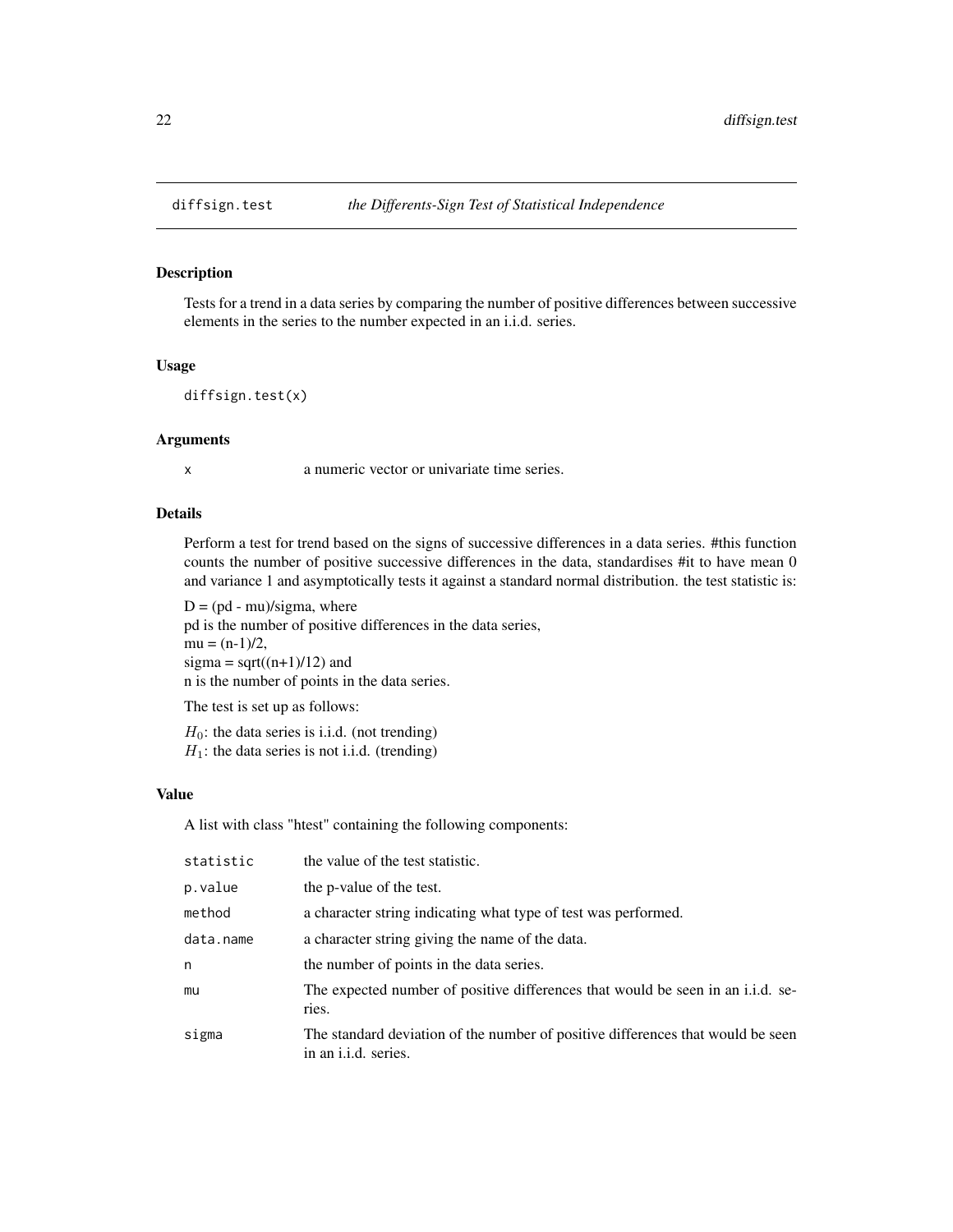diffsign.test    *the Differents-Sign Test of Statistical Independence*

## Description

Tests for a trend in a data series by comparing the number of positive differences between successive elements in the series to the number expected in an i.i.d. series.

## Usage

```
diffsign.test(x)
```

## Arguments

| | |
|---|---|
| x | a numeric vector or univariate time series. |

## Details

Perform a test for trend based on the signs of successive differences in a data series. #this function counts the number of positive successive differences in the data, standardises #it to have mean 0 and variance 1 and asymptotically tests it against a standard normal distribution. the test statistic is:

D = (pd - mu)/sigma, where
pd is the number of positive differences in the data series,
mu = (n-1)/2,
sigma = sqrt((n+1)/12) and
n is the number of points in the data series.

The test is set up as follows:

$H_0$: the data series is i.i.d. (not trending)
$H_1$: the data series is not i.i.d. (trending)

## Value

A list with class "htest" containing the following components:

| | |
|---|---|
| statistic | the value of the test statistic. |
| p.value | the p-value of the test. |
| method | a character string indicating what type of test was performed. |
| data.name | a character string giving the name of the data. |
| n | the number of points in the data series. |
| mu | The expected number of positive differences that would be seen in an i.i.d. series. |
| sigma | The standard deviation of the number of positive differences that would be seen in an i.i.d. series. |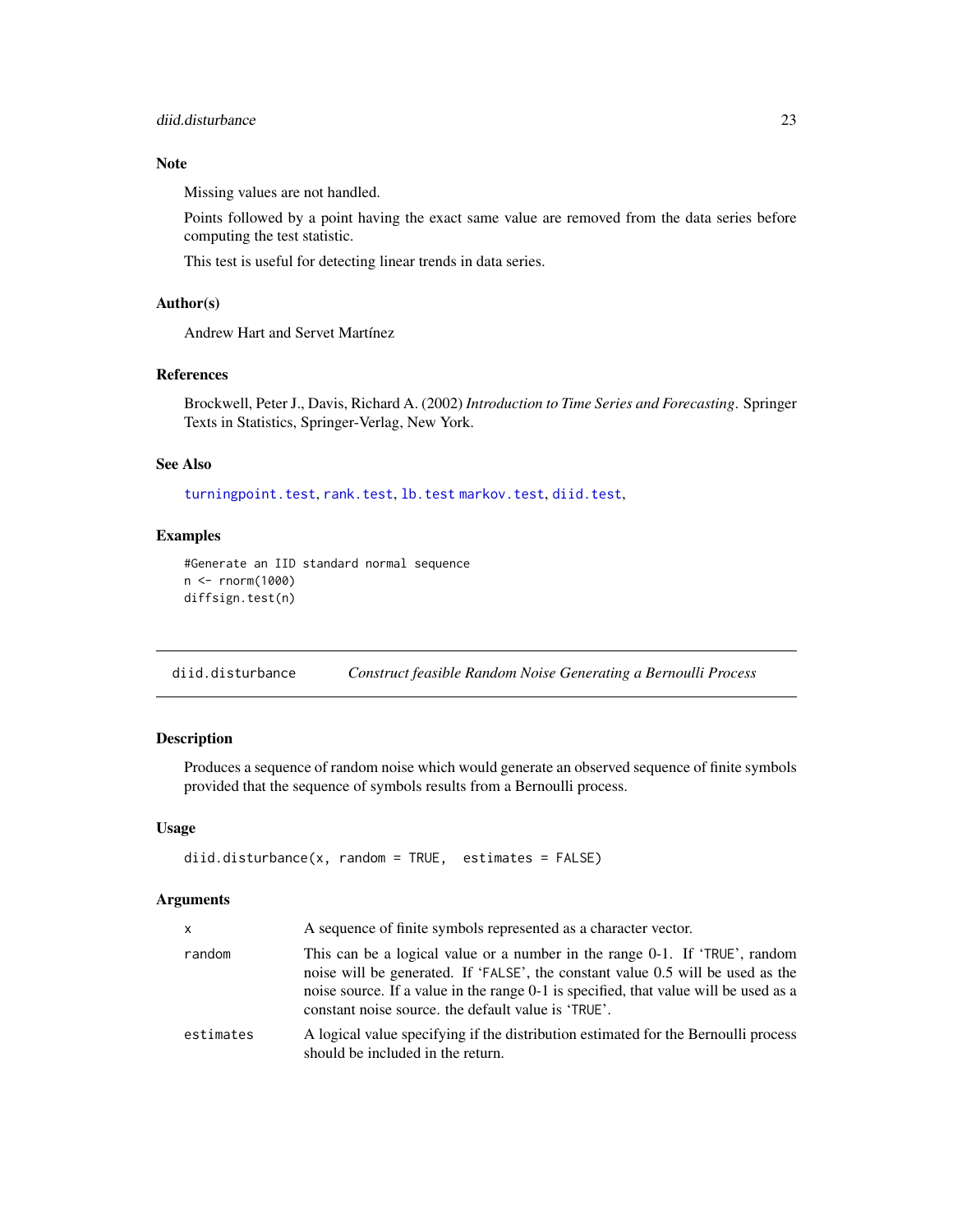### Note

Missing values are not handled.

Points followed by a point having the exact same value are removed from the data series before computing the test statistic.

This test is useful for detecting linear trends in data series.

### Author(s)

Andrew Hart and Servet Martínez

### References

Brockwell, Peter J., Davis, Richard A. (2002) *Introduction to Time Series and Forecasting*. Springer Texts in Statistics, Springer-Verlag, New York.

### See Also

`turningpoint.test`, `rank.test`, `lb.test` `markov.test`, `diid.test`,

### Examples

```
#Generate an IID standard normal sequence
n <- rnorm(1000)
diffsign.test(n)
```

---

## diid.disturbance *Construct feasible Random Noise Generating a Bernoulli Process*

### Description

Produces a sequence of random noise which would generate an observed sequence of finite symbols provided that the sequence of symbols results from a Bernoulli process.

### Usage

```
diid.disturbance(x, random = TRUE,  estimates = FALSE)
```

### Arguments

| | |
|---|---|
| `x` | A sequence of finite symbols represented as a character vector. |
| `random` | This can be a logical value or a number in the range 0-1. If 'TRUE', random noise will be generated. If 'FALSE', the constant value 0.5 will be used as the noise source. If a value in the range 0-1 is specified, that value will be used as a constant noise source. the default value is 'TRUE'. |
| `estimates` | A logical value specifying if the distribution estimated for the Bernoulli process should be included in the return. |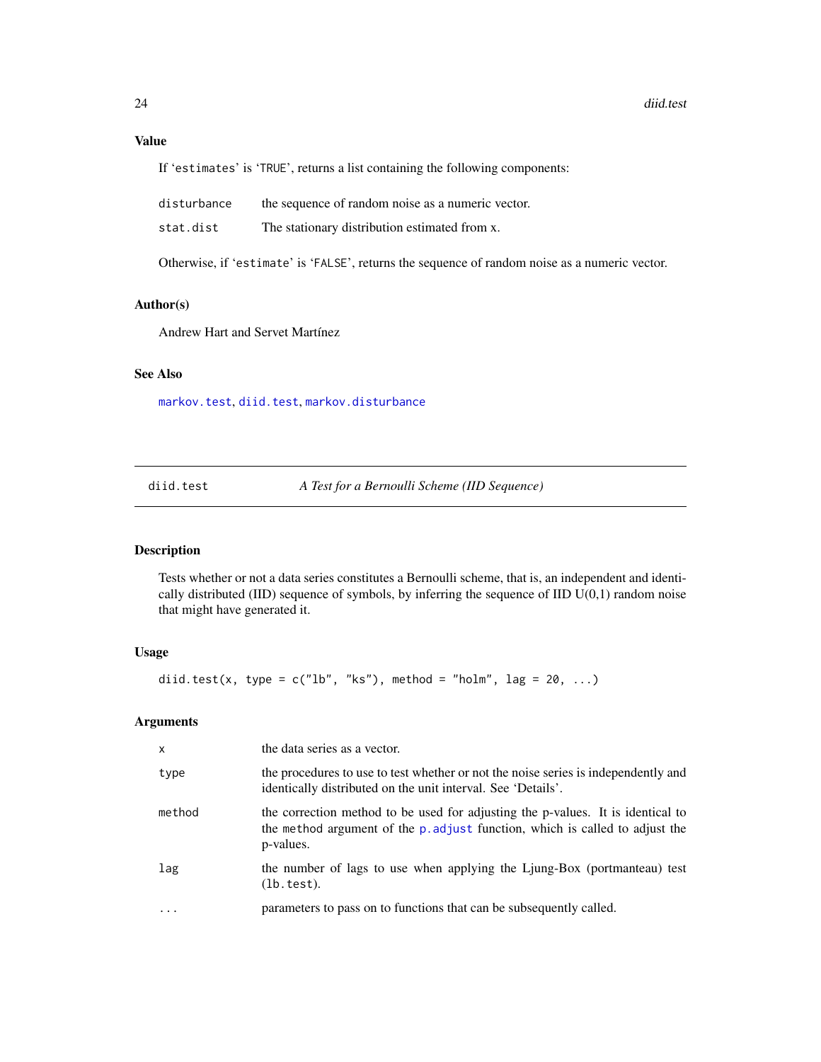### Value

If 'estimates' is 'TRUE', returns a list containing the following components:

| | |
|---|---|
| disturbance | the sequence of random noise as a numeric vector. |
| stat.dist | The stationary distribution estimated from x. |

Otherwise, if 'estimate' is 'FALSE', returns the sequence of random noise as a numeric vector.

### Author(s)

Andrew Hart and Servet Martínez

### See Also

markov.test, diid.test, markov.disturbance

---

## diid.test — *A Test for a Bernoulli Scheme (IID Sequence)*

### Description

Tests whether or not a data series constitutes a Bernoulli scheme, that is, an independent and identically distributed (IID) sequence of symbols, by inferring the sequence of IID U(0,1) random noise that might have generated it.

### Usage

```
diid.test(x, type = c("lb", "ks"), method = "holm", lag = 20, ...)
```

### Arguments

| | |
|---|---|
| x | the data series as a vector. |
| type | the procedures to use to test whether or not the noise series is independently and identically distributed on the unit interval. See 'Details'. |
| method | the correction method to be used for adjusting the p-values. It is identical to the method argument of the p.adjust function, which is called to adjust the p-values. |
| lag | the number of lags to use when applying the Ljung-Box (portmanteau) test (lb.test). |
| ... | parameters to pass on to functions that can be subsequently called. |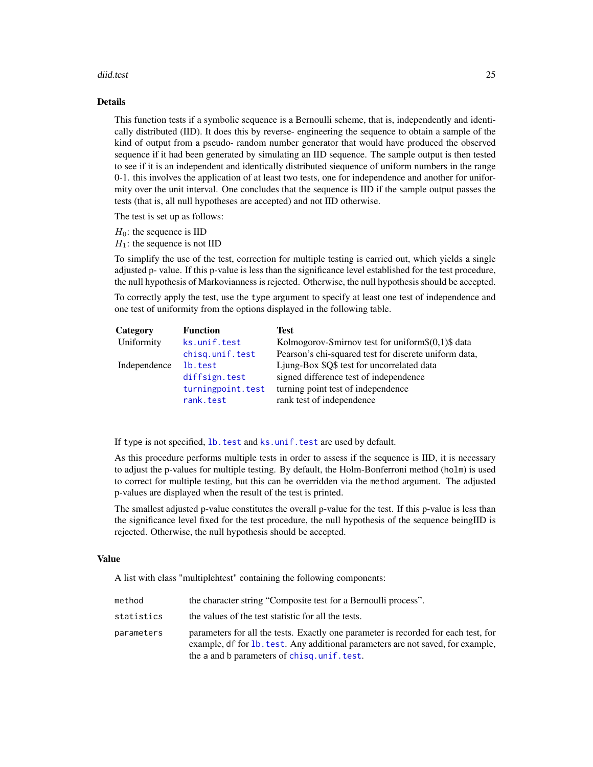## Details

This function tests if a symbolic sequence is a Bernoulli scheme, that is, independently and identically distributed (IID). It does this by reverse- engineering the sequence to obtain a sample of the kind of output from a pseudo- random number generator that would have produced the observed sequence if it had been generated by simulating an IID sequence. The sample output is then tested to see if it is an independent and identically distributed siequence of uniform numbers in the range 0-1. this involves the application of at least two tests, one for independence and another for uniformity over the unit interval. One concludes that the sequence is IID if the sample output passes the tests (that is, all null hypotheses are accepted) and not IID otherwise.

The test is set up as follows:

$H_0$: the sequence is IID
$H_1$: the sequence is not IID

To simplify the use of the test, correction for multiple testing is carried out, which yields a single adjusted p- value. If this p-value is less than the significance level established for the test procedure, the null hypothesis of Markovianness is rejected. Otherwise, the null hypothesis should be accepted.

To correctly apply the test, use the `type` argument to specify at least one test of independence and one test of uniformity from the options displayed in the following table.

| Category | Function | Test |
|---|---|---|
| Uniformity | `ks.unif.test` | Kolmogorov-Smirnov test for uniform$(0,1)$ data |
| | `chisq.unif.test` | Pearson's chi-squared test for discrete uniform data, |
| Independence | `lb.test` | Ljung-Box $Q$ test for uncorrelated data |
| | `diffsign.test` | signed difference test of independence |
| | `turningpoint.test` | turning point test of independence |
| | `rank.test` | rank test of independence |

If `type` is not specified, `lb.test` and `ks.unif.test` are used by default.

As this procedure performs multiple tests in order to assess if the sequence is IID, it is necessary to adjust the p-values for multiple testing. By default, the Holm-Bonferroni method (`holm`) is used to correct for multiple testing, but this can be overridden via the `method` argument. The adjusted p-values are displayed when the result of the test is printed.

The smallest adjusted p-value constitutes the overall p-value for the test. If this p-value is less than the significance level fixed for the test procedure, the null hypothesis of the sequence beingIID is rejected. Otherwise, the null hypothesis should be accepted.

## Value

A list with class "multiplehtest" containing the following components:

| | |
|---|---|
| `method` | the character string "Composite test for a Bernoulli process". |
| `statistics` | the values of the test statistic for all the tests. |
| `parameters` | parameters for all the tests. Exactly one parameter is recorded for each test, for example, `df` for `lb.test`. Any additional parameters are not saved, for example, the `a` and `b` parameters of `chisq.unif.test`. |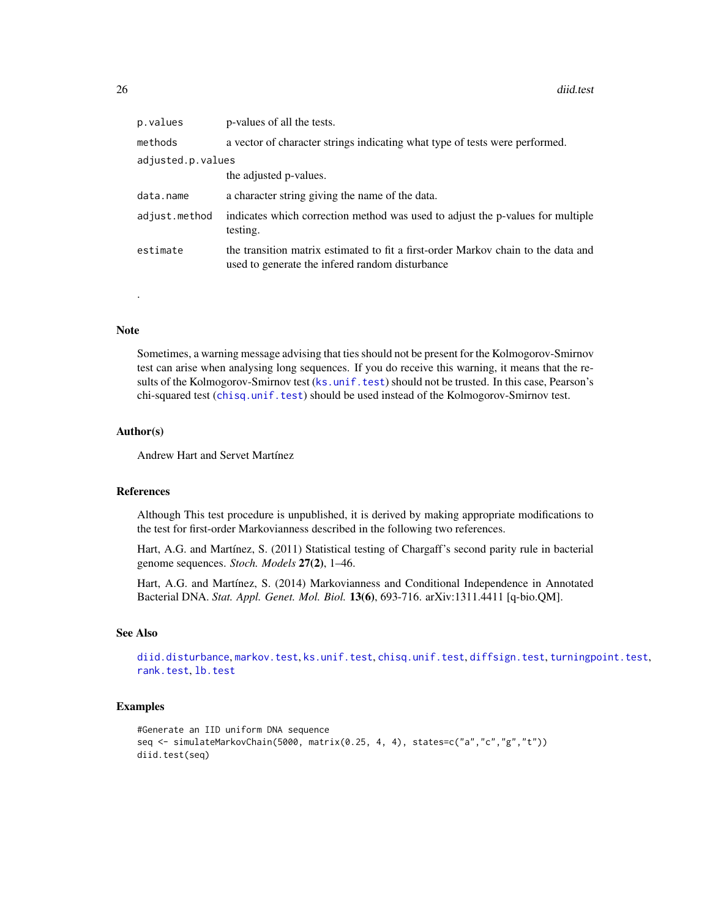| | |
|---|---|
| p.values | p-values of all the tests. |
| methods | a vector of character strings indicating what type of tests were performed. |
| adjusted.p.values | the adjusted p-values. |
| data.name | a character string giving the name of the data. |
| adjust.method | indicates which correction method was used to adjust the p-values for multiple testing. |
| estimate | the transition matrix estimated to fit a first-order Markov chain to the data and used to generate the infered random disturbance |

.

## Note

Sometimes, a warning message advising that ties should not be present for the Kolmogorov-Smirnov test can arise when analysing long sequences. If you do receive this warning, it means that the results of the Kolmogorov-Smirnov test (ks.unif.test) should not be trusted. In this case, Pearson's chi-squared test (chisq.unif.test) should be used instead of the Kolmogorov-Smirnov test.

## Author(s)

Andrew Hart and Servet Martínez

## References

Although This test procedure is unpublished, it is derived by making appropriate modifications to the test for first-order Markovianness described in the following two references.

Hart, A.G. and Martínez, S. (2011) Statistical testing of Chargaff's second parity rule in bacterial genome sequences. *Stoch. Models* **27(2)**, 1–46.

Hart, A.G. and Martínez, S. (2014) Markovianness and Conditional Independence in Annotated Bacterial DNA. *Stat. Appl. Genet. Mol. Biol.* **13(6)**, 693-716. arXiv:1311.4411 [q-bio.QM].

## See Also

diid.disturbance, markov.test, ks.unif.test, chisq.unif.test, diffsign.test, turningpoint.test, rank.test, lb.test

## Examples

```
#Generate an IID uniform DNA sequence
seq <- simulateMarkovChain(5000, matrix(0.25, 4, 4), states=c("a","c","g","t"))
diid.test(seq)
```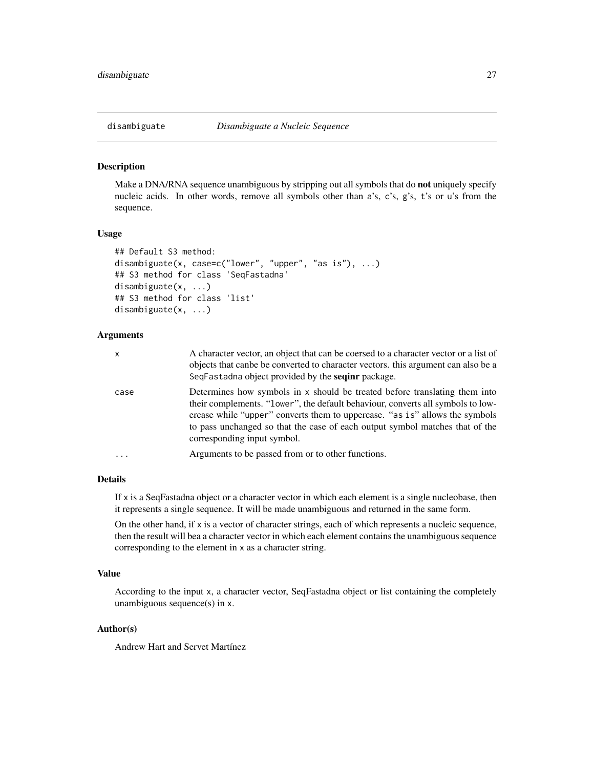# disambiguate — *Disambiguate a Nucleic Sequence*

## Description

Make a DNA/RNA sequence unambiguous by stripping out all symbols that do **not** uniquely specify nucleic acids. In other words, remove all symbols other than a's, c's, g's, t's or u's from the sequence.

## Usage

```
## Default S3 method:
disambiguate(x, case=c("lower", "upper", "as is"), ...)
## S3 method for class 'SeqFastadna'
disambiguate(x, ...)
## S3 method for class 'list'
disambiguate(x, ...)
```

## Arguments

| | |
|---|---|
| `x` | A character vector, an object that can be coersed to a character vector or a list of objects that canbe be converted to character vectors. this argument can also be a `SeqFastadna` object provided by the **seqinr** package. |
| `case` | Determines how symbols in `x` should be treated before translating them into their complements. "`lower`", the default behaviour, converts all symbols to lowercase while "`upper`" converts them to uppercase. "`as is`" allows the symbols to pass unchanged so that the case of each output symbol matches that of the corresponding input symbol. |
| `...` | Arguments to be passed from or to other functions. |

## Details

If `x` is a SeqFastadna object or a character vector in which each element is a single nucleobase, then it represents a single sequence. It will be made unambiguous and returned in the same form.

On the other hand, if `x` is a vector of character strings, each of which represents a nucleic sequence, then the result will bea a character vector in which each element contains the unambiguous sequence corresponding to the element in `x` as a character string.

## Value

According to the input `x`, a character vector, SeqFastadna object or list containing the completely unambiguous sequence(s) in `x`.

## Author(s)

Andrew Hart and Servet Martínez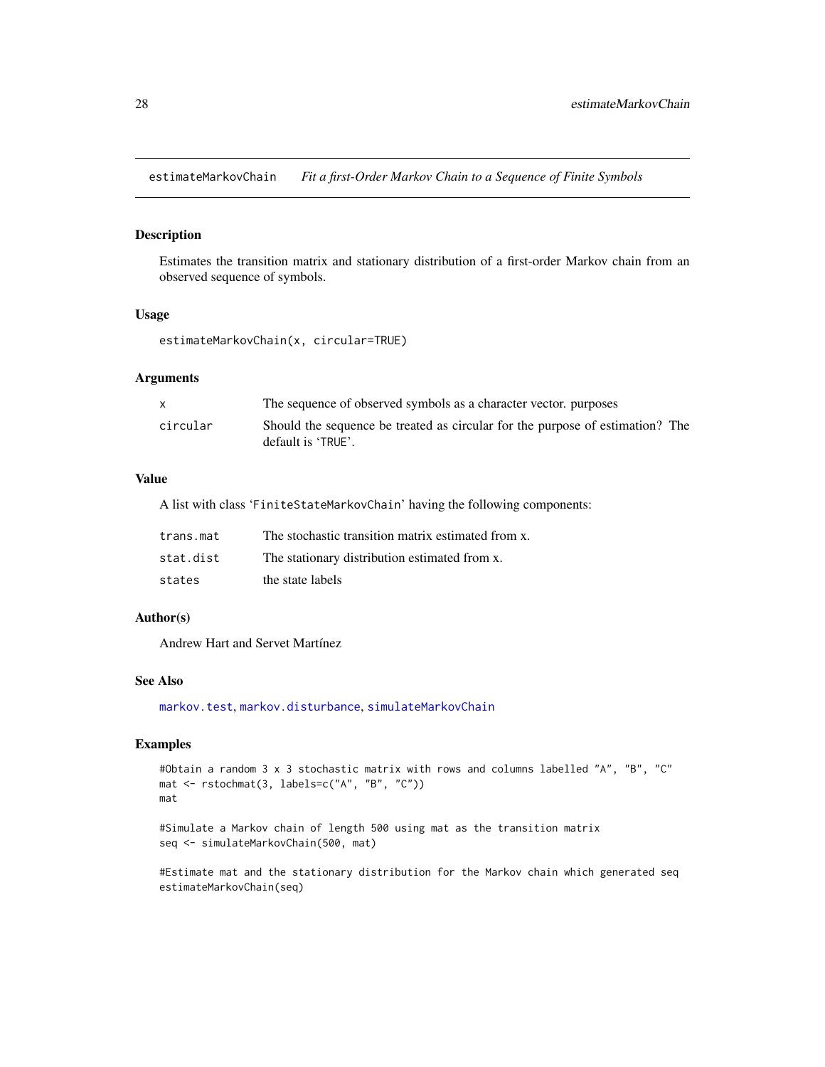estimateMarkovChain    *Fit a first-Order Markov Chain to a Sequence of Finite Symbols*

## Description

Estimates the transition matrix and stationary distribution of a first-order Markov chain from an observed sequence of symbols.

## Usage

```
estimateMarkovChain(x, circular=TRUE)
```

## Arguments

| | |
|---|---|
| `x` | The sequence of observed symbols as a character vector. purposes |
| `circular` | Should the sequence be treated as circular for the purpose of estimation? The default is 'TRUE'. |

## Value

A list with class 'FiniteStateMarkovChain' having the following components:

| | |
|---|---|
| `trans.mat` | The stochastic transition matrix estimated from x. |
| `stat.dist` | The stationary distribution estimated from x. |
| `states` | the state labels |

## Author(s)

Andrew Hart and Servet Martínez

## See Also

markov.test, markov.disturbance, simulateMarkovChain

## Examples

```
#Obtain a random 3 x 3 stochastic matrix with rows and columns labelled "A", "B", "C"
mat <- rstochmat(3, labels=c("A", "B", "C"))
mat

#Simulate a Markov chain of length 500 using mat as the transition matrix
seq <- simulateMarkovChain(500, mat)

#Estimate mat and the stationary distribution for the Markov chain which generated seq
estimateMarkovChain(seq)
```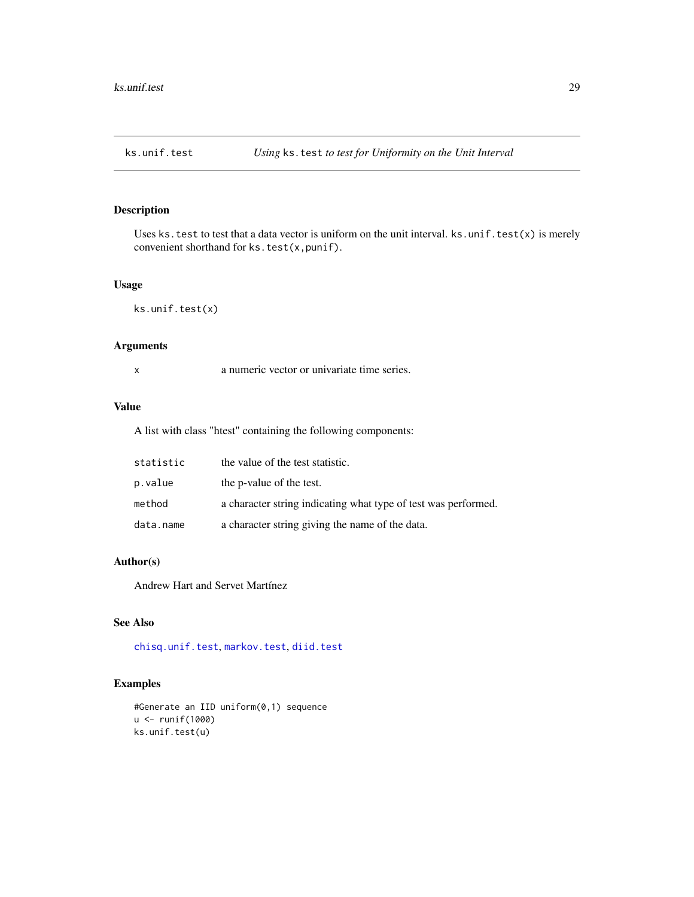# ks.unif.test

*Using* `ks.test` *to test for Uniformity on the Unit Interval*

## Description

Uses `ks.test` to test that a data vector is uniform on the unit interval. `ks.unif.test(x)` is merely convenient shorthand for `ks.test(x,punif)`.

## Usage

```
ks.unif.test(x)
```

## Arguments

| | |
|---|---|
| `x` | a numeric vector or univariate time series. |

## Value

A list with class "htest" containing the following components:

| | |
|---|---|
| `statistic` | the value of the test statistic. |
| `p.value` | the p-value of the test. |
| `method` | a character string indicating what type of test was performed. |
| `data.name` | a character string giving the name of the data. |

## Author(s)

Andrew Hart and Servet Martínez

## See Also

`chisq.unif.test`, `markov.test`, `diid.test`

## Examples

```
#Generate an IID uniform(0,1) sequence
u <- runif(1000)
ks.unif.test(u)
```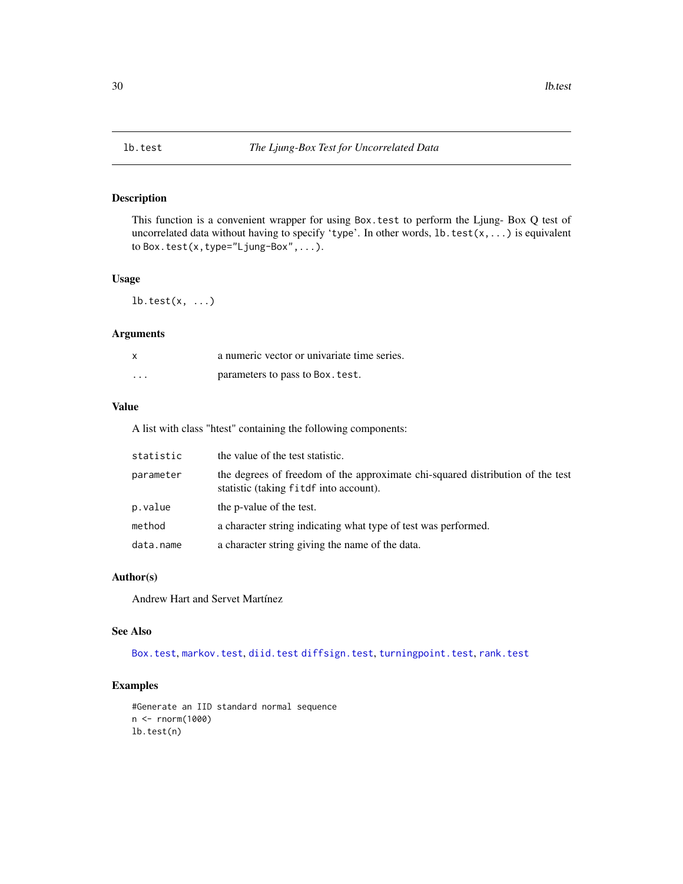# lb.test — *The Ljung-Box Test for Uncorrelated Data*

## Description

This function is a convenient wrapper for using `Box.test` to perform the Ljung- Box Q test of uncorrelated data without having to specify 'type'. In other words, `lb.test(x,...)` is equivalent to `Box.test(x,type="Ljung-Box",...)`.

## Usage

```
lb.test(x, ...)
```

## Arguments

| | |
|---|---|
| `x` | a numeric vector or univariate time series. |
| `...` | parameters to pass to `Box.test`. |

## Value

A list with class "htest" containing the following components:

| | |
|---|---|
| `statistic` | the value of the test statistic. |
| `parameter` | the degrees of freedom of the approximate chi-squared distribution of the test statistic (taking `fitdf` into account). |
| `p.value` | the p-value of the test. |
| `method` | a character string indicating what type of test was performed. |
| `data.name` | a character string giving the name of the data. |

## Author(s)

Andrew Hart and Servet Martínez

## See Also

`Box.test`, `markov.test`, `diid.test` `diffsign.test`, `turningpoint.test`, `rank.test`

## Examples

```
#Generate an IID standard normal sequence
n <- rnorm(1000)
lb.test(n)
```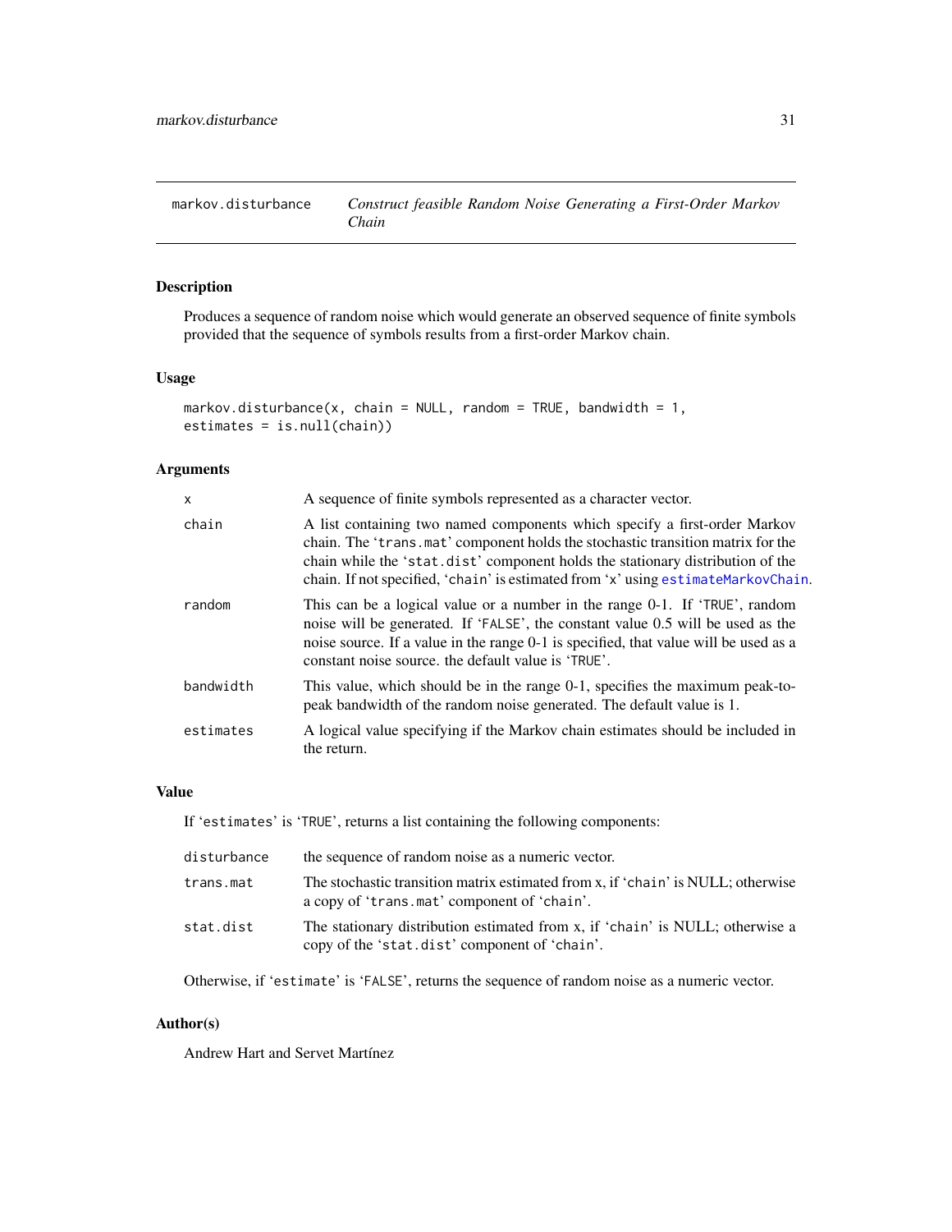## markov.disturbance — *Construct feasible Random Noise Generating a First-Order Markov Chain*

### Description

Produces a sequence of random noise which would generate an observed sequence of finite symbols provided that the sequence of symbols results from a first-order Markov chain.

### Usage

```
markov.disturbance(x, chain = NULL, random = TRUE, bandwidth = 1,
estimates = is.null(chain))
```

### Arguments

| | |
|---|---|
| x | A sequence of finite symbols represented as a character vector. |
| chain | A list containing two named components which specify a first-order Markov chain. The 'trans.mat' component holds the stochastic transition matrix for the chain while the 'stat.dist' component holds the stationary distribution of the chain. If not specified, 'chain' is estimated from 'x' using estimateMarkovChain. |
| random | This can be a logical value or a number in the range 0-1. If 'TRUE', random noise will be generated. If 'FALSE', the constant value 0.5 will be used as the noise source. If a value in the range 0-1 is specified, that value will be used as a constant noise source. the default value is 'TRUE'. |
| bandwidth | This value, which should be in the range 0-1, specifies the maximum peak-to-peak bandwidth of the random noise generated. The default value is 1. |
| estimates | A logical value specifying if the Markov chain estimates should be included in the return. |

### Value

If 'estimates' is 'TRUE', returns a list containing the following components:

| | |
|---|---|
| disturbance | the sequence of random noise as a numeric vector. |
| trans.mat | The stochastic transition matrix estimated from x, if 'chain' is NULL; otherwise a copy of 'trans.mat' component of 'chain'. |
| stat.dist | The stationary distribution estimated from x, if 'chain' is NULL; otherwise a copy of the 'stat.dist' component of 'chain'. |

Otherwise, if 'estimate' is 'FALSE', returns the sequence of random noise as a numeric vector.

### Author(s)

Andrew Hart and Servet Martínez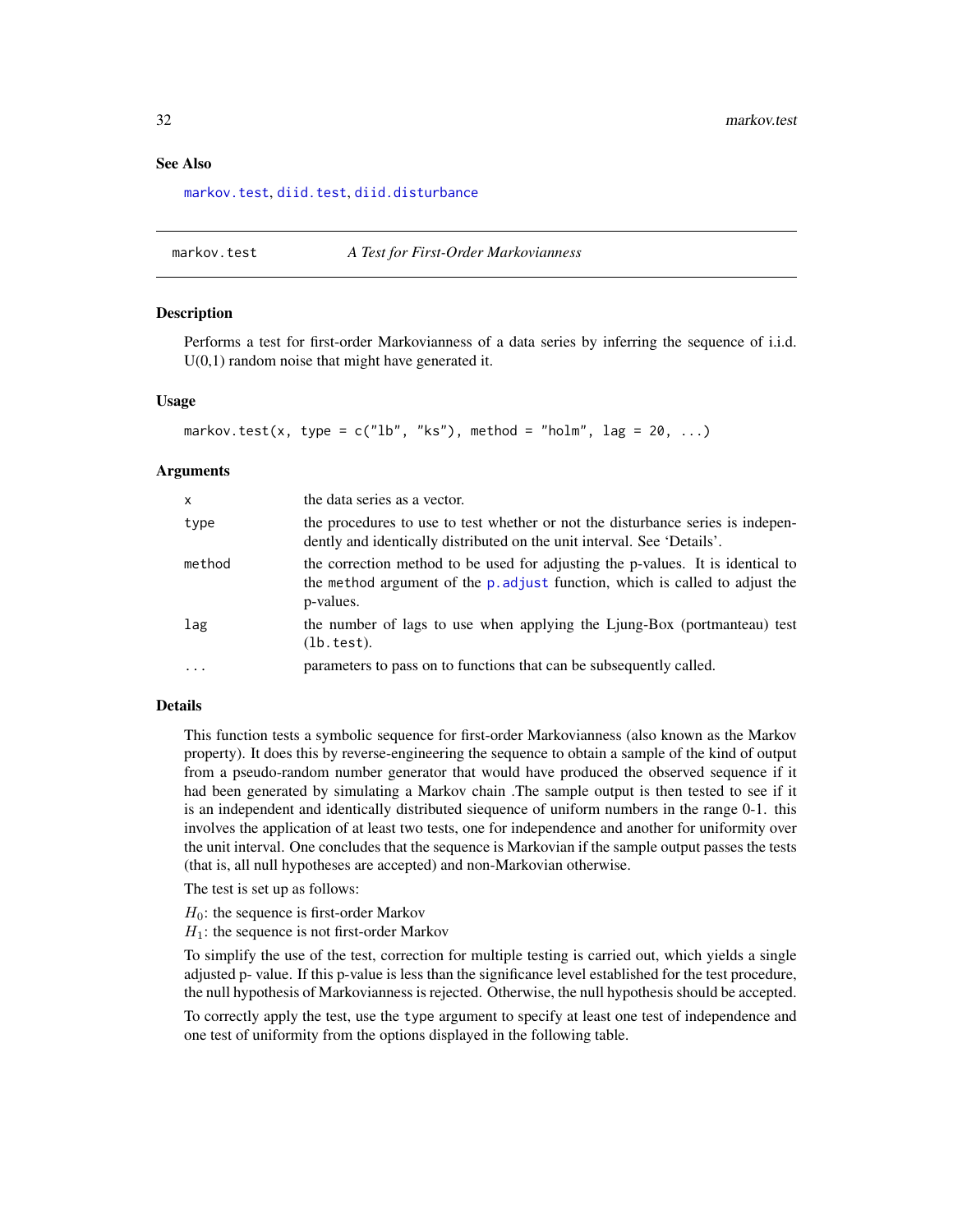### See Also

markov.test, diid.test, diid.disturbance

---

## markov.test — *A Test for First-Order Markovianness*

### Description

Performs a test for first-order Markovianness of a data series by inferring the sequence of i.i.d. U(0,1) random noise that might have generated it.

### Usage

```
markov.test(x, type = c("lb", "ks"), method = "holm", lag = 20, ...)
```

### Arguments

| | |
|---|---|
| x | the data series as a vector. |
| type | the procedures to use to test whether or not the disturbance series is independently and identically distributed on the unit interval. See 'Details'. |
| method | the correction method to be used for adjusting the p-values. It is identical to the method argument of the p.adjust function, which is called to adjust the p-values. |
| lag | the number of lags to use when applying the Ljung-Box (portmanteau) test (lb.test). |
| ... | parameters to pass on to functions that can be subsequently called. |

### Details

This function tests a symbolic sequence for first-order Markovianness (also known as the Markov property). It does this by reverse-engineering the sequence to obtain a sample of the kind of output from a pseudo-random number generator that would have produced the observed sequence if it had been generated by simulating a Markov chain .The sample output is then tested to see if it is an independent and identically distributed siequence of uniform numbers in the range 0-1. this involves the application of at least two tests, one for independence and another for uniformity over the unit interval. One concludes that the sequence is Markovian if the sample output passes the tests (that is, all null hypotheses are accepted) and non-Markovian otherwise.

The test is set up as follows:

$H_0$: the sequence is first-order Markov
$H_1$: the sequence is not first-order Markov

To simplify the use of the test, correction for multiple testing is carried out, which yields a single adjusted p- value. If this p-value is less than the significance level established for the test procedure, the null hypothesis of Markovianness is rejected. Otherwise, the null hypothesis should be accepted.

To correctly apply the test, use the type argument to specify at least one test of independence and one test of uniformity from the options displayed in the following table.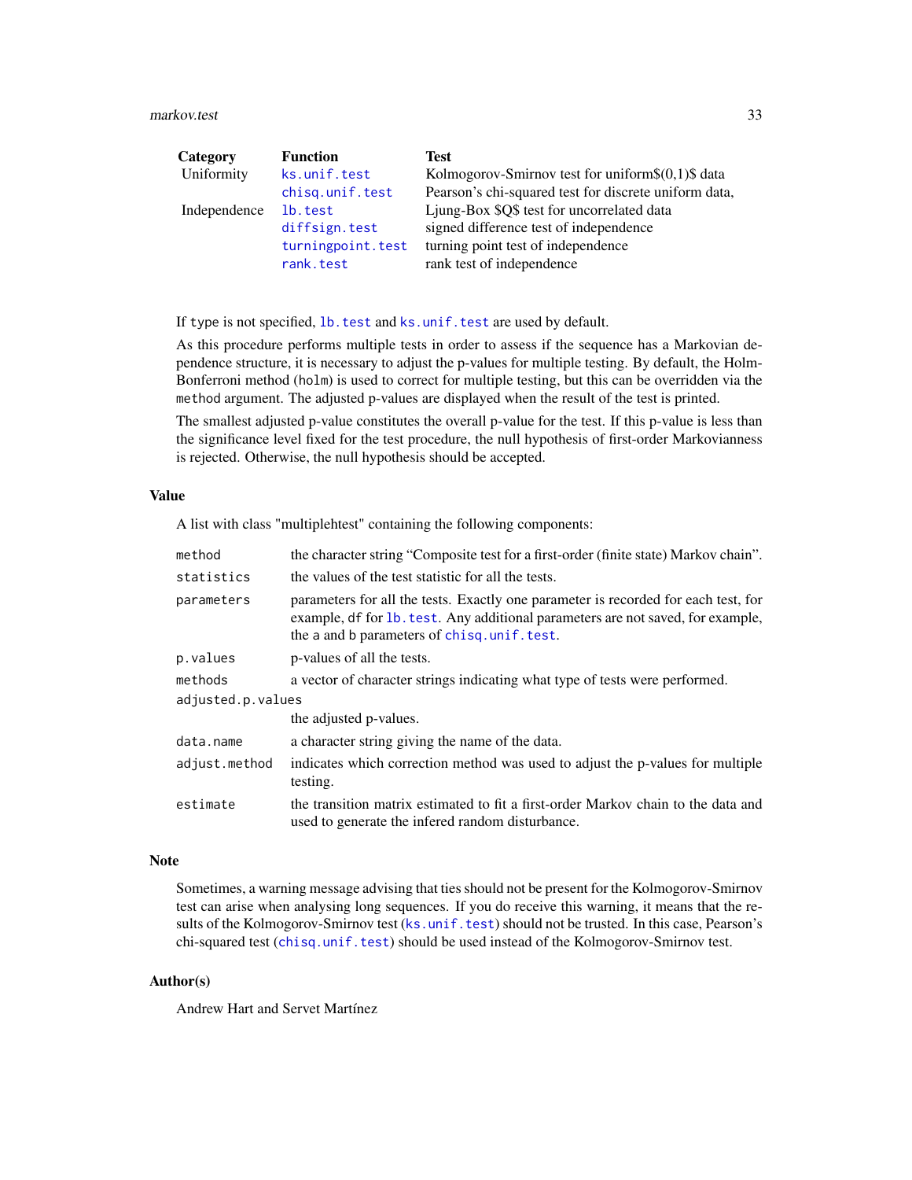| Category | Function | Test |
|---|---|---|
| Uniformity | `ks.unif.test` | Kolmogorov-Smirnov test for uniform$(0,1)$ data |
| | `chisq.unif.test` | Pearson's chi-squared test for discrete uniform data, |
| Independence | `lb.test` | Ljung-Box $Q$ test for uncorrelated data |
| | `diffsign.test` | signed difference test of independence |
| | `turningpoint.test` | turning point test of independence |
| | `rank.test` | rank test of independence |

If `type` is not specified, `lb.test` and `ks.unif.test` are used by default.

As this procedure performs multiple tests in order to assess if the sequence has a Markovian dependence structure, it is necessary to adjust the p-values for multiple testing. By default, the Holm-Bonferroni method (`holm`) is used to correct for multiple testing, but this can be overridden via the `method` argument. The adjusted p-values are displayed when the result of the test is printed.

The smallest adjusted p-value constitutes the overall p-value for the test. If this p-value is less than the significance level fixed for the test procedure, the null hypothesis of first-order Markovianness is rejected. Otherwise, the null hypothesis should be accepted.

## Value

A list with class "multiplehtest" containing the following components:

- `method` — the character string "Composite test for a first-order (finite state) Markov chain".
- `statistics` — the values of the test statistic for all the tests.
- `parameters` — parameters for all the tests. Exactly one parameter is recorded for each test, for example, `df` for `lb.test`. Any additional parameters are not saved, for example, the `a` and `b` parameters of `chisq.unif.test`.
- `p.values` — p-values of all the tests.
- `methods` — a vector of character strings indicating what type of tests were performed.
- `adjusted.p.values` — the adjusted p-values.
- `data.name` — a character string giving the name of the data.
- `adjust.method` — indicates which correction method was used to adjust the p-values for multiple testing.
- `estimate` — the transition matrix estimated to fit a first-order Markov chain to the data and used to generate the infered random disturbance.

## Note

Sometimes, a warning message advising that ties should not be present for the Kolmogorov-Smirnov test can arise when analysing long sequences. If you do receive this warning, it means that the results of the Kolmogorov-Smirnov test (`ks.unif.test`) should not be trusted. In this case, Pearson's chi-squared test (`chisq.unif.test`) should be used instead of the Kolmogorov-Smirnov test.

## Author(s)

Andrew Hart and Servet Martínez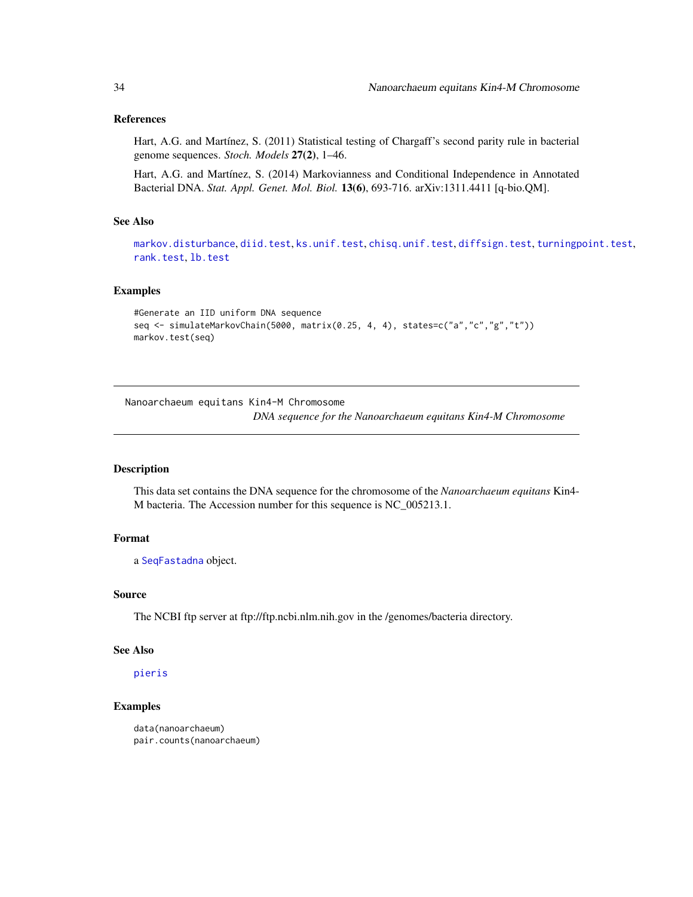## References

Hart, A.G. and Martínez, S. (2011) Statistical testing of Chargaff's second parity rule in bacterial genome sequences. *Stoch. Models* **27(2)**, 1–46.

Hart, A.G. and Martínez, S. (2014) Markovianness and Conditional Independence in Annotated Bacterial DNA. *Stat. Appl. Genet. Mol. Biol.* **13(6)**, 693-716. arXiv:1311.4411 [q-bio.QM].

## See Also

`markov.disturbance`, `diid.test`, `ks.unif.test`, `chisq.unif.test`, `diffsign.test`, `turningpoint.test`, `rank.test`, `lb.test`

## Examples

```
#Generate an IID uniform DNA sequence
seq <- simulateMarkovChain(5000, matrix(0.25, 4, 4), states=c("a","c","g","t"))
markov.test(seq)
```

---

Nanoarchaeum equitans Kin4-M Chromosome

*DNA sequence for the Nanoarchaeum equitans Kin4-M Chromosome*

---

## Description

This data set contains the DNA sequence for the chromosome of the *Nanoarchaeum equitans* Kin4-M bacteria. The Accession number for this sequence is NC_005213.1.

## Format

a `SeqFastadna` object.

## Source

The NCBI ftp server at ftp://ftp.ncbi.nlm.nih.gov in the /genomes/bacteria directory.

## See Also

`pieris`

## Examples

```
data(nanoarchaeum)
pair.counts(nanoarchaeum)
```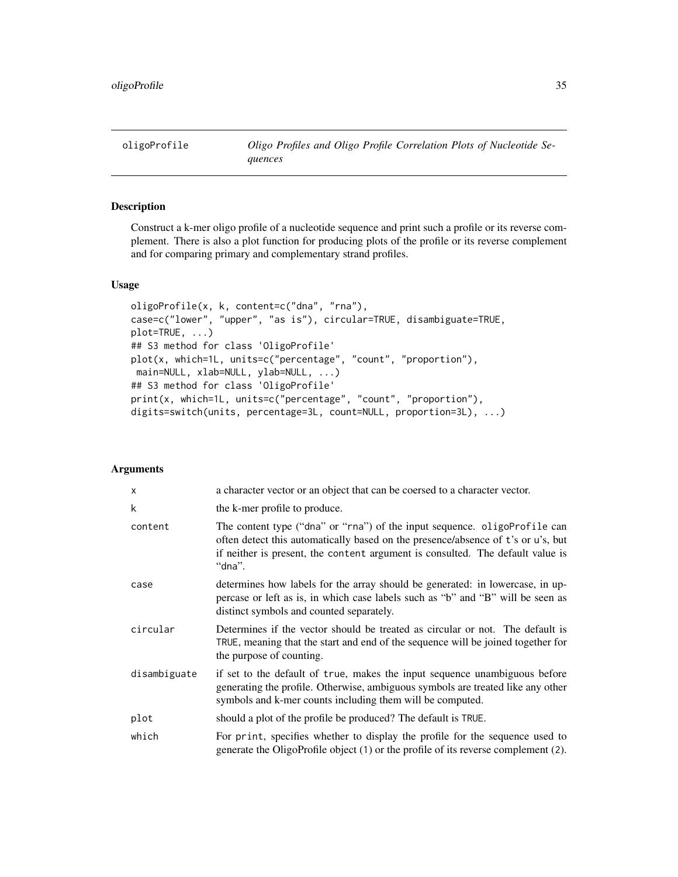oligoProfile — *Oligo Profiles and Oligo Profile Correlation Plots of Nucleotide Sequences*

## Description

Construct a k-mer oligo profile of a nucleotide sequence and print such a profile or its reverse complement. There is also a plot function for producing plots of the profile or its reverse complement and for comparing primary and complementary strand profiles.

## Usage

```
oligoProfile(x, k, content=c("dna", "rna"),
case=c("lower", "upper", "as is"), circular=TRUE, disambiguate=TRUE,
plot=TRUE, ...)
## S3 method for class 'OligoProfile'
plot(x, which=1L, units=c("percentage", "count", "proportion"),
 main=NULL, xlab=NULL, ylab=NULL, ...)
## S3 method for class 'OligoProfile'
print(x, which=1L, units=c("percentage", "count", "proportion"),
digits=switch(units, percentage=3L, count=NULL, proportion=3L), ...)
```

## Arguments

| | |
|---|---|
| x | a character vector or an object that can be coersed to a character vector. |
| k | the k-mer profile to produce. |
| content | The content type ("dna" or "rna") of the input sequence. oligoProfile can often detect this automatically based on the presence/absence of t's or u's, but if neither is present, the content argument is consulted. The default value is "dna". |
| case | determines how labels for the array should be generated: in lowercase, in uppercase or left as is, in which case labels such as "b" and "B" will be seen as distinct symbols and counted separately. |
| circular | Determines if the vector should be treated as circular or not. The default is TRUE, meaning that the start and end of the sequence will be joined together for the purpose of counting. |
| disambiguate | if set to the default of true, makes the input sequence unambiguous before generating the profile. Otherwise, ambiguous symbols are treated like any other symbols and k-mer counts including them will be computed. |
| plot | should a plot of the profile be produced? The default is TRUE. |
| which | For print, specifies whether to display the profile for the sequence used to generate the OligoProfile object (1) or the profile of its reverse complement (2). |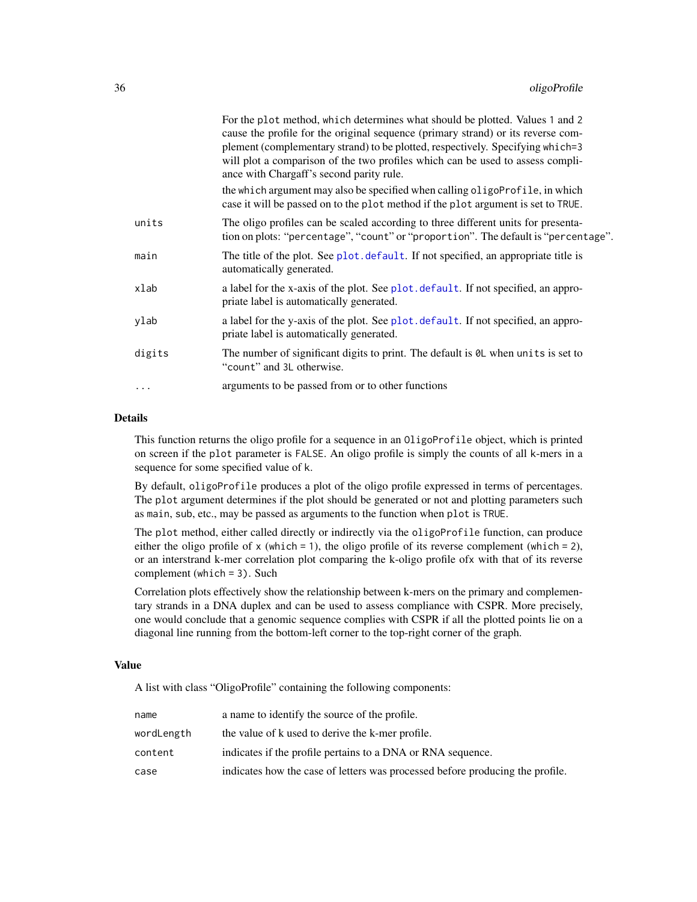| | |
|---|---|
| | For the `plot` method, `which` determines what should be plotted. Values `1` and `2` cause the profile for the original sequence (primary strand) or its reverse complement (complementary strand) to be plotted, respectively. Specifying `which=3` will plot a comparison of the two profiles which can be used to assess compliance with Chargaff's second parity rule. |
| | the `which` argument may also be specified when calling `oligoProfile`, in which case it will be passed on to the `plot` method if the `plot` argument is set to `TRUE`. |
| `units` | The oligo profiles can be scaled according to three different units for presentation on plots: "`percentage`", "`count`" or "`proportion`". The default is "`percentage`". |
| `main` | The title of the plot. See `plot.default`. If not specified, an appropriate title is automatically generated. |
| `xlab` | a label for the x-axis of the plot. See `plot.default`. If not specified, an appropriate label is automatically generated. |
| `ylab` | a label for the y-axis of the plot. See `plot.default`. If not specified, an appropriate label is automatically generated. |
| `digits` | The number of significant digits to print. The default is `0L` when `units` is set to "`count`" and `3L` otherwise. |
| `...` | arguments to be passed from or to other functions |

## Details

This function returns the oligo profile for a sequence in an `OligoProfile` object, which is printed on screen if the `plot` parameter is `FALSE`. An oligo profile is simply the counts of all k-mers in a sequence for some specified value of k.

By default, `oligoProfile` produces a plot of the oligo profile expressed in terms of percentages. The `plot` argument determines if the plot should be generated or not and plotting parameters such as `main`, `sub`, etc., may be passed as arguments to the function when `plot` is `TRUE`.

The `plot` method, either called directly or indirectly via the `oligoProfile` function, can produce either the oligo profile of `x` (`which = 1`), the oligo profile of its reverse complement (`which = 2`), or an interstrand k-mer correlation plot comparing the k-oligo profile ofx with that of its reverse complement (`which = 3`). Such

Correlation plots effectively show the relationship between k-mers on the primary and complementary strands in a DNA duplex and can be used to assess compliance with CSPR. More precisely, one would conclude that a genomic sequence complies with CSPR if all the plotted points lie on a diagonal line running from the bottom-left corner to the top-right corner of the graph.

## Value

A list with class "OligoProfile" containing the following components:

| | |
|---|---|
| `name` | a name to identify the source of the profile. |
| `wordLength` | the value of k used to derive the k-mer profile. |
| `content` | indicates if the profile pertains to a DNA or RNA sequence. |
| `case` | indicates how the case of letters was processed before producing the profile. |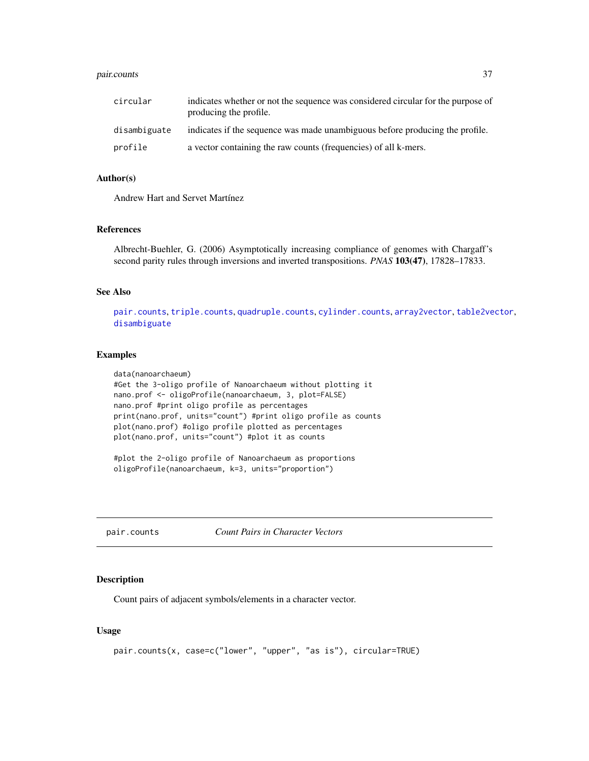| | |
|---|---|
| circular | indicates whether or not the sequence was considered circular for the purpose of producing the profile. |
| disambiguate | indicates if the sequence was made unambiguous before producing the profile. |
| profile | a vector containing the raw counts (frequencies) of all k-mers. |

### Author(s)

Andrew Hart and Servet Martínez

### References

Albrecht-Buehler, G. (2006) Asymptotically increasing compliance of genomes with Chargaff's second parity rules through inversions and inverted transpositions. *PNAS* **103(47)**, 17828–17833.

### See Also

pair.counts, triple.counts, quadruple.counts, cylinder.counts, array2vector, table2vector, disambiguate

### Examples

```
data(nanoarchaeum)
#Get the 3-oligo profile of Nanoarchaeum without plotting it
nano.prof <- oligoProfile(nanoarchaeum, 3, plot=FALSE)
nano.prof #print oligo profile as percentages
print(nano.prof, units="count") #print oligo profile as counts
plot(nano.prof) #oligo profile plotted as percentages
plot(nano.prof, units="count") #plot it as counts

#plot the 2-oligo profile of Nanoarchaeum as proportions
oligoProfile(nanoarchaeum, k=3, units="proportion")
```

---

## pair.counts — *Count Pairs in Character Vectors*

### Description

Count pairs of adjacent symbols/elements in a character vector.

### Usage

```
pair.counts(x, case=c("lower", "upper", "as is"), circular=TRUE)
```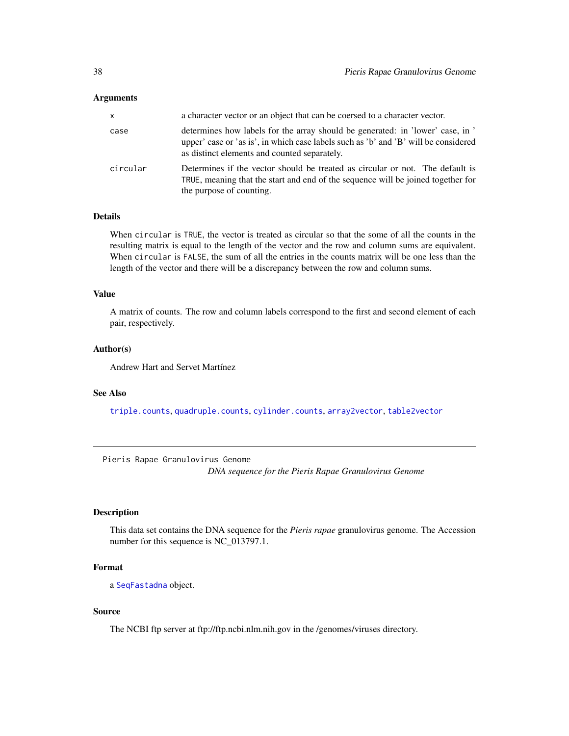### Arguments

| | |
|---|---|
| x | a character vector or an object that can be coersed to a character vector. |
| case | determines how labels for the array should be generated: in 'lower' case, in ' upper' case or 'as is', in which case labels such as 'b' and 'B' will be considered as distinct elements and counted separately. |
| circular | Determines if the vector should be treated as circular or not. The default is TRUE, meaning that the start and end of the sequence will be joined together for the purpose of counting. |

### Details

When `circular` is `TRUE`, the vector is treated as circular so that the some of all the counts in the resulting matrix is equal to the length of the vector and the row and column sums are equivalent. When `circular` is `FALSE`, the sum of all the entries in the counts matrix will be one less than the length of the vector and there will be a discrepancy between the row and column sums.

### Value

A matrix of counts. The row and column labels correspond to the first and second element of each pair, respectively.

### Author(s)

Andrew Hart and Servet Martínez

### See Also

`triple.counts`, `quadruple.counts`, `cylinder.counts`, `array2vector`, `table2vector`

---

## Pieris Rapae Granulovirus Genome

*DNA sequence for the Pieris Rapae Granulovirus Genome*

### Description

This data set contains the DNA sequence for the *Pieris rapae* granulovirus genome. The Accession number for this sequence is NC_013797.1.

### Format

a `SeqFastadna` object.

### Source

The NCBI ftp server at ftp://ftp.ncbi.nlm.nih.gov in the /genomes/viruses directory.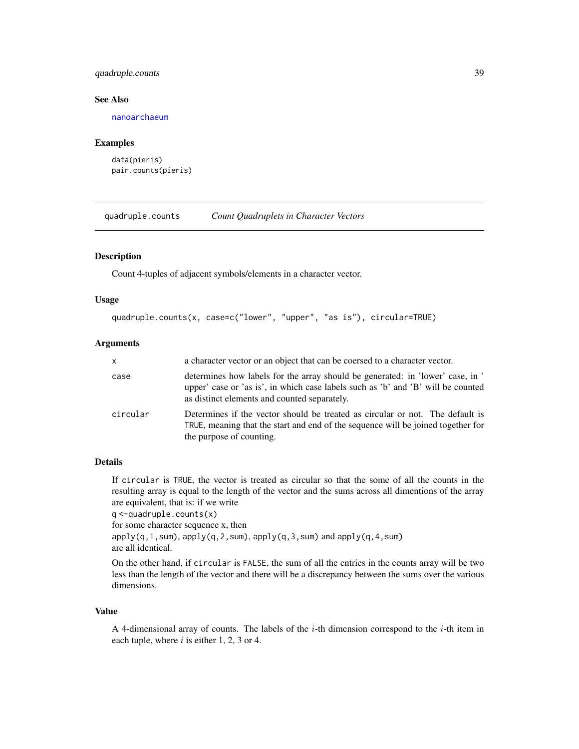### See Also

nanoarchaeum

### Examples

```
data(pieris)
pair.counts(pieris)
```

---

## quadruple.counts — *Count Quadruplets in Character Vectors*

---

### Description

Count 4-tuples of adjacent symbols/elements in a character vector.

### Usage

```
quadruple.counts(x, case=c("lower", "upper", "as is"), circular=TRUE)
```

### Arguments

| | |
|---|---|
| `x` | a character vector or an object that can be coersed to a character vector. |
| `case` | determines how labels for the array should be generated: in 'lower' case, in 'upper' case or 'as is', in which case labels such as 'b' and 'B' will be counted as distinct elements and counted separately. |
| `circular` | Determines if the vector should be treated as circular or not. The default is `TRUE`, meaning that the start and end of the sequence will be joined together for the purpose of counting. |

### Details

If `circular` is `TRUE`, the vector is treated as circular so that the some of all the counts in the resulting array is equal to the length of the vector and the sums across all dimentions of the array are equivalent, that is: if we write
`q <-quadruple.counts(x)`
for some character sequence x, then
`apply(q,1,sum)`, `apply(q,2,sum)`, `apply(q,3,sum)` and `apply(q,4,sum)`
are all identical.

On the other hand, if `circular` is `FALSE`, the sum of all the entries in the counts array will be two less than the length of the vector and there will be a discrepancy between the sums over the various dimensions.

### Value

A 4-dimensional array of counts. The labels of the $i$-th dimension correspond to the $i$-th item in each tuple, where $i$ is either 1, 2, 3 or 4.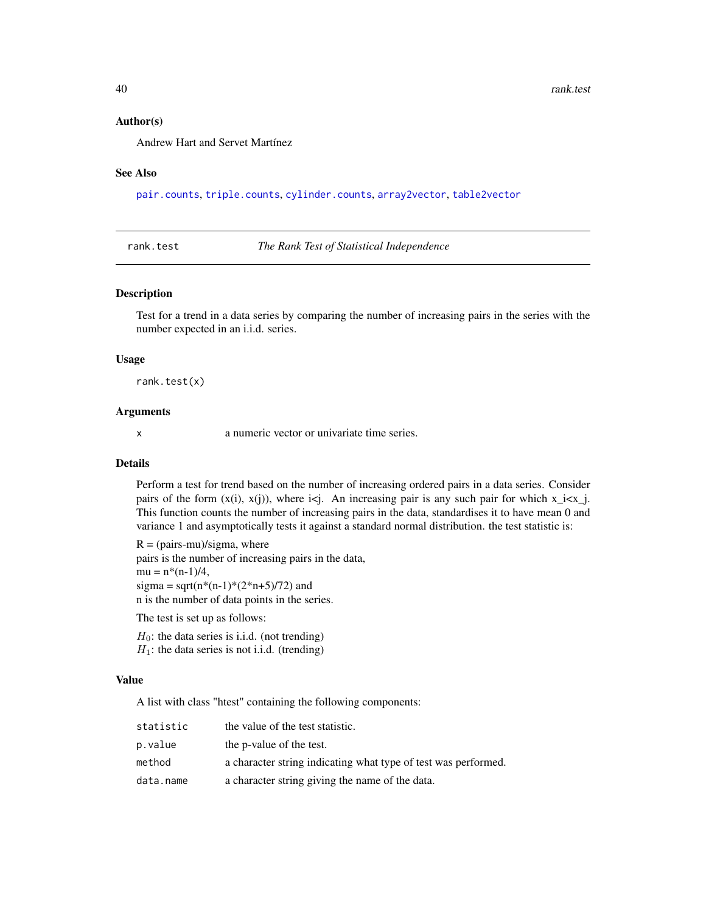### Author(s)

Andrew Hart and Servet Martínez

### See Also

pair.counts, triple.counts, cylinder.counts, array2vector, table2vector

---

## rank.test — *The Rank Test of Statistical Independence*

### Description

Test for a trend in a data series by comparing the number of increasing pairs in the series with the number expected in an i.i.d. series.

### Usage

```
rank.test(x)
```

### Arguments

| | |
|---|---|
| x | a numeric vector or univariate time series. |

### Details

Perform a test for trend based on the number of increasing ordered pairs in a data series. Consider pairs of the form (x(i), x(j)), where i<j. An increasing pair is any such pair for which x_i<x_j. This function counts the number of increasing pairs in the data, standardises it to have mean 0 and variance 1 and asymptotically tests it against a standard normal distribution. the test statistic is:

R = (pairs-mu)/sigma, where
pairs is the number of increasing pairs in the data,
mu = n*(n-1)/4,
sigma = sqrt(n*(n-1)*(2*n+5)/72) and
n is the number of data points in the series.

The test is set up as follows:

$H_0$: the data series is i.i.d. (not trending)
$H_1$: the data series is not i.i.d. (trending)

### Value

A list with class "htest" containing the following components:

| | |
|---|---|
| statistic | the value of the test statistic. |
| p.value | the p-value of the test. |
| method | a character string indicating what type of test was performed. |
| data.name | a character string giving the name of the data. |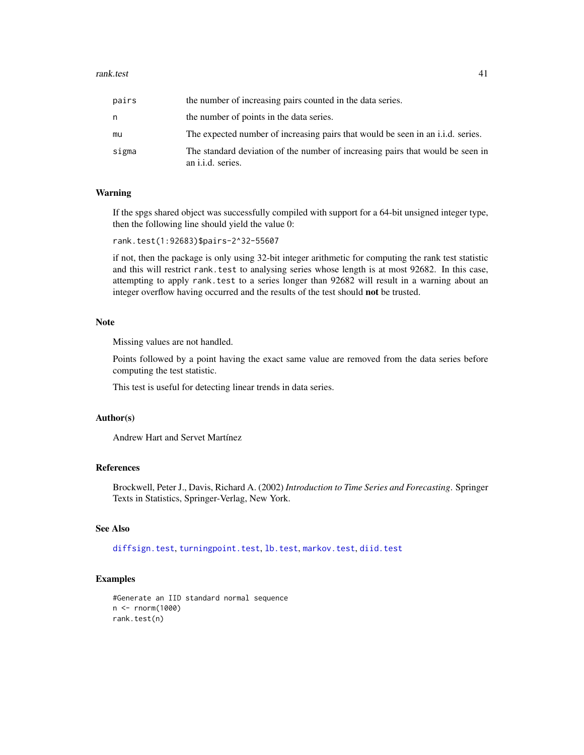| | |
|---|---|
| pairs | the number of increasing pairs counted in the data series. |
| n | the number of points in the data series. |
| mu | The expected number of increasing pairs that would be seen in an i.i.d. series. |
| sigma | The standard deviation of the number of increasing pairs that would be seen in an i.i.d. series. |

## Warning

If the spgs shared object was successfully compiled with support for a 64-bit unsigned integer type, then the following line should yield the value 0:

```
rank.test(1:92683)$pairs-2^32-55607
```

if not, then the package is only using 32-bit integer arithmetic for computing the rank test statistic and this will restrict `rank.test` to analysing series whose length is at most 92682. In this case, attempting to apply `rank.test` to a series longer than 92682 will result in a warning about an integer overflow having occurred and the results of the test should **not** be trusted.

## Note

Missing values are not handled.

Points followed by a point having the exact same value are removed from the data series before computing the test statistic.

This test is useful for detecting linear trends in data series.

## Author(s)

Andrew Hart and Servet Martínez

## References

Brockwell, Peter J., Davis, Richard A. (2002) *Introduction to Time Series and Forecasting*. Springer Texts in Statistics, Springer-Verlag, New York.

## See Also

`diffsign.test`, `turningpoint.test`, `lb.test`, `markov.test`, `diid.test`

## Examples

```
#Generate an IID standard normal sequence
n <- rnorm(1000)
rank.test(n)
```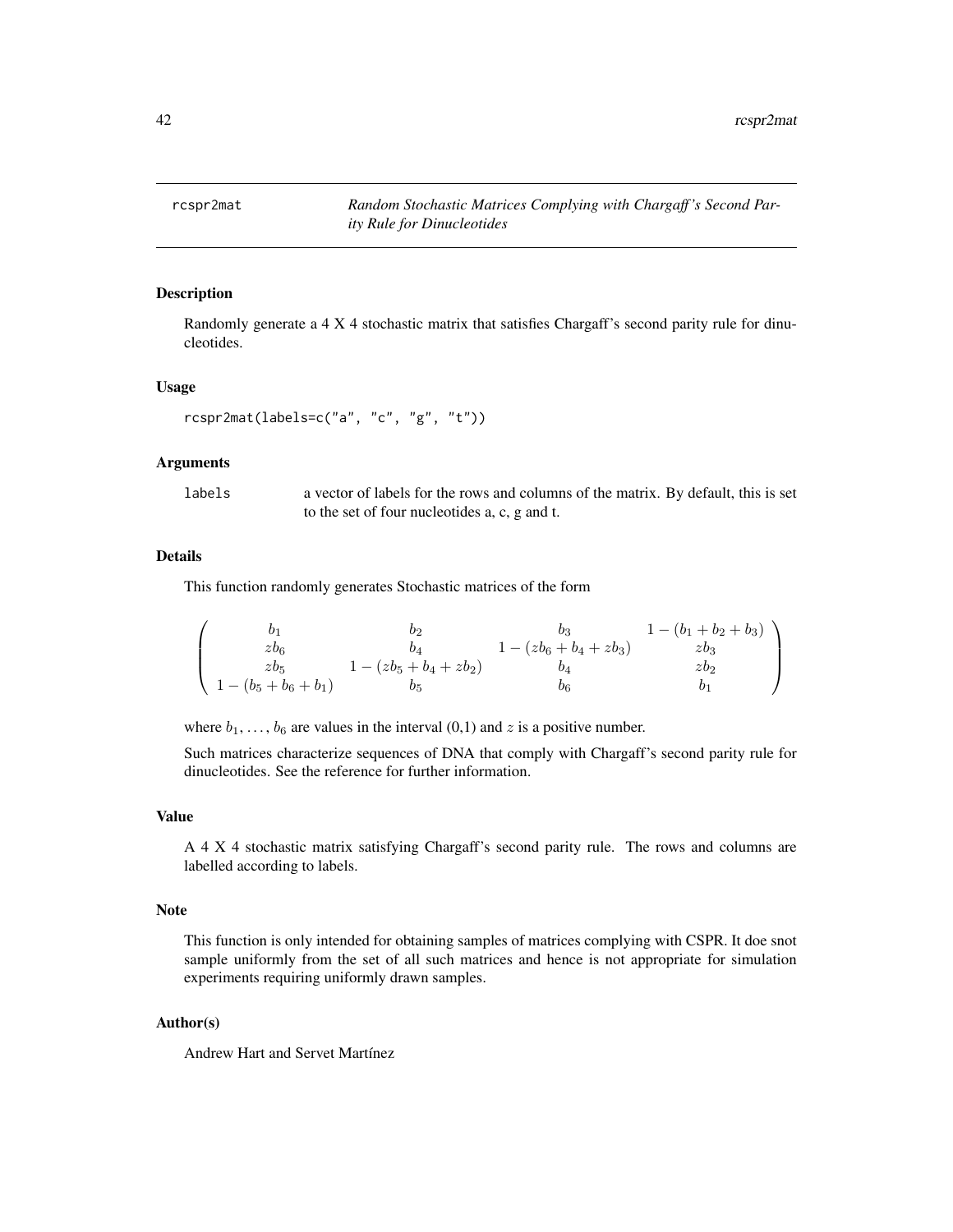| rcspr2mat | *Random Stochastic Matrices Complying with Chargaff's Second Parity Rule for Dinucleotides* |
|---|---|

### Description

Randomly generate a 4 X 4 stochastic matrix that satisfies Chargaff's second parity rule for dinucleotides.

### Usage

```
rcspr2mat(labels=c("a", "c", "g", "t"))
```

### Arguments

`labels` a vector of labels for the rows and columns of the matrix. By default, this is set to the set of four nucleotides a, c, g and t.

### Details

This function randomly generates Stochastic matrices of the form

$$\begin{pmatrix} b_1 & b_2 & b_3 & 1-(b_1+b_2+b_3) \\ zb_6 & b_4 & 1-(zb_6+b_4+zb_3) & zb_3 \\ zb_5 & 1-(zb_5+b_4+zb_2) & b_4 & zb_2 \\ 1-(b_5+b_6+b_1) & b_5 & b_6 & b_1 \end{pmatrix}$$

where $b_1, \ldots, b_6$ are values in the interval (0,1) and $z$ is a positive number.

Such matrices characterize sequences of DNA that comply with Chargaff's second parity rule for dinucleotides. See the reference for further information.

### Value

A 4 X 4 stochastic matrix satisfying Chargaff's second parity rule. The rows and columns are labelled according to labels.

### Note

This function is only intended for obtaining samples of matrices complying with CSPR. It doe snot sample uniformly from the set of all such matrices and hence is not appropriate for simulation experiments requiring uniformly drawn samples.

### Author(s)

Andrew Hart and Servet Martínez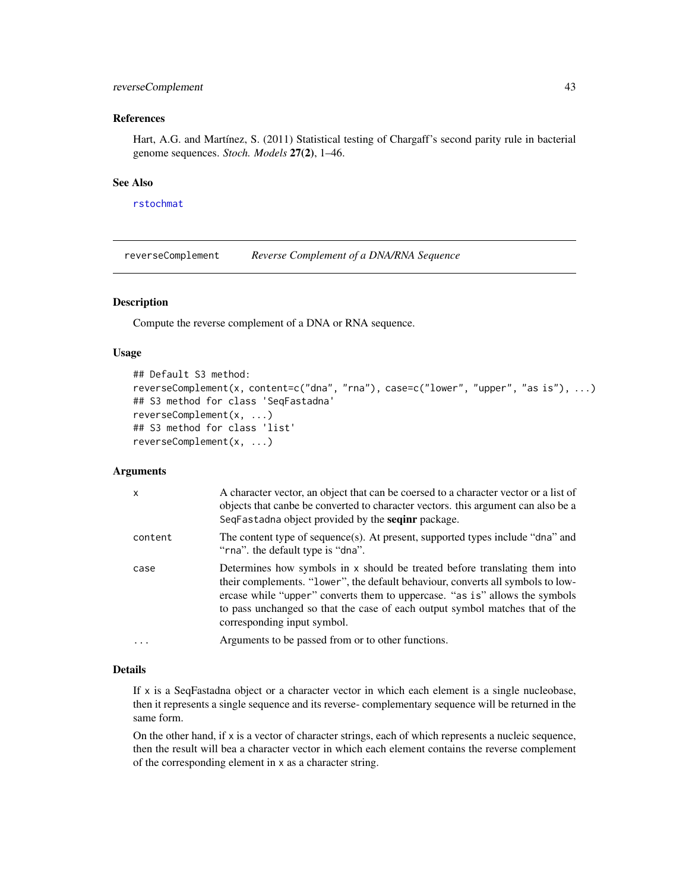## References

Hart, A.G. and Martínez, S. (2011) Statistical testing of Chargaff's second parity rule in bacterial genome sequences. *Stoch. Models* **27(2)**, 1–46.

## See Also

`rstochmat`

---

# reverseComplement — *Reverse Complement of a DNA/RNA Sequence*

## Description

Compute the reverse complement of a DNA or RNA sequence.

## Usage

```
## Default S3 method:
reverseComplement(x, content=c("dna", "rna"), case=c("lower", "upper", "as is"), ...)
## S3 method for class 'SeqFastadna'
reverseComplement(x, ...)
## S3 method for class 'list'
reverseComplement(x, ...)
```

## Arguments

| | |
|---|---|
| `x` | A character vector, an object that can be coersed to a character vector or a list of objects that canbe be converted to character vectors. this argument can also be a `SeqFastadna` object provided by the **seqinr** package. |
| `content` | The content type of sequence(s). At present, supported types include "`dna`" and "`rna`". the default type is "`dna`". |
| `case` | Determines how symbols in `x` should be treated before translating them into their complements. "`lower`", the default behaviour, converts all symbols to lowercase while "`upper`" converts them to uppercase. "`as is`" allows the symbols to pass unchanged so that the case of each output symbol matches that of the corresponding input symbol. |
| `...` | Arguments to be passed from or to other functions. |

## Details

If `x` is a SeqFastadna object or a character vector in which each element is a single nucleobase, then it represents a single sequence and its reverse- complementary sequence will be returned in the same form.

On the other hand, if `x` is a vector of character strings, each of which represents a nucleic sequence, then the result will bea a character vector in which each element contains the reverse complement of the corresponding element in `x` as a character string.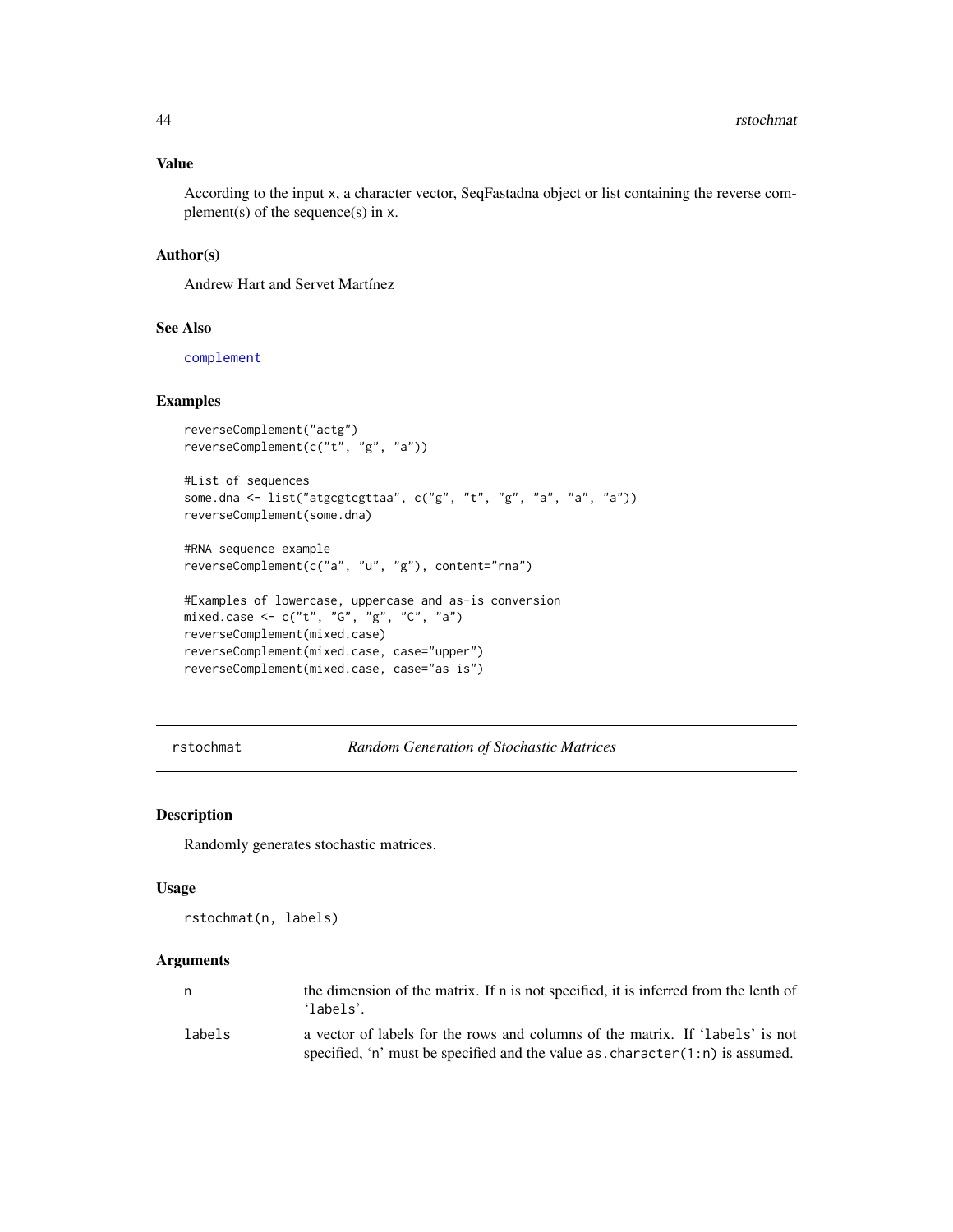### Value

According to the input x, a character vector, SeqFastadna object or list containing the reverse complement(s) of the sequence(s) in x.

### Author(s)

Andrew Hart and Servet Martínez

### See Also

complement

### Examples

```
reverseComplement("actg")
reverseComplement(c("t", "g", "a"))

#List of sequences
some.dna <- list("atgcgtcgttaa", c("g", "t", "g", "a", "a", "a"))
reverseComplement(some.dna)

#RNA sequence example
reverseComplement(c("a", "u", "g"), content="rna")

#Examples of lowercase, uppercase and as-is conversion
mixed.case <- c("t", "G", "g", "C", "a")
reverseComplement(mixed.case)
reverseComplement(mixed.case, case="upper")
reverseComplement(mixed.case, case="as is")
```

---

## rstochmat — *Random Generation of Stochastic Matrices*

### Description

Randomly generates stochastic matrices.

### Usage

```
rstochmat(n, labels)
```

### Arguments

| | |
|---|---|
| n | the dimension of the matrix. If n is not specified, it is inferred from the lenth of 'labels'. |
| labels | a vector of labels for the rows and columns of the matrix. If 'labels' is not specified, 'n' must be specified and the value as.character(1:n) is assumed. |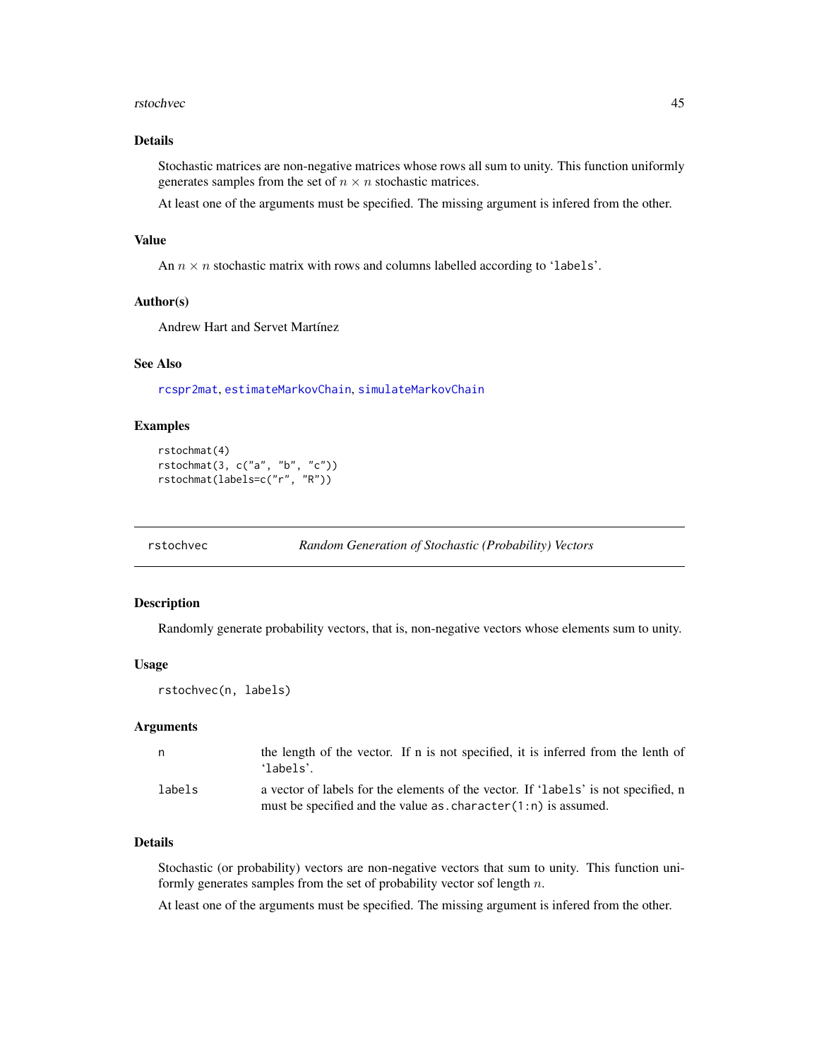## Details

Stochastic matrices are non-negative matrices whose rows all sum to unity. This function uniformly generates samples from the set of $n \times n$ stochastic matrices.

At least one of the arguments must be specified. The missing argument is infered from the other.

## Value

An $n \times n$ stochastic matrix with rows and columns labelled according to 'labels'.

## Author(s)

Andrew Hart and Servet Martínez

## See Also

rcspr2mat, estimateMarkovChain, simulateMarkovChain

## Examples

```
rstochmat(4)
rstochmat(3, c("a", "b", "c"))
rstochmat(labels=c("r", "R"))
```

---

# rstochvec — *Random Generation of Stochastic (Probability) Vectors*

## Description

Randomly generate probability vectors, that is, non-negative vectors whose elements sum to unity.

## Usage

```
rstochvec(n, labels)
```

## Arguments

| | |
|---|---|
| n | the length of the vector. If n is not specified, it is inferred from the lenth of 'labels'. |
| labels | a vector of labels for the elements of the vector. If 'labels' is not specified, n must be specified and the value `as.character(1:n)` is assumed. |

## Details

Stochastic (or probability) vectors are non-negative vectors that sum to unity. This function uniformly generates samples from the set of probability vector sof length $n$.

At least one of the arguments must be specified. The missing argument is infered from the other.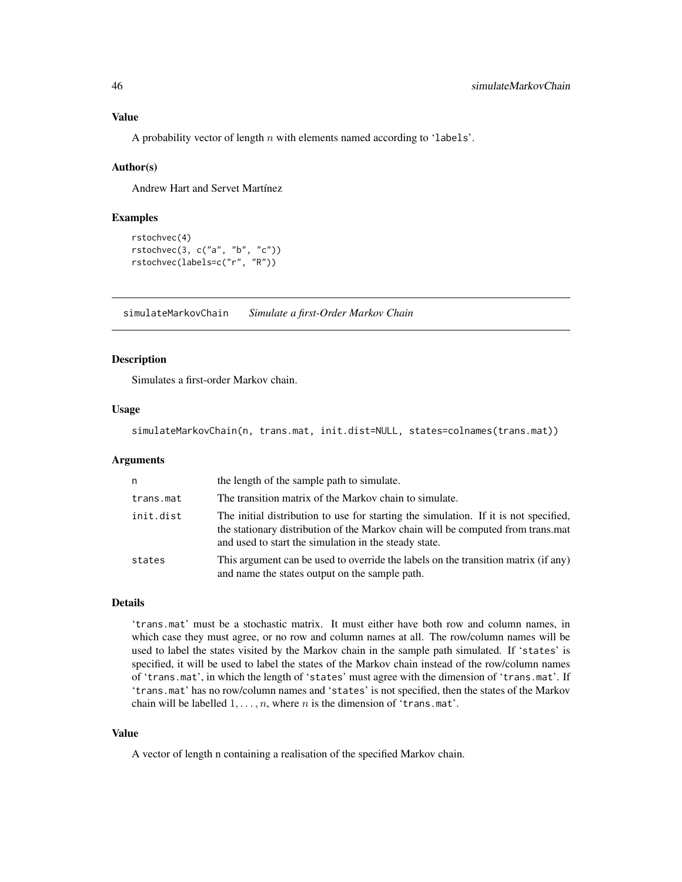## Value

A probability vector of length $n$ with elements named according to 'labels'.

## Author(s)

Andrew Hart and Servet Martínez

## Examples

```
rstochvec(4)
rstochvec(3, c("a", "b", "c"))
rstochvec(labels=c("r", "R"))
```

---

# simulateMarkovChain *Simulate a first-Order Markov Chain*

---

## Description

Simulates a first-order Markov chain.

## Usage

```
simulateMarkovChain(n, trans.mat, init.dist=NULL, states=colnames(trans.mat))
```

## Arguments

| | |
|---|---|
| n | the length of the sample path to simulate. |
| trans.mat | The transition matrix of the Markov chain to simulate. |
| init.dist | The initial distribution to use for starting the simulation. If it is not specified, the stationary distribution of the Markov chain will be computed from trans.mat and used to start the simulation in the steady state. |
| states | This argument can be used to override the labels on the transition matrix (if any) and name the states output on the sample path. |

## Details

'trans.mat' must be a stochastic matrix. It must either have both row and column names, in which case they must agree, or no row and column names at all. The row/column names will be used to label the states visited by the Markov chain in the sample path simulated. If 'states' is specified, it will be used to label the states of the Markov chain instead of the row/column names of 'trans.mat', in which the length of 'states' must agree with the dimension of 'trans.mat'. If 'trans.mat' has no row/column names and 'states' is not specified, then the states of the Markov chain will be labelled $1, \ldots, n$, where $n$ is the dimension of 'trans.mat'.

## Value

A vector of length n containing a realisation of the specified Markov chain.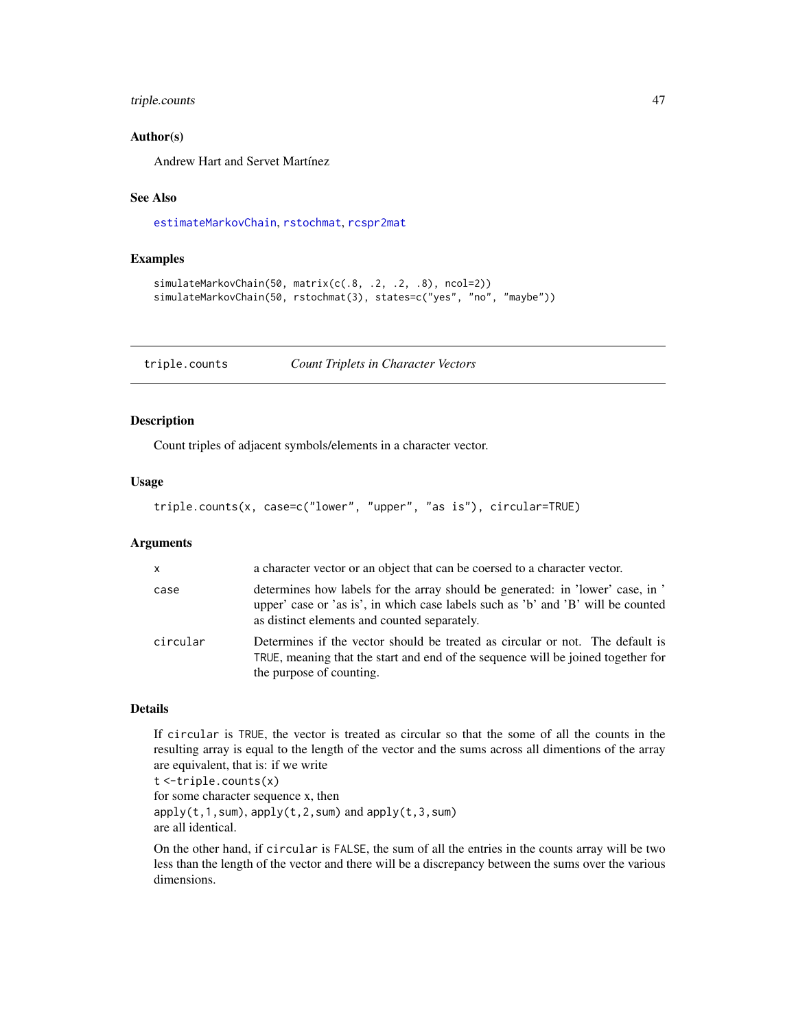## Author(s)

Andrew Hart and Servet Martínez

## See Also

estimateMarkovChain, rstochmat, rcspr2mat

## Examples

```
simulateMarkovChain(50, matrix(c(.8, .2, .2, .8), ncol=2))
simulateMarkovChain(50, rstochmat(3), states=c("yes", "no", "maybe"))
```

---

# triple.counts *Count Triplets in Character Vectors*

## Description

Count triples of adjacent symbols/elements in a character vector.

## Usage

```
triple.counts(x, case=c("lower", "upper", "as is"), circular=TRUE)
```

## Arguments

| | |
|---|---|
| x | a character vector or an object that can be coersed to a character vector. |
| case | determines how labels for the array should be generated: in 'lower' case, in ' upper' case or 'as is', in which case labels such as 'b' and 'B' will be counted as distinct elements and counted separately. |
| circular | Determines if the vector should be treated as circular or not. The default is TRUE, meaning that the start and end of the sequence will be joined together for the purpose of counting. |

## Details

If circular is TRUE, the vector is treated as circular so that the some of all the counts in the resulting array is equal to the length of the vector and the sums across all dimentions of the array are equivalent, that is: if we write
`t <-triple.counts(x)`
for some character sequence x, then
`apply(t,1,sum)`, `apply(t,2,sum)` and `apply(t,3,sum)`
are all identical.

On the other hand, if circular is FALSE, the sum of all the entries in the counts array will be two less than the length of the vector and there will be a discrepancy between the sums over the various dimensions.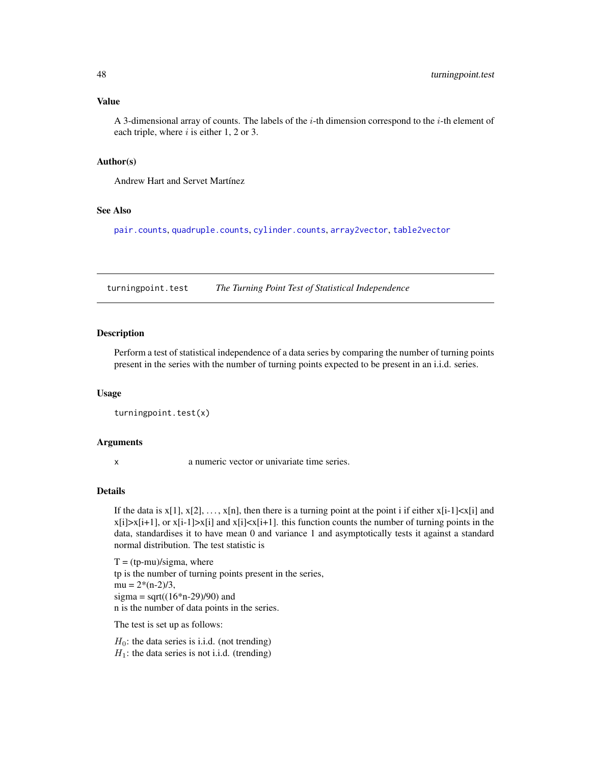### Value

A 3-dimensional array of counts. The labels of the $i$-th dimension correspond to the $i$-th element of each triple, where $i$ is either 1, 2 or 3.

### Author(s)

Andrew Hart and Servet Martínez

### See Also

`pair.counts`, `quadruple.counts`, `cylinder.counts`, `array2vector`, `table2vector`

---

## turningpoint.test *The Turning Point Test of Statistical Independence*

---

### Description

Perform a test of statistical independence of a data series by comparing the number of turning points present in the series with the number of turning points expected to be present in an i.i.d. series.

### Usage

```
turningpoint.test(x)
```

### Arguments

| | |
|---|---|
| `x` | a numeric vector or univariate time series. |

### Details

If the data is x[1], x[2], ..., x[n], then there is a turning point at the point i if either x[i-1]<x[i] and x[i]>x[i+1], or x[i-1]>x[i] and x[i]<x[i+1]. this function counts the number of turning points in the data, standardises it to have mean 0 and variance 1 and asymptotically tests it against a standard normal distribution. The test statistic is

T = (tp-mu)/sigma, where
tp is the number of turning points present in the series,
mu = 2*(n-2)/3,
sigma = sqrt((16*n-29)/90) and
n is the number of data points in the series.

The test is set up as follows:

$H_0$: the data series is i.i.d. (not trending)
$H_1$: the data series is not i.i.d. (trending)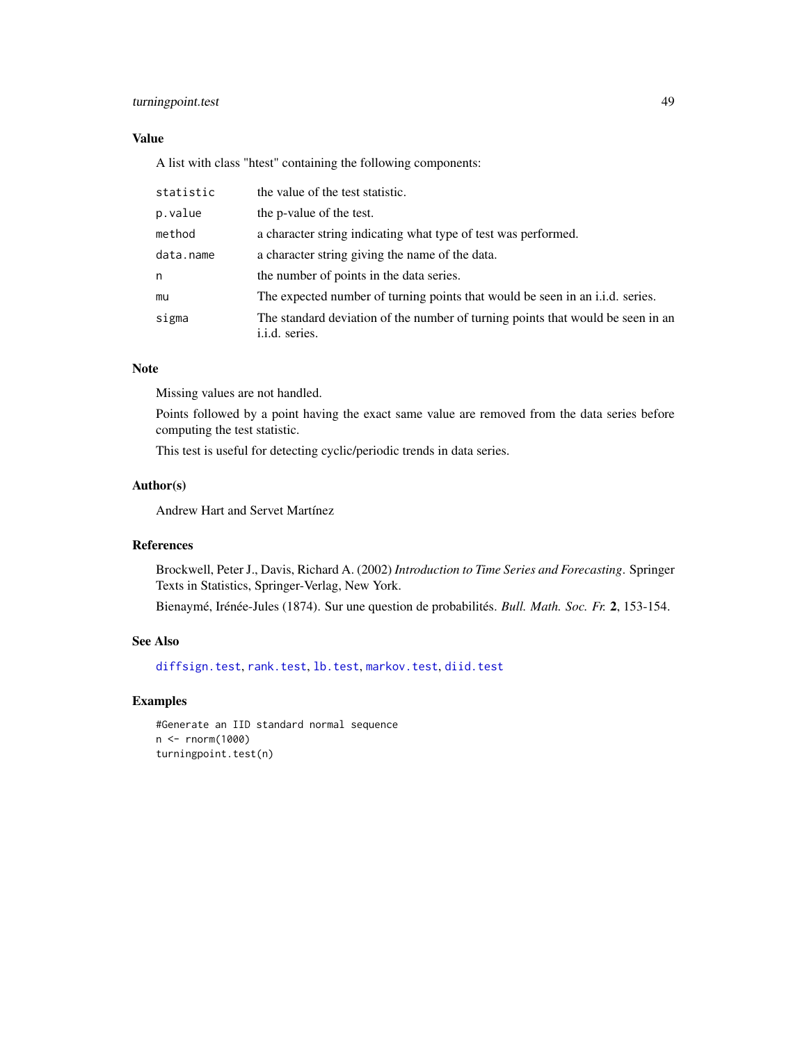### Value

A list with class "htest" containing the following components:

| | |
|---|---|
| statistic | the value of the test statistic. |
| p.value | the p-value of the test. |
| method | a character string indicating what type of test was performed. |
| data.name | a character string giving the name of the data. |
| n | the number of points in the data series. |
| mu | The expected number of turning points that would be seen in an i.i.d. series. |
| sigma | The standard deviation of the number of turning points that would be seen in an i.i.d. series. |

### Note

Missing values are not handled.

Points followed by a point having the exact same value are removed from the data series before computing the test statistic.

This test is useful for detecting cyclic/periodic trends in data series.

### Author(s)

Andrew Hart and Servet Martínez

### References

Brockwell, Peter J., Davis, Richard A. (2002) *Introduction to Time Series and Forecasting*. Springer Texts in Statistics, Springer-Verlag, New York.

Bienaymé, Irénée-Jules (1874). Sur une question de probabilités. *Bull. Math. Soc. Fr.* **2**, 153-154.

### See Also

diffsign.test, rank.test, lb.test, markov.test, diid.test

### Examples

```
#Generate an IID standard normal sequence
n <- rnorm(1000)
turningpoint.test(n)
```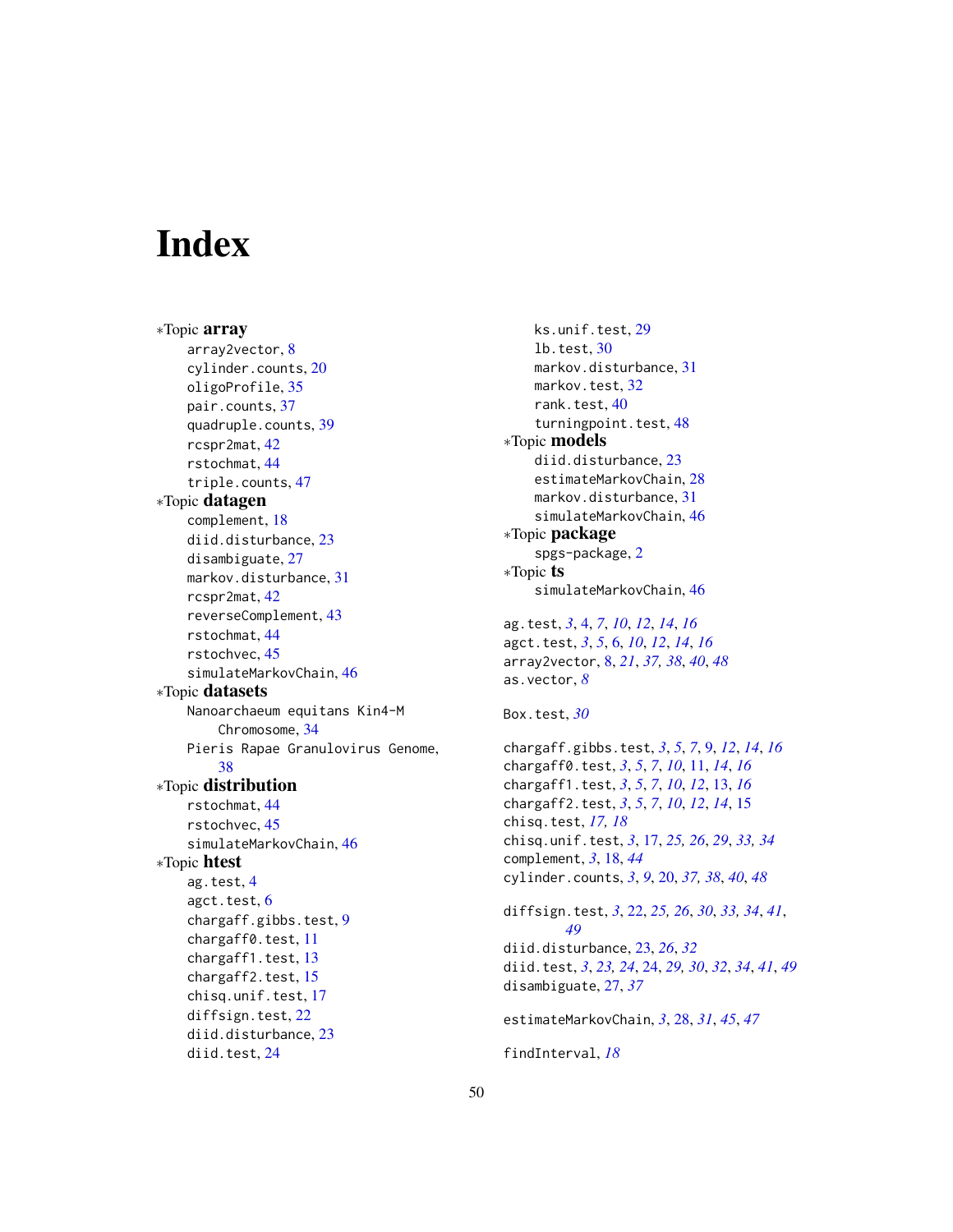# Index

∗Topic **array**
- array2vector, 8
- cylinder.counts, 20
- oligoProfile, 35
- pair.counts, 37
- quadruple.counts, 39
- rcspr2mat, 42
- rstochmat, 44
- triple.counts, 47

∗Topic **datagen**
- complement, 18
- diid.disturbance, 23
- disambiguate, 27
- markov.disturbance, 31
- rcspr2mat, 42
- reverseComplement, 43
- rstochmat, 44
- rstochvec, 45
- simulateMarkovChain, 46

∗Topic **datasets**
- Nanoarchaeum equitans Kin4-M Chromosome, 34
- Pieris Rapae Granulovirus Genome, 38

∗Topic **distribution**
- rstochmat, 44
- rstochvec, 45
- simulateMarkovChain, 46

∗Topic **htest**
- ag.test, 4
- agct.test, 6
- chargaff.gibbs.test, 9
- chargaff0.test, 11
- chargaff1.test, 13
- chargaff2.test, 15
- chisq.unif.test, 17
- diffsign.test, 22
- diid.disturbance, 23
- diid.test, 24
- ks.unif.test, 29
- lb.test, 30
- markov.disturbance, 31
- markov.test, 32
- rank.test, 40
- turningpoint.test, 48

∗Topic **models**
- diid.disturbance, 23
- estimateMarkovChain, 28
- markov.disturbance, 31
- simulateMarkovChain, 46

∗Topic **package**
- spgs-package, 2

∗Topic **ts**
- simulateMarkovChain, 46

ag.test, *3*, 4, *7*, *10*, *12*, *14*, *16*
agct.test, *3*, *5*, 6, *10*, *12*, *14*, *16*
array2vector, 8, *21*, *37, 38*, *40*, *48*
as.vector, *8*

Box.test, *30*

chargaff.gibbs.test, *3*, *5*, *7*, 9, *12*, *14*, *16*
chargaff0.test, *3*, *5*, *7*, *10*, 11, *14*, *16*
chargaff1.test, *3*, *5*, *7*, *10*, *12*, 13, *16*
chargaff2.test, *3*, *5*, *7*, *10*, *12*, *14*, 15
chisq.test, *17, 18*
chisq.unif.test, *3*, 17, *25, 26*, *29*, *33, 34*
complement, *3*, 18, *44*
cylinder.counts, *3*, *9*, 20, *37, 38*, *40*, *48*

diffsign.test, *3*, 22, *25, 26*, *30*, *33, 34*, *41*, *49*
diid.disturbance, 23, *26*, *32*
diid.test, *3*, *23, 24*, 24, *29, 30*, *32*, *34*, *41*, *49*
disambiguate, 27, *37*

estimateMarkovChain, *3*, 28, *31*, *45*, *47*

findInterval, *18*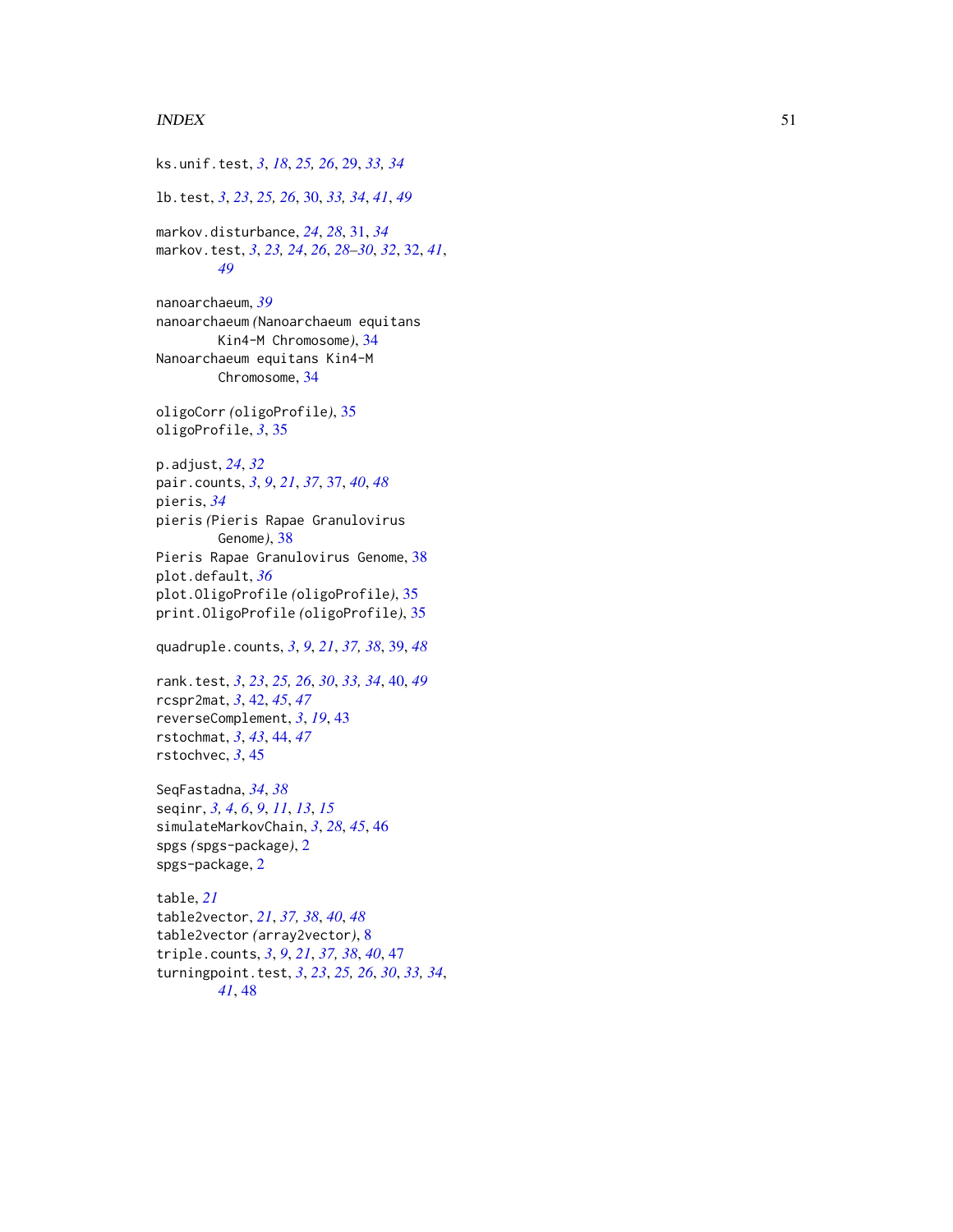ks.unif.test, *3*, *18*, *25, 26*, 29, *33, 34*

lb.test, *3*, *23*, *25, 26*, 30, *33, 34*, *41*, *49*

markov.disturbance, *24*, *28*, 31, *34*
markov.test, *3*, *23, 24*, *26*, *28–30*, *32*, 32, *41*, *49*

nanoarchaeum, *39*
nanoarchaeum *(*Nanoarchaeum equitans Kin4-M Chromosome*)*, 34
Nanoarchaeum equitans Kin4-M Chromosome, 34

oligoCorr *(*oligoProfile*)*, 35
oligoProfile, *3*, 35

p.adjust, *24*, *32*
pair.counts, *3*, *9*, *21*, *37*, 37, *40*, *48*
pieris, *34*
pieris *(*Pieris Rapae Granulovirus Genome*)*, 38
Pieris Rapae Granulovirus Genome, 38
plot.default, *36*
plot.OligoProfile *(*oligoProfile*)*, 35
print.OligoProfile *(*oligoProfile*)*, 35

quadruple.counts, *3*, *9*, *21*, *37, 38*, 39, *48*

rank.test, *3*, *23*, *25, 26*, *30*, *33, 34*, 40, *49*
rcspr2mat, *3*, 42, *45*, *47*
reverseComplement, *3*, *19*, 43
rstochmat, *3*, *43*, 44, *47*
rstochvec, *3*, 45

SeqFastadna, *34*, *38*
seqinr, *3, 4*, *6*, *9*, *11*, *13*, *15*
simulateMarkovChain, *3*, *28*, *45*, 46
spgs *(*spgs-package*)*, 2
spgs-package, 2

table, *21*
table2vector, *21*, *37, 38*, *40*, *48*
table2vector *(*array2vector*)*, 8
triple.counts, *3*, *9*, *21*, *37, 38*, *40*, 47
turningpoint.test, *3*, *23*, *25, 26*, *30*, *33, 34*, *41*, 48